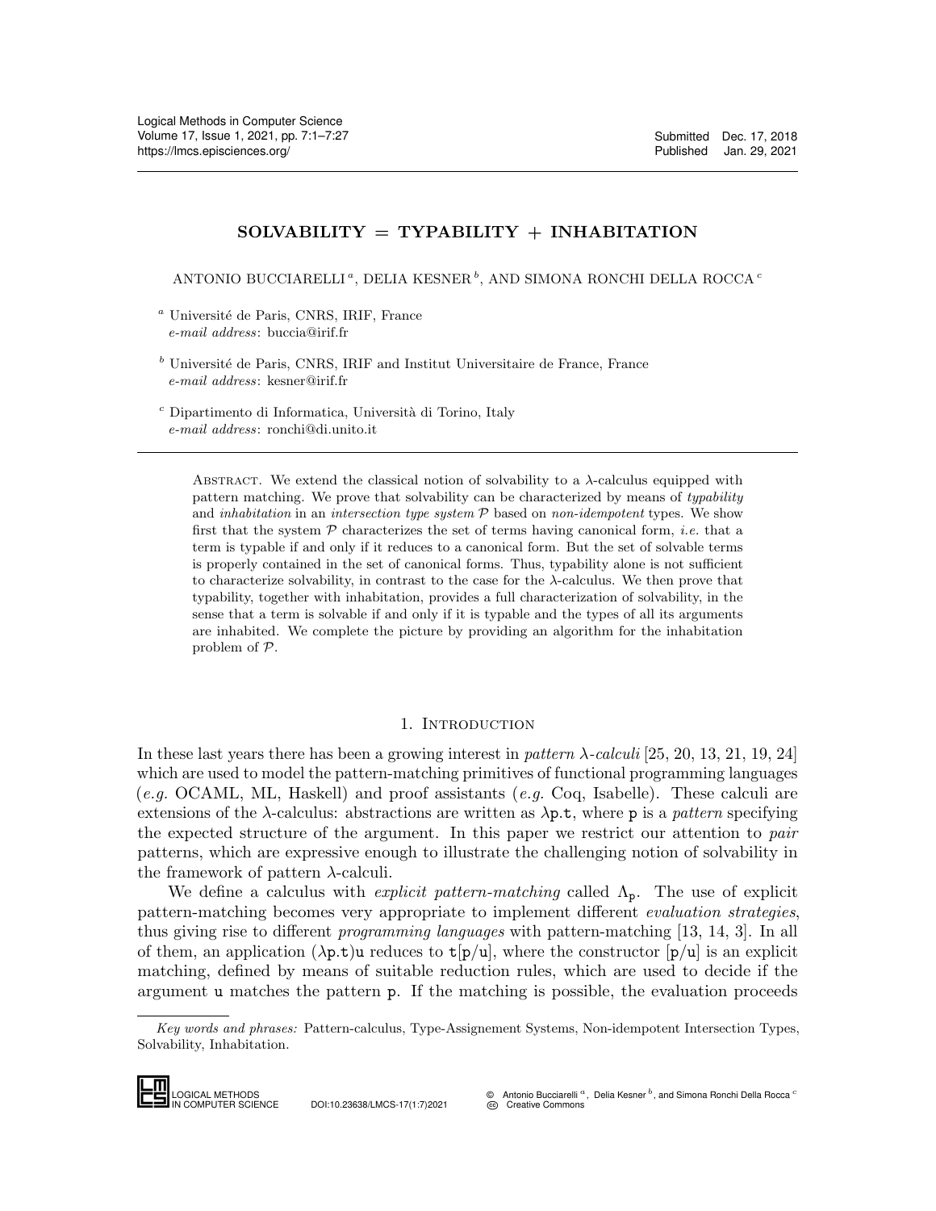# SOLVABILITY = TYPABILITY + INHABITATION

ANTONIO BUCCIARELLI [a], DELIA KESNER [b], AND SIMONA RONCHI DELLA ROCCA [c]

[a] Université de Paris, CNRS, IRIF, France
*e-mail address*: buccia@irif.fr

[b] Université de Paris, CNRS, IRIF and Institut Universitaire de France, France
*e-mail address*: kesner@irif.fr

[c] Dipartimento di Informatica, Università di Torino, Italy
*e-mail address*: ronchi@di.unito.it

Abstract. We extend the classical notion of solvability to a $\lambda$-calculus equipped with pattern matching. We prove that solvability can be characterized by means of *typability* and *inhabitation* in an *intersection type system* $\mathcal{P}$ based on *non-idempotent* types. We show first that the system $\mathcal{P}$ characterizes the set of terms having canonical form, *i.e.* that a term is typable if and only if it reduces to a canonical form. But the set of solvable terms is properly contained in the set of canonical forms. Thus, typability alone is not sufficient to characterize solvability, in contrast to the case for the $\lambda$-calculus. We then prove that typability, together with inhabitation, provides a full characterization of solvability, in the sense that a term is solvable if and only if it is typable and the types of all its arguments are inhabited. We complete the picture by providing an algorithm for the inhabitation problem of $\mathcal{P}$.

## 1. Introduction

In these last years there has been a growing interest in *pattern $\lambda$-calculi* [25, 20, 13, 21, 19, 24] which are used to model the pattern-matching primitives of functional programming languages (*e.g.* OCAML, ML, Haskell) and proof assistants (*e.g.* Coq, Isabelle). These calculi are extensions of the $\lambda$-calculus: abstractions are written as $\lambda\mathtt{p}.\mathtt{t}$, where $\mathtt{p}$ is a *pattern* specifying the expected structure of the argument. In this paper we restrict our attention to *pair* patterns, which are expressive enough to illustrate the challenging notion of solvability in the framework of pattern $\lambda$-calculi.

We define a calculus with *explicit pattern-matching* called $\Lambda_\mathtt{p}$. The use of explicit pattern-matching becomes very appropriate to implement different *evaluation strategies*, thus giving rise to different *programming languages* with pattern-matching [13, 14, 3]. In all of them, an application $(\lambda\mathtt{p}.\mathtt{t})\mathtt{u}$ reduces to $\mathtt{t}[\mathtt{p}/\mathtt{u}]$, where the constructor $[\mathtt{p}/\mathtt{u}]$ is an explicit matching, defined by means of suitable reduction rules, which are used to decide if the argument $\mathtt{u}$ matches the pattern $\mathtt{p}$. If the matching is possible, the evaluation proceeds

*Key words and phrases:* Pattern-calculus, Type-Assignement Systems, Non-idempotent Intersection Types, Solvability, Inhabitation.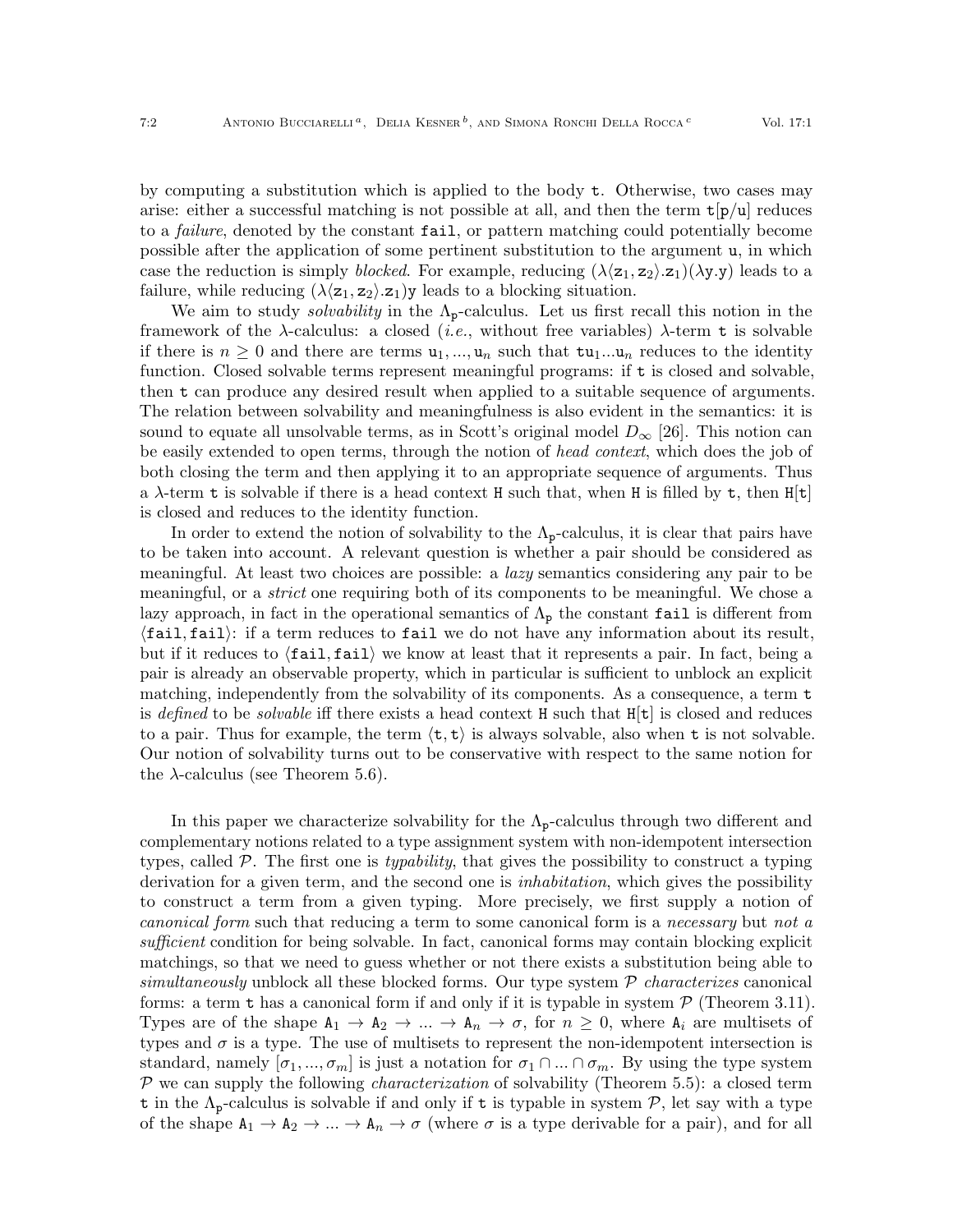by computing a substitution which is applied to the body t. Otherwise, two cases may arise: either a successful matching is not possible at all, and then the term $\mathtt{t}[\mathtt{p}/\mathtt{u}]$ reduces to a *failure*, denoted by the constant fail, or pattern matching could potentially become possible after the application of some pertinent substitution to the argument u, in which case the reduction is simply *blocked*. For example, reducing $(\lambda\langle \mathtt{z}_1, \mathtt{z}_2\rangle.\mathtt{z}_1)(\lambda \mathtt{y}.\mathtt{y})$ leads to a failure, while reducing $(\lambda\langle \mathtt{z}_1, \mathtt{z}_2\rangle.\mathtt{z}_1)\mathtt{y}$ leads to a blocking situation.

We aim to study *solvability* in the $\Lambda_{\mathtt{p}}$-calculus. Let us first recall this notion in the framework of the $\lambda$-calculus: a closed (*i.e.*, without free variables) $\lambda$-term t is solvable if there is $n \geq 0$ and there are terms $\mathtt{u}_1, ..., \mathtt{u}_n$ such that $\mathtt{t}\mathtt{u}_1...\mathtt{u}_n$ reduces to the identity function. Closed solvable terms represent meaningful programs: if t is closed and solvable, then t can produce any desired result when applied to a suitable sequence of arguments. The relation between solvability and meaningfulness is also evident in the semantics: it is sound to equate all unsolvable terms, as in Scott's original model $D_\infty$ [26]. This notion can be easily extended to open terms, through the notion of *head context*, which does the job of both closing the term and then applying it to an appropriate sequence of arguments. Thus a $\lambda$-term t is solvable if there is a head context H such that, when H is filled by t, then $\mathtt{H}[\mathtt{t}]$ is closed and reduces to the identity function.

In order to extend the notion of solvability to the $\Lambda_{\mathtt{p}}$-calculus, it is clear that pairs have to be taken into account. A relevant question is whether a pair should be considered as meaningful. At least two choices are possible: a *lazy* semantics considering any pair to be meaningful, or a *strict* one requiring both of its components to be meaningful. We chose a lazy approach, in fact in the operational semantics of $\Lambda_{\mathtt{p}}$ the constant fail is different from $\langle \mathtt{fail}, \mathtt{fail}\rangle$: if a term reduces to fail we do not have any information about its result, but if it reduces to $\langle \mathtt{fail}, \mathtt{fail}\rangle$ we know at least that it represents a pair. In fact, being a pair is already an observable property, which in particular is sufficient to unblock an explicit matching, independently from the solvability of its components. As a consequence, a term t is *defined* to be *solvable* iff there exists a head context H such that $\mathtt{H}[\mathtt{t}]$ is closed and reduces to a pair. Thus for example, the term $\langle \mathtt{t}, \mathtt{t}\rangle$ is always solvable, also when t is not solvable. Our notion of solvability turns out to be conservative with respect to the same notion for the $\lambda$-calculus (see Theorem 5.6).

In this paper we characterize solvability for the $\Lambda_{\mathtt{p}}$-calculus through two different and complementary notions related to a type assignment system with non-idempotent intersection types, called $\mathcal{P}$. The first one is *typability*, that gives the possibility to construct a typing derivation for a given term, and the second one is *inhabitation*, which gives the possibility to construct a term from a given typing. More precisely, we first supply a notion of *canonical form* such that reducing a term to some canonical form is a *necessary* but *not a sufficient* condition for being solvable. In fact, canonical forms may contain blocking explicit matchings, so that we need to guess whether or not there exists a substitution being able to *simultaneously* unblock all these blocked forms. Our type system $\mathcal{P}$ *characterizes* canonical forms: a term t has a canonical form if and only if it is typable in system $\mathcal{P}$ (Theorem 3.11). Types are of the shape $\mathtt{A}_1 \to \mathtt{A}_2 \to ... \to \mathtt{A}_n \to \sigma$, for $n \geq 0$, where $\mathtt{A}_i$ are multisets of types and $\sigma$ is a type. The use of multisets to represent the non-idempotent intersection is standard, namely $[\sigma_1, ..., \sigma_m]$ is just a notation for $\sigma_1 \cap ... \cap \sigma_m$. By using the type system $\mathcal{P}$ we can supply the following *characterization* of solvability (Theorem 5.5): a closed term t in the $\Lambda_{\mathtt{p}}$-calculus is solvable if and only if t is typable in system $\mathcal{P}$, let say with a type of the shape $\mathtt{A}_1 \to \mathtt{A}_2 \to ... \to \mathtt{A}_n \to \sigma$ (where $\sigma$ is a type derivable for a pair), and for all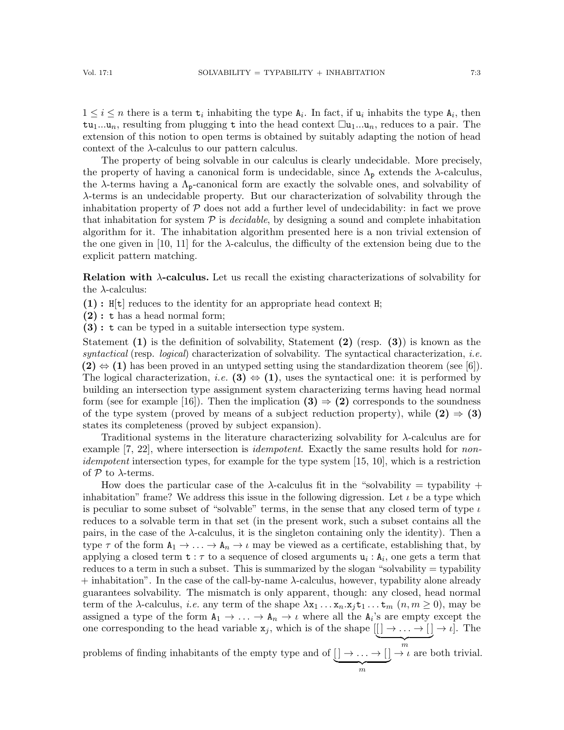$1 \leq i \leq n$ there is a term $\mathtt{t}_i$ inhabiting the type $\mathtt{A}_i$. In fact, if $\mathtt{u}_i$ inhabits the type $\mathtt{A}_i$, then $\mathtt{t}\mathtt{u}_1...\mathtt{u}_n$, resulting from plugging $\mathtt{t}$ into the head context $\Box\mathtt{u}_1...\mathtt{u}_n$, reduces to a pair. The extension of this notion to open terms is obtained by suitably adapting the notion of head context of the $\lambda$-calculus to our pattern calculus.

The property of being solvable in our calculus is clearly undecidable. More precisely, the property of having a canonical form is undecidable, since $\Lambda_{\mathtt{p}}$ extends the $\lambda$-calculus, the $\lambda$-terms having a $\Lambda_{\mathtt{p}}$-canonical form are exactly the solvable ones, and solvability of $\lambda$-terms is an undecidable property. But our characterization of solvability through the inhabitation property of $\mathcal{P}$ does not add a further level of undecidability: in fact we prove that inhabitation for system $\mathcal{P}$ is *decidable*, by designing a sound and complete inhabitation algorithm for it. The inhabitation algorithm presented here is a non trivial extension of the one given in [10, 11] for the $\lambda$-calculus, the difficulty of the extension being due to the explicit pattern matching.

**Relation with $\lambda$-calculus.** Let us recall the existing characterizations of solvability for the $\lambda$-calculus:

**(1) :** $\mathtt{H}[\mathtt{t}]$ reduces to the identity for an appropriate head context $\mathtt{H}$;
**(2) :** $\mathtt{t}$ has a head normal form;
**(3) :** $\mathtt{t}$ can be typed in a suitable intersection type system.

Statement **(1)** is the definition of solvability, Statement **(2)** (resp. **(3)**) is known as the *syntactical* (resp. *logical*) characterization of solvability. The syntactical characterization, *i.e.* **(2)** $\Leftrightarrow$ **(1)** has been proved in an untyped setting using the standardization theorem (see [6]). The logical characterization, *i.e.* **(3)** $\Leftrightarrow$ **(1)**, uses the syntactical one: it is performed by building an intersection type assignment system characterizing terms having head normal form (see for example [16]). Then the implication **(3)** $\Rightarrow$ **(2)** corresponds to the soundness of the type system (proved by means of a subject reduction property), while **(2)** $\Rightarrow$ **(3)** states its completeness (proved by subject expansion).

Traditional systems in the literature characterizing solvability for $\lambda$-calculus are for example [7, 22], where intersection is *idempotent*. Exactly the same results hold for *non-idempotent* intersection types, for example for the type system [15, 10], which is a restriction of $\mathcal{P}$ to $\lambda$-terms.

How does the particular case of the $\lambda$-calculus fit in the "solvability = typability + inhabitation" frame? We address this issue in the following digression. Let $\iota$ be a type which is peculiar to some subset of "solvable" terms, in the sense that any closed term of type $\iota$ reduces to a solvable term in that set (in the present work, such a subset contains all the pairs, in the case of the $\lambda$-calculus, it is the singleton containing only the identity). Then a type $\tau$ of the form $\mathtt{A}_1 \to \ldots \to \mathtt{A}_n \to \iota$ may be viewed as a certificate, establishing that, by applying a closed term $\mathtt{t} : \tau$ to a sequence of closed arguments $\mathtt{u}_i : \mathtt{A}_i$, one gets a term that reduces to a term in such a subset. This is summarized by the slogan "solvability = typability + inhabitation". In the case of the call-by-name $\lambda$-calculus, however, typability alone already guarantees solvability. The mismatch is only apparent, though: any closed, head normal term of the $\lambda$-calculus, *i.e.* any term of the shape $\lambda\mathtt{x}_1 \ldots \mathtt{x}_n.\mathtt{x}_j\mathtt{t}_1 \ldots \mathtt{t}_m$ $(n, m \geq 0)$, may be assigned a type of the form $\mathtt{A}_1 \to \ldots \to \mathtt{A}_n \to \iota$ where all the $\mathtt{A}_i$'s are empty except the one corresponding to the head variable $\mathtt{x}_j$, which is of the shape $[\underbrace{[\,] \to \ldots \to [\,]}_{m} \to \iota]$. The problems of finding inhabitants of the empty type and of $\underbrace{[\,] \to \ldots \to [\,]}_{m} \to \iota$ are both trivial.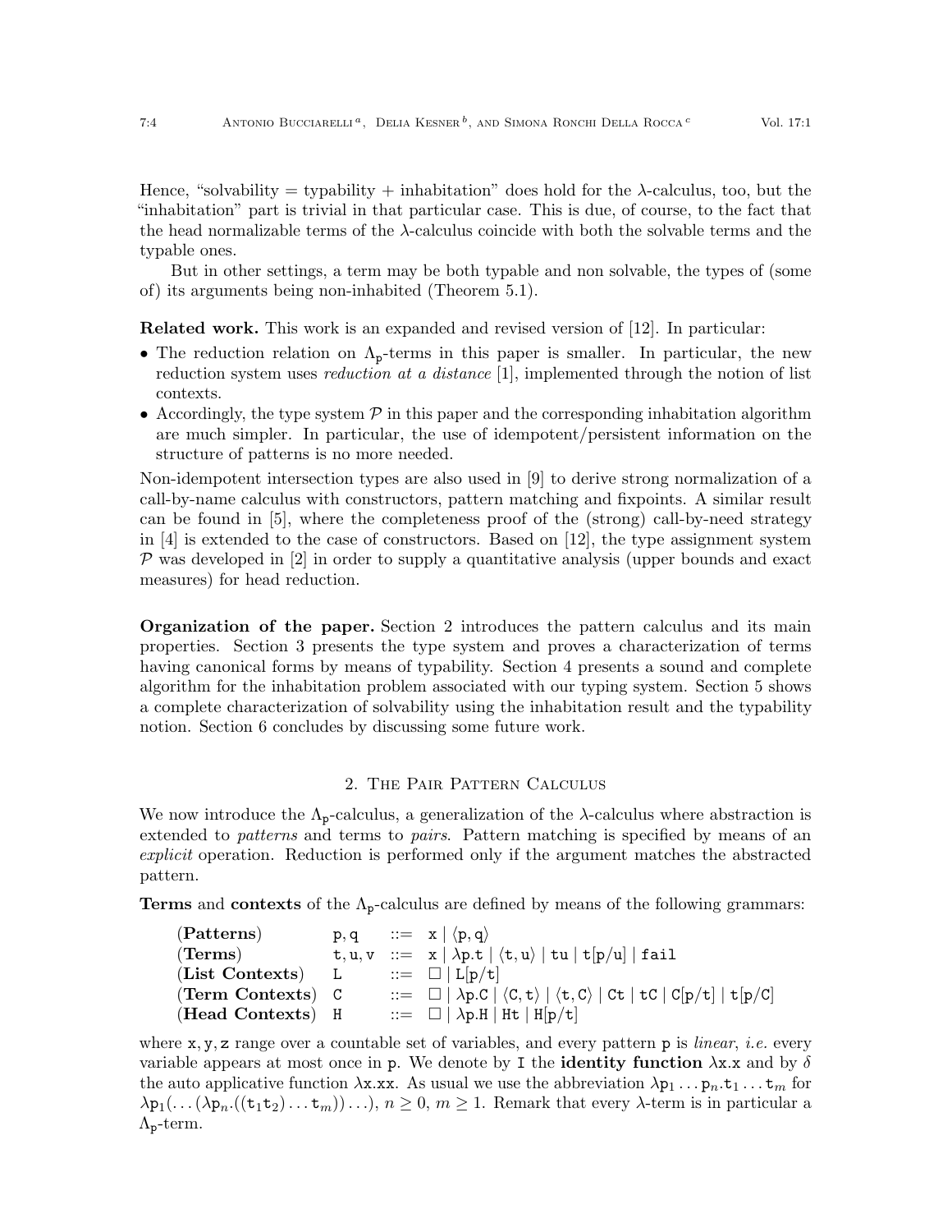Hence, "solvability = typability + inhabitation" does hold for the $\lambda$-calculus, too, but the "inhabitation" part is trivial in that particular case. This is due, of course, to the fact that the head normalizable terms of the $\lambda$-calculus coincide with both the solvable terms and the typable ones.

But in other settings, a term may be both typable and non solvable, the types of (some of) its arguments being non-inhabited (Theorem 5.1).

**Related work.** This work is an expanded and revised version of [12]. In particular:

- The reduction relation on $\Lambda_\mathtt{p}$-terms in this paper is smaller. In particular, the new reduction system uses *reduction at a distance* [1], implemented through the notion of list contexts.
- Accordingly, the type system $\mathcal{P}$ in this paper and the corresponding inhabitation algorithm are much simpler. In particular, the use of idempotent/persistent information on the structure of patterns is no more needed.

Non-idempotent intersection types are also used in [9] to derive strong normalization of a call-by-name calculus with constructors, pattern matching and fixpoints. A similar result can be found in [5], where the completeness proof of the (strong) call-by-need strategy in [4] is extended to the case of constructors. Based on [12], the type assignment system $\mathcal{P}$ was developed in [2] in order to supply a quantitative analysis (upper bounds and exact measures) for head reduction.

**Organization of the paper.** Section 2 introduces the pattern calculus and its main properties. Section 3 presents the type system and proves a characterization of terms having canonical forms by means of typability. Section 4 presents a sound and complete algorithm for the inhabitation problem associated with our typing system. Section 5 shows a complete characterization of solvability using the inhabitation result and the typability notion. Section 6 concludes by discussing some future work.

## 2. The Pair Pattern Calculus

We now introduce the $\Lambda_\mathtt{p}$-calculus, a generalization of the $\lambda$-calculus where abstraction is extended to *patterns* and terms to *pairs*. Pattern matching is specified by means of an *explicit* operation. Reduction is performed only if the argument matches the abstracted pattern.

**Terms** and **contexts** of the $\Lambda_\mathtt{p}$-calculus are defined by means of the following grammars:

$$
\begin{array}{llcl}
(\textbf{Patterns}) & \mathtt{p},\mathtt{q} & ::= & \mathtt{x} \mid \langle \mathtt{p},\mathtt{q}\rangle \\
(\textbf{Terms}) & \mathtt{t},\mathtt{u},\mathtt{v} & ::= & \mathtt{x} \mid \lambda \mathtt{p}.\mathtt{t} \mid \langle \mathtt{t},\mathtt{u}\rangle \mid \mathtt{t}\mathtt{u} \mid \mathtt{t}[\mathtt{p}/\mathtt{u}] \mid \mathtt{fail} \\
(\textbf{List Contexts}) & \mathtt{L} & ::= & \Box \mid \mathtt{L}[\mathtt{p}/\mathtt{t}] \\
(\textbf{Term Contexts}) & \mathtt{C} & ::= & \Box \mid \lambda \mathtt{p}.\mathtt{C} \mid \langle \mathtt{C},\mathtt{t}\rangle \mid \langle \mathtt{t},\mathtt{C}\rangle \mid \mathtt{C}\mathtt{t} \mid \mathtt{t}\mathtt{C} \mid \mathtt{C}[\mathtt{p}/\mathtt{t}] \mid \mathtt{t}[\mathtt{p}/\mathtt{C}] \\
(\textbf{Head Contexts}) & \mathtt{H} & ::= & \Box \mid \lambda \mathtt{p}.\mathtt{H} \mid \mathtt{H}\mathtt{t} \mid \mathtt{H}[\mathtt{p}/\mathtt{t}]
\end{array}
$$

where $\mathtt{x},\mathtt{y},\mathtt{z}$ range over a countable set of variables, and every pattern $\mathtt{p}$ is *linear*, *i.e.* every variable appears at most once in $\mathtt{p}$. We denote by $\mathtt{I}$ the **identity function** $\lambda\mathtt{x}.\mathtt{x}$ and by $\delta$ the auto applicative function $\lambda\mathtt{x}.\mathtt{x}\mathtt{x}$. As usual we use the abbreviation $\lambda\mathtt{p}_1 \ldots \mathtt{p}_n.\mathtt{t}_1 \ldots \mathtt{t}_m$ for $\lambda\mathtt{p}_1(\ldots(\lambda\mathtt{p}_n.((\mathtt{t}_1\mathtt{t}_2)\ldots\mathtt{t}_m))\ldots)$, $n \geq 0$, $m \geq 1$. Remark that every $\lambda$-term is in particular a $\Lambda_\mathtt{p}$-term.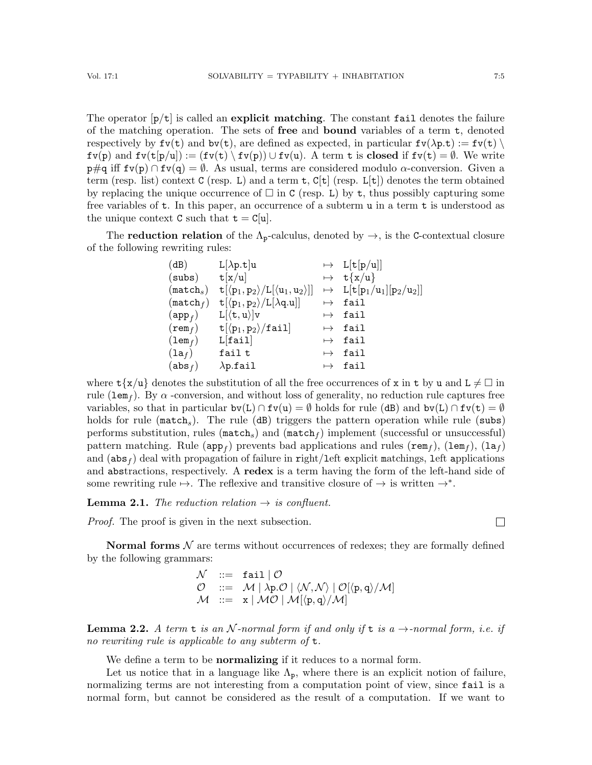The operator $[\mathtt{p}/\mathtt{t}]$ is called an **explicit matching**. The constant $\mathtt{fail}$ denotes the failure of the matching operation. The sets of **free** and **bound** variables of a term $\mathtt{t}$, denoted respectively by $\mathtt{fv}(\mathtt{t})$ and $\mathtt{bv}(\mathtt{t})$, are defined as expected, in particular $\mathtt{fv}(\lambda\mathtt{p}.\mathtt{t}) := \mathtt{fv}(\mathtt{t}) \setminus \mathtt{fv}(\mathtt{p})$ and $\mathtt{fv}(\mathtt{t}[\mathtt{p}/\mathtt{u}]) := (\mathtt{fv}(\mathtt{t}) \setminus \mathtt{fv}(\mathtt{p})) \cup \mathtt{fv}(\mathtt{u})$. A term $\mathtt{t}$ is **closed** if $\mathtt{fv}(\mathtt{t}) = \emptyset$. We write $\mathtt{p}\#\mathtt{q}$ iff $\mathtt{fv}(\mathtt{p}) \cap \mathtt{fv}(\mathtt{q}) = \emptyset$. As usual, terms are considered modulo $\alpha$-conversion. Given a term (resp. list) context $\mathtt{C}$ (resp. $\mathtt{L}$) and a term $\mathtt{t}$, $\mathtt{C}[\mathtt{t}]$ (resp. $\mathtt{L}[\mathtt{t}]$) denotes the term obtained by replacing the unique occurrence of $\Box$ in $\mathtt{C}$ (resp. $\mathtt{L}$) by $\mathtt{t}$, thus possibly capturing some free variables of $\mathtt{t}$. In this paper, an occurrence of a subterm $\mathtt{u}$ in a term $\mathtt{t}$ is understood as the unique context $\mathtt{C}$ such that $\mathtt{t} = \mathtt{C}[\mathtt{u}]$.

The **reduction relation** of the $\Lambda_{\mathtt{p}}$-calculus, denoted by $\rightarrow$, is the $\mathtt{C}$-contextual closure of the following rewriting rules:

$$
\begin{array}{lll}
(\mathtt{dB}) & \mathtt{L}[\lambda\mathtt{p}.\mathtt{t}]\mathtt{u} & \mapsto \ \mathtt{L}[\mathtt{t}[\mathtt{p}/\mathtt{u}]] \\
(\mathtt{subs}) & \mathtt{t}[\mathtt{x}/\mathtt{u}] & \mapsto \ \mathtt{t}\{\mathtt{x}/\mathtt{u}\} \\
(\mathtt{match}_s) & \mathtt{t}[\langle\mathtt{p}_1,\mathtt{p}_2\rangle/\mathtt{L}[\langle\mathtt{u}_1,\mathtt{u}_2\rangle]] & \mapsto \ \mathtt{L}[\mathtt{t}[\mathtt{p}_1/\mathtt{u}_1][\mathtt{p}_2/\mathtt{u}_2]] \\
(\mathtt{match}_f) & \mathtt{t}[\langle\mathtt{p}_1,\mathtt{p}_2\rangle/\mathtt{L}[\lambda\mathtt{q}.\mathtt{u}]] & \mapsto \ \mathtt{fail} \\
(\mathtt{app}_f) & \mathtt{L}[\langle\mathtt{t},\mathtt{u}\rangle]\mathtt{v} & \mapsto \ \mathtt{fail} \\
(\mathtt{rem}_f) & \mathtt{t}[\langle\mathtt{p}_1,\mathtt{p}_2\rangle/\mathtt{fail}] & \mapsto \ \mathtt{fail} \\
(\mathtt{lem}_f) & \mathtt{L}[\mathtt{fail}] & \mapsto \ \mathtt{fail} \\
(\mathtt{la}_f) & \mathtt{fail}\,\mathtt{t} & \mapsto \ \mathtt{fail} \\
(\mathtt{abs}_f) & \lambda\mathtt{p}.\mathtt{fail} & \mapsto \ \mathtt{fail}
\end{array}
$$

where $\mathtt{t}\{\mathtt{x}/\mathtt{u}\}$ denotes the substitution of all the free occurrences of $\mathtt{x}$ in $\mathtt{t}$ by $\mathtt{u}$ and $\mathtt{L} \neq \Box$ in rule $(\mathtt{lem}_f)$. By $\alpha$ -conversion, and without loss of generality, no reduction rule captures free variables, so that in particular $\mathtt{bv}(\mathtt{L}) \cap \mathtt{fv}(\mathtt{u}) = \emptyset$ holds for rule $(\mathtt{dB})$ and $\mathtt{bv}(\mathtt{L}) \cap \mathtt{fv}(\mathtt{t}) = \emptyset$ holds for rule $(\mathtt{match}_s)$. The rule $(\mathtt{dB})$ triggers the pattern operation while rule $(\mathtt{subs})$ performs substitution, rules $(\mathtt{match}_s)$ and $(\mathtt{match}_f)$ implement (successful or unsuccessful) pattern matching. Rule $(\mathtt{app}_f)$ prevents bad applications and rules $(\mathtt{rem}_f)$, $(\mathtt{lem}_f)$, $(\mathtt{la}_f)$ and $(\mathtt{abs}_f)$ deal with propagation of failure in right/left explicit matchings, left applications and abstractions, respectively. A **redex** is a term having the form of the left-hand side of some rewriting rule $\mapsto$. The reflexive and transitive closure of $\rightarrow$ is written $\rightarrow^*$.

**Lemma 2.1.** *The reduction relation $\rightarrow$ is confluent.*

*Proof.* The proof is given in the next subsection. ☐

**Normal forms** $\mathcal{N}$ are terms without occurrences of redexes; they are formally defined by the following grammars:

$$
\begin{array}{lll}
\mathcal{N} & ::= & \mathtt{fail} \mid \mathcal{O} \\
\mathcal{O} & ::= & \mathcal{M} \mid \lambda\mathtt{p}.\mathcal{O} \mid \langle\mathcal{N},\mathcal{N}\rangle \mid \mathcal{O}[\langle\mathtt{p},\mathtt{q}\rangle/\mathcal{M}] \\
\mathcal{M} & ::= & \mathtt{x} \mid \mathcal{M}\mathcal{O} \mid \mathcal{M}[\langle\mathtt{p},\mathtt{q}\rangle/\mathcal{M}]
\end{array}
$$

**Lemma 2.2.** *A term $\mathtt{t}$ is an $\mathcal{N}$-normal form if and only if $\mathtt{t}$ is a $\rightarrow$-normal form, i.e. if no rewriting rule is applicable to any subterm of $\mathtt{t}$.*

We define a term to be **normalizing** if it reduces to a normal form.

Let us notice that in a language like $\Lambda_{\mathtt{p}}$, where there is an explicit notion of failure, normalizing terms are not interesting from a computation point of view, since $\mathtt{fail}$ is a normal form, but cannot be considered as the result of a computation. If we want to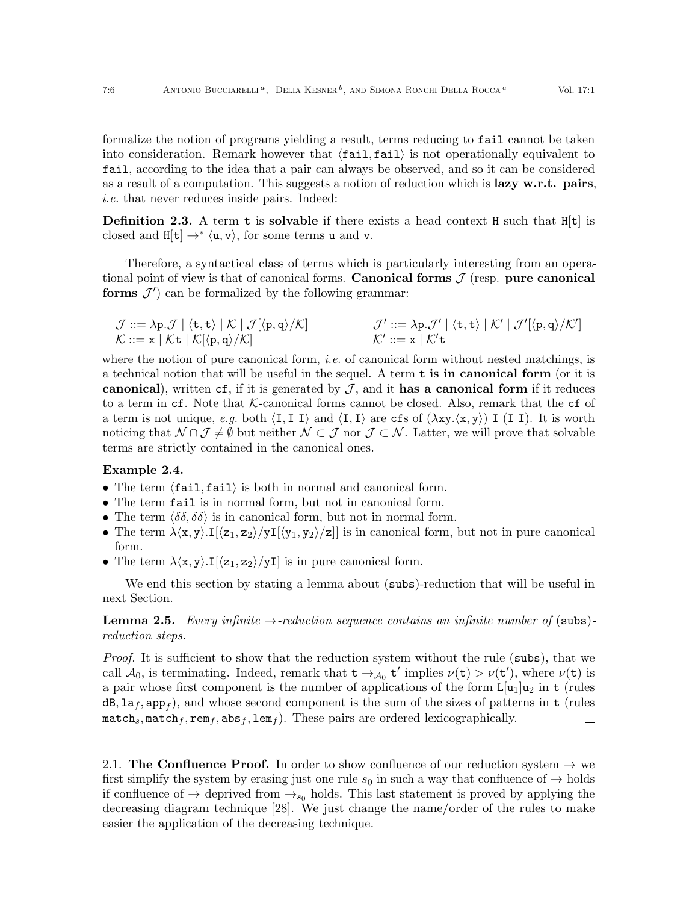formalize the notion of programs yielding a result, terms reducing to fail cannot be taken into consideration. Remark however that $\langle \mathtt{fail}, \mathtt{fail}\rangle$ is not operationally equivalent to fail, according to the idea that a pair can always be observed, and so it can be considered as a result of a computation. This suggests a notion of reduction which is **lazy w.r.t. pairs**, *i.e.* that never reduces inside pairs. Indeed:

**Definition 2.3.** A term t is **solvable** if there exists a head context H such that H[t] is closed and $\mathtt{H}[\mathtt{t}] \rightarrow^* \langle \mathtt{u}, \mathtt{v}\rangle$, for some terms u and v.

Therefore, a syntactical class of terms which is particularly interesting from an operational point of view is that of canonical forms. **Canonical forms** $\mathcal{J}$ (resp. **pure canonical forms** $\mathcal{J}'$) can be formalized by the following grammar:

$$\mathcal{J} ::= \lambda \mathtt{p}.\mathcal{J} \mid \langle \mathtt{t}, \mathtt{t}\rangle \mid \mathcal{K} \mid \mathcal{J}[\langle \mathtt{p}, \mathtt{q}\rangle/\mathcal{K}] \qquad \mathcal{J}' ::= \lambda \mathtt{p}.\mathcal{J}' \mid \langle \mathtt{t}, \mathtt{t}\rangle \mid \mathcal{K}' \mid \mathcal{J}'[\langle \mathtt{p}, \mathtt{q}\rangle/\mathcal{K}']$$
$$\mathcal{K} ::= \mathtt{x} \mid \mathcal{K}\mathtt{t} \mid \mathcal{K}[\langle \mathtt{p}, \mathtt{q}\rangle/\mathcal{K}] \qquad \mathcal{K}' ::= \mathtt{x} \mid \mathcal{K}'\mathtt{t}$$

where the notion of pure canonical form, *i.e.* of canonical form without nested matchings, is a technical notion that will be useful in the sequel. A term t **is in canonical form** (or it is **canonical**), written cf, if it is generated by $\mathcal{J}$, and it **has a canonical form** if it reduces to a term in cf. Note that $\mathcal{K}$-canonical forms cannot be closed. Also, remark that the cf of a term is not unique, *e.g.* both $\langle \mathtt{I}, \mathtt{I}\ \mathtt{I}\rangle$ and $\langle \mathtt{I}, \mathtt{I}\rangle$ are cfs of $(\lambda \mathtt{xy}.\langle \mathtt{x}, \mathtt{y}\rangle)\ \mathtt{I}\ (\mathtt{I}\ \mathtt{I})$. It is worth noticing that $\mathcal{N} \cap \mathcal{J} \neq \emptyset$ but neither $\mathcal{N} \subset \mathcal{J}$ nor $\mathcal{J} \subset \mathcal{N}$. Latter, we will prove that solvable terms are strictly contained in the canonical ones.

**Example 2.4.**

- The term $\langle \mathtt{fail}, \mathtt{fail}\rangle$ is both in normal and canonical form.
- The term fail is in normal form, but not in canonical form.
- The term $\langle \delta\delta, \delta\delta\rangle$ is in canonical form, but not in normal form.
- The term $\lambda\langle \mathtt{x}, \mathtt{y}\rangle.\mathtt{I}[\langle \mathtt{z}_1, \mathtt{z}_2\rangle/\mathtt{y}\mathtt{I}[\langle \mathtt{y}_1, \mathtt{y}_2\rangle/\mathtt{z}]]$ is in canonical form, but not in pure canonical form.
- The term $\lambda\langle \mathtt{x}, \mathtt{y}\rangle.\mathtt{I}[\langle \mathtt{z}_1, \mathtt{z}_2\rangle/\mathtt{y}\mathtt{I}]$ is in pure canonical form.

We end this section by stating a lemma about (subs)-reduction that will be useful in next Section.

**Lemma 2.5.** *Every infinite $\rightarrow$-reduction sequence contains an infinite number of* (subs)*-reduction steps.*

*Proof.* It is sufficient to show that the reduction system without the rule (subs), that we call $\mathcal{A}_0$, is terminating. Indeed, remark that $\mathtt{t} \rightarrow_{\mathcal{A}_0} \mathtt{t}'$ implies $\nu(\mathtt{t}) > \nu(\mathtt{t}')$, where $\nu(\mathtt{t})$ is a pair whose first component is the number of applications of the form $\mathtt{L}[\mathtt{u}_1]\mathtt{u}_2$ in t (rules $\mathtt{dB}, \mathtt{la}_f, \mathtt{app}_f$), and whose second component is the sum of the sizes of patterns in t (rules $\mathtt{match}_s, \mathtt{match}_f, \mathtt{rem}_f, \mathtt{abs}_f, \mathtt{lem}_f$). These pairs are ordered lexicographically. □

2.1. **The Confluence Proof.** In order to show confluence of our reduction system $\rightarrow$ we first simplify the system by erasing just one rule $s_0$ in such a way that confluence of $\rightarrow$ holds if confluence of $\rightarrow$ deprived from $\rightarrow_{s_0}$ holds. This last statement is proved by applying the decreasing diagram technique [28]. We just change the name/order of the rules to make easier the application of the decreasing technique.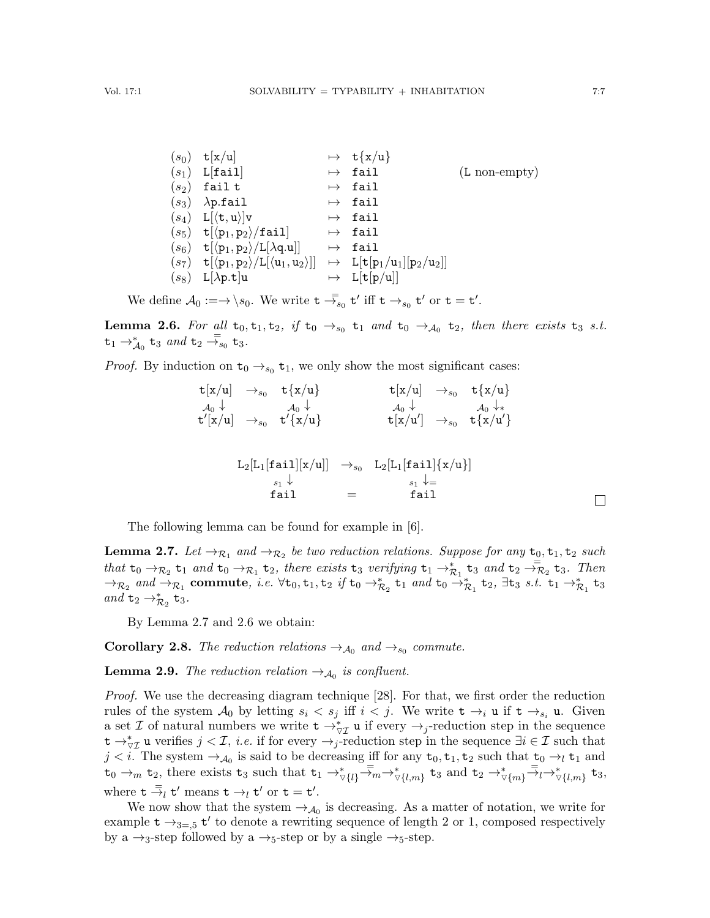$$
\begin{array}{llll}
(s_0) & \mathtt{t[x/u]} & \mapsto & \mathtt{t\{x/u\}} \\
(s_1) & \mathtt{L[fail]} & \mapsto & \mathtt{fail} \qquad\qquad (\mathtt{L}\ \text{non-empty}) \\
(s_2) & \mathtt{fail\ t} & \mapsto & \mathtt{fail} \\
(s_3) & \lambda \mathtt{p.fail} & \mapsto & \mathtt{fail} \\
(s_4) & \mathtt{L[\langle t,u\rangle]v} & \mapsto & \mathtt{fail} \\
(s_5) & \mathtt{t[\langle p_1,p_2\rangle/fail]} & \mapsto & \mathtt{fail} \\
(s_6) & \mathtt{t[\langle p_1,p_2\rangle/L[\lambda q.u]]} & \mapsto & \mathtt{fail} \\
(s_7) & \mathtt{t[\langle p_1,p_2\rangle/L[\langle u_1,u_2\rangle]]} & \mapsto & \mathtt{L[t[p_1/u_1][p_2/u_2]]} \\
(s_8) & \mathtt{L[\lambda p.t]u} & \mapsto & \mathtt{L[t[p/u]]}
\end{array}
$$

We define $\mathcal{A}_0 := \to \setminus s_0$. We write $\mathtt{t} \overset{=}{\to}_{s_0} \mathtt{t'}$ iff $\mathtt{t} \to_{s_0} \mathtt{t'}$ or $\mathtt{t} = \mathtt{t'}$.

**Lemma 2.6.** *For all $\mathtt{t}_0, \mathtt{t}_1, \mathtt{t}_2$, if $\mathtt{t}_0 \to_{s_0} \mathtt{t}_1$ and $\mathtt{t}_0 \to_{\mathcal{A}_0} \mathtt{t}_2$, then there exists $\mathtt{t}_3$ s.t. $\mathtt{t}_1 \to^*_{\mathcal{A}_0} \mathtt{t}_3$ and $\mathtt{t}_2 \overset{=}{\to}_{s_0} \mathtt{t}_3$.*

*Proof.* By induction on $\mathtt{t}_0 \to_{s_0} \mathtt{t}_1$, we only show the most significant cases:

$$
\begin{array}{ccc}
\mathtt{t[x/u]} & \to_{s_0} & \mathtt{t\{x/u\}} \\
\mathcal{A}_0 \downarrow & & \mathcal{A}_0 \downarrow \\
\mathtt{t'[x/u]} & \to_{s_0} & \mathtt{t'\{x/u\}}
\end{array}
\qquad\qquad
\begin{array}{ccc}
\mathtt{t[x/u]} & \to_{s_0} & \mathtt{t\{x/u\}} \\
\mathcal{A}_0 \downarrow & & \mathcal{A}_0 \downarrow_* \\
\mathtt{t[x/u']} & \to_{s_0} & \mathtt{t\{x/u'\}}
\end{array}
$$

$$
\begin{array}{ccc}
\mathtt{L_2[L_1[fail][x/u]]} & \to_{s_0} & \mathtt{L_2[L_1[fail]\{x/u\}]} \\
{}_{s_1} \downarrow & & {}_{s_1} \downarrow_= \\
\mathtt{fail} & = & \mathtt{fail}
\end{array}
$$

∎

The following lemma can be found for example in [6].

**Lemma 2.7.** *Let $\to_{\mathcal{R}_1}$ and $\to_{\mathcal{R}_2}$ be two reduction relations. Suppose for any $\mathtt{t}_0, \mathtt{t}_1, \mathtt{t}_2$ such that $\mathtt{t}_0 \to_{\mathcal{R}_2} \mathtt{t}_1$ and $\mathtt{t}_0 \to_{\mathcal{R}_1} \mathtt{t}_2$, there exists $\mathtt{t}_3$ verifying $\mathtt{t}_1 \to^*_{\mathcal{R}_1} \mathtt{t}_3$ and $\mathtt{t}_2 \overset{=}{\to}_{\mathcal{R}_2} \mathtt{t}_3$. Then $\to_{\mathcal{R}_2}$ and $\to_{\mathcal{R}_1}$ **commute**, i.e. $\forall \mathtt{t}_0, \mathtt{t}_1, \mathtt{t}_2$ if $\mathtt{t}_0 \to^*_{\mathcal{R}_2} \mathtt{t}_1$ and $\mathtt{t}_0 \to^*_{\mathcal{R}_1} \mathtt{t}_2$, $\exists \mathtt{t}_3$ s.t. $\mathtt{t}_1 \to^*_{\mathcal{R}_1} \mathtt{t}_3$ and $\mathtt{t}_2 \to^*_{\mathcal{R}_2} \mathtt{t}_3$.*

By Lemma 2.7 and 2.6 we obtain:

**Corollary 2.8.** *The reduction relations $\to_{\mathcal{A}_0}$ and $\to_{s_0}$ commute.*

**Lemma 2.9.** *The reduction relation $\to_{\mathcal{A}_0}$ is confluent.*

*Proof.* We use the decreasing diagram technique [28]. For that, we first order the reduction rules of the system $\mathcal{A}_0$ by letting $s_i < s_j$ iff $i < j$. We write $\mathtt{t} \to_i \mathtt{u}$ if $\mathtt{t} \to_{s_i} \mathtt{u}$. Given a set $\mathcal{I}$ of natural numbers we write $\mathtt{t} \to^*_{\triangledown\mathcal{I}} \mathtt{u}$ if every $\to_j$-reduction step in the sequence $\mathtt{t} \to^*_{\triangledown\mathcal{I}} \mathtt{u}$ verifies $j < \mathcal{I}$, *i.e.* if for every $\to_j$-reduction step in the sequence $\exists i \in \mathcal{I}$ such that $j < i$. The system $\to_{\mathcal{A}_0}$ is said to be decreasing iff for any $\mathtt{t}_0, \mathtt{t}_1, \mathtt{t}_2$ such that $\mathtt{t}_0 \to_l \mathtt{t}_1$ and $\mathtt{t}_0 \to_m \mathtt{t}_2$, there exists $\mathtt{t}_3$ such that $\mathtt{t}_1 \to^*_{\triangledown\{l\}} \overset{=}{\to}_m \to^*_{\triangledown\{l,m\}} \mathtt{t}_3$ and $\mathtt{t}_2 \to^*_{\triangledown\{m\}} \overset{=}{\to}_l \to^*_{\triangledown\{l,m\}} \mathtt{t}_3$, where $\mathtt{t} \overset{=}{\to}_l \mathtt{t'}$ means $\mathtt{t} \to_l \mathtt{t'}$ or $\mathtt{t} = \mathtt{t'}$.

We now show that the system $\to_{\mathcal{A}_0}$ is decreasing. As a matter of notation, we write for example $\mathtt{t} \to_{3=,5} \mathtt{t'}$ to denote a rewriting sequence of length 2 or 1, composed respectively by a $\to_3$-step followed by a $\to_5$-step or by a single $\to_5$-step.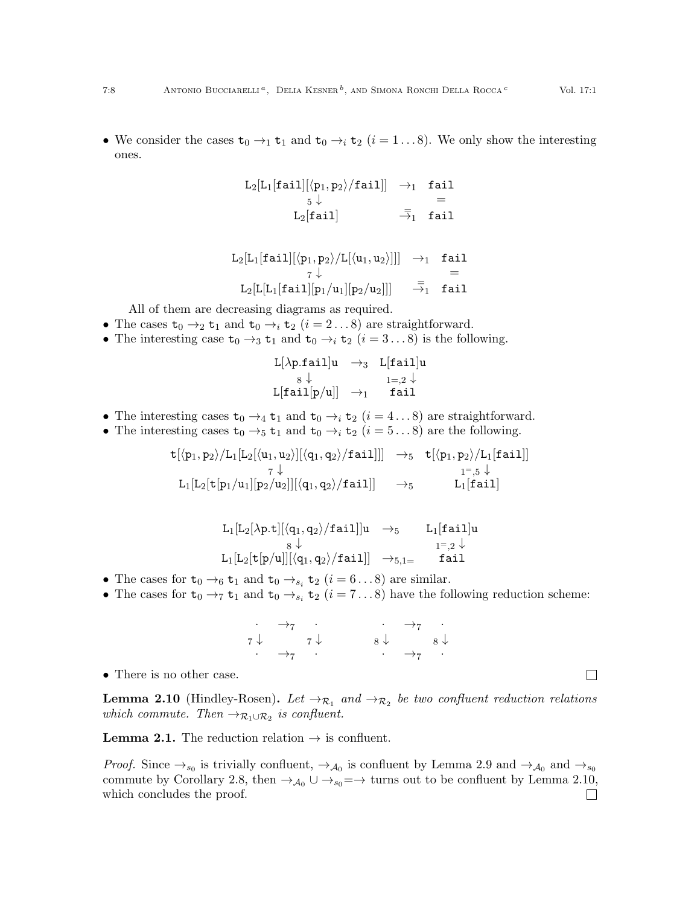- We consider the cases $\mathtt{t}_0 \to_1 \mathtt{t}_1$ and $\mathtt{t}_0 \to_i \mathtt{t}_2$ $(i = 1 \ldots 8)$. We only show the interesting ones.

$$\begin{array}{ccc}
\mathtt{L}_2[\mathtt{L}_1[\mathtt{fail}][\langle \mathtt{p}_1, \mathtt{p}_2 \rangle / \mathtt{fail}]] & \to_1 & \mathtt{fail} \\
{}_5\downarrow & & = \\
\mathtt{L}_2[\mathtt{fail}] & \overset{=}{\to}_1 & \mathtt{fail}
\end{array}$$

$$\begin{array}{ccc}
\mathtt{L}_2[\mathtt{L}_1[\mathtt{fail}][\langle \mathtt{p}_1, \mathtt{p}_2 \rangle / \mathtt{L}[\langle \mathtt{u}_1, \mathtt{u}_2 \rangle]]] & \to_1 & \mathtt{fail} \\
{}_7\downarrow & & = \\
\mathtt{L}_2[\mathtt{L}[\mathtt{L}_1[\mathtt{fail}][\mathtt{p}_1/\mathtt{u}_1][\mathtt{p}_2/\mathtt{u}_2]]] & \overset{=}{\to}_1 & \mathtt{fail}
\end{array}$$

All of them are decreasing diagrams as required.
- The cases $\mathtt{t}_0 \to_2 \mathtt{t}_1$ and $\mathtt{t}_0 \to_i \mathtt{t}_2$ $(i = 2 \ldots 8)$ are straightforward.
- The interesting case $\mathtt{t}_0 \to_3 \mathtt{t}_1$ and $\mathtt{t}_0 \to_i \mathtt{t}_2$ $(i = 3 \ldots 8)$ is the following.

$$\begin{array}{ccc}
\mathtt{L}[\lambda \mathtt{p}.\mathtt{fail}]\mathtt{u} & \to_3 & \mathtt{L}[\mathtt{fail}]\mathtt{u} \\
{}_8\downarrow & & {}_{1^=,2}\downarrow \\
\mathtt{L}[\mathtt{fail}[\mathtt{p}/\mathtt{u}]] & \to_1 & \mathtt{fail}
\end{array}$$

- The interesting cases $\mathtt{t}_0 \to_4 \mathtt{t}_1$ and $\mathtt{t}_0 \to_i \mathtt{t}_2$ $(i = 4 \ldots 8)$ are straightforward.
- The interesting cases $\mathtt{t}_0 \to_5 \mathtt{t}_1$ and $\mathtt{t}_0 \to_i \mathtt{t}_2$ $(i = 5 \ldots 8)$ are the following.

$$\begin{array}{ccc}
\mathtt{t}[\langle \mathtt{p}_1, \mathtt{p}_2 \rangle / \mathtt{L}_1[\mathtt{L}_2[\langle \mathtt{u}_1, \mathtt{u}_2 \rangle][\langle \mathtt{q}_1, \mathtt{q}_2 \rangle / \mathtt{fail}]]] & \to_5 & \mathtt{t}[\langle \mathtt{p}_1, \mathtt{p}_2 \rangle / \mathtt{L}_1[\mathtt{fail}]] \\
{}_7\downarrow & & {}_{1^=,5}\downarrow \\
\mathtt{L}_1[\mathtt{L}_2[\mathtt{t}[\mathtt{p}_1/\mathtt{u}_1][\mathtt{p}_2/\mathtt{u}_2]][\langle \mathtt{q}_1, \mathtt{q}_2 \rangle / \mathtt{fail}]] & \to_5 & \mathtt{L}_1[\mathtt{fail}]
\end{array}$$

$$\begin{array}{ccc}
\mathtt{L}_1[\mathtt{L}_2[\lambda \mathtt{p}.\mathtt{t}][\langle \mathtt{q}_1, \mathtt{q}_2 \rangle / \mathtt{fail}]]\mathtt{u} & \to_5 & \mathtt{L}_1[\mathtt{fail}]\mathtt{u} \\
{}_8\downarrow & & {}_{1^=,2}\downarrow \\
\mathtt{L}_1[\mathtt{L}_2[\mathtt{t}[\mathtt{p}/\mathtt{u}]][\langle \mathtt{q}_1, \mathtt{q}_2 \rangle / \mathtt{fail}]] & \to_{5,1=} & \mathtt{fail}
\end{array}$$

- The cases for $\mathtt{t}_0 \to_6 \mathtt{t}_1$ and $\mathtt{t}_0 \to_{s_i} \mathtt{t}_2$ $(i = 6 \ldots 8)$ are similar.
- The cases for $\mathtt{t}_0 \to_7 \mathtt{t}_1$ and $\mathtt{t}_0 \to_{s_i} \mathtt{t}_2$ $(i = 7 \ldots 8)$ have the following reduction scheme:

$$\begin{array}{ccc}
\cdot & \to_7 & \cdot \\
{}_7\downarrow & & {}_7\downarrow \\
\cdot & \to_7 & \cdot
\end{array}
\qquad\qquad
\begin{array}{ccc}
\cdot & \to_7 & \cdot \\
{}_8\downarrow & & {}_8\downarrow \\
\cdot & \to_7 & \cdot
\end{array}$$

- There is no other case. □

**Lemma 2.10** (Hindley-Rosen). *Let $\to_{\mathcal{R}_1}$ and $\to_{\mathcal{R}_2}$ be two confluent reduction relations which commute. Then $\to_{\mathcal{R}_1 \cup \mathcal{R}_2}$ is confluent.*

**Lemma 2.1.** The reduction relation $\to$ is confluent.

*Proof.* Since $\to_{s_0}$ is trivially confluent, $\to_{\mathcal{A}_0}$ is confluent by Lemma 2.9 and $\to_{\mathcal{A}_0}$ and $\to_{s_0}$ commute by Corollary 2.8, then $\to_{\mathcal{A}_0} \cup \to_{s_0} = \to$ turns out to be confluent by Lemma 2.10, which concludes the proof. □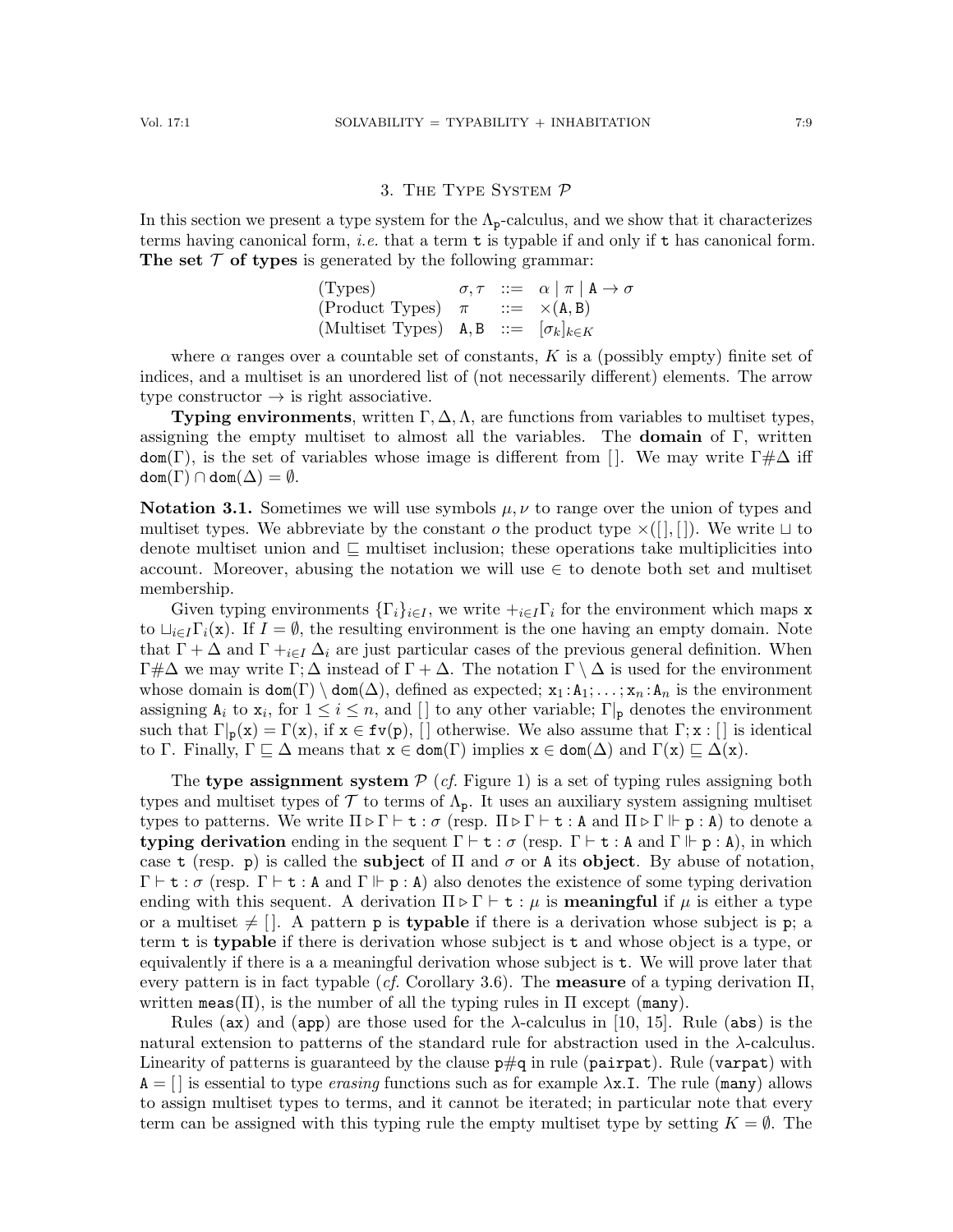## 3. The Type System $\mathcal{P}$

In this section we present a type system for the $\Lambda_{\mathtt{p}}$-calculus, and we show that it characterizes terms having canonical form, *i.e.* that a term $\mathtt{t}$ is typable if and only if $\mathtt{t}$ has canonical form. **The set $\mathcal{T}$ of types** is generated by the following grammar:

$$
\begin{array}{llcl}
\text{(Types)} & \sigma, \tau & ::= & \alpha \mid \pi \mid \mathtt{A} \to \sigma \\
\text{(Product Types)} & \pi & ::= & \times(\mathtt{A}, \mathtt{B}) \\
\text{(Multiset Types)} & \mathtt{A}, \mathtt{B} & ::= & [\sigma_k]_{k \in K}
\end{array}
$$

where $\alpha$ ranges over a countable set of constants, $K$ is a (possibly empty) finite set of indices, and a multiset is an unordered list of (not necessarily different) elements. The arrow type constructor $\to$ is right associative.

**Typing environments**, written $\Gamma, \Delta, \Lambda$, are functions from variables to multiset types, assigning the empty multiset to almost all the variables. The **domain** of $\Gamma$, written $\mathtt{dom}(\Gamma)$, is the set of variables whose image is different from $[\,]$. We may write $\Gamma \# \Delta$ iff $\mathtt{dom}(\Gamma) \cap \mathtt{dom}(\Delta) = \emptyset$.

**Notation 3.1.** Sometimes we will use symbols $\mu, \nu$ to range over the union of types and multiset types. We abbreviate by the constant $o$ the product type $\times([\,],[\,])$. We write $\sqcup$ to denote multiset union and $\sqsubseteq$ multiset inclusion; these operations take multiplicities into account. Moreover, abusing the notation we will use $\in$ to denote both set and multiset membership.

Given typing environments $\{\Gamma_i\}_{i \in I}$, we write $+_{i \in I} \Gamma_i$ for the environment which maps $\mathtt{x}$ to $\sqcup_{i \in I} \Gamma_i(\mathtt{x})$. If $I = \emptyset$, the resulting environment is the one having an empty domain. Note that $\Gamma + \Delta$ and $\Gamma +_{i \in I} \Delta_i$ are just particular cases of the previous general definition. When $\Gamma \# \Delta$ we may write $\Gamma; \Delta$ instead of $\Gamma + \Delta$. The notation $\Gamma \setminus \Delta$ is used for the environment whose domain is $\mathtt{dom}(\Gamma) \setminus \mathtt{dom}(\Delta)$, defined as expected; $\mathtt{x}_1 : \mathtt{A}_1; \ldots; \mathtt{x}_n : \mathtt{A}_n$ is the environment assigning $\mathtt{A}_i$ to $\mathtt{x}_i$, for $1 \leq i \leq n$, and $[\,]$ to any other variable; $\Gamma|_{\mathtt{p}}$ denotes the environment such that $\Gamma|_{\mathtt{p}}(\mathtt{x}) = \Gamma(\mathtt{x})$, if $\mathtt{x} \in \mathtt{fv}(\mathtt{p})$, $[\,]$ otherwise. We also assume that $\Gamma; \mathtt{x} : [\,]$ is identical to $\Gamma$. Finally, $\Gamma \sqsubseteq \Delta$ means that $\mathtt{x} \in \mathtt{dom}(\Gamma)$ implies $\mathtt{x} \in \mathtt{dom}(\Delta)$ and $\Gamma(\mathtt{x}) \sqsubseteq \Delta(\mathtt{x})$.

The **type assignment system** $\mathcal{P}$ (*cf.* Figure 1) is a set of typing rules assigning both types and multiset types of $\mathcal{T}$ to terms of $\Lambda_{\mathtt{p}}$. It uses an auxiliary system assigning multiset types to patterns. We write $\Pi \triangleright \Gamma \vdash \mathtt{t} : \sigma$ (resp. $\Pi \triangleright \Gamma \vdash \mathtt{t} : \mathtt{A}$ and $\Pi \triangleright \Gamma \Vdash \mathtt{p} : \mathtt{A}$) to denote a **typing derivation** ending in the sequent $\Gamma \vdash \mathtt{t} : \sigma$ (resp. $\Gamma \vdash \mathtt{t} : \mathtt{A}$ and $\Gamma \Vdash \mathtt{p} : \mathtt{A}$), in which case $\mathtt{t}$ (resp. $\mathtt{p}$) is called the **subject** of $\Pi$ and $\sigma$ or $\mathtt{A}$ its **object**. By abuse of notation, $\Gamma \vdash \mathtt{t} : \sigma$ (resp. $\Gamma \vdash \mathtt{t} : \mathtt{A}$ and $\Gamma \Vdash \mathtt{p} : \mathtt{A}$) also denotes the existence of some typing derivation ending with this sequent. A derivation $\Pi \triangleright \Gamma \vdash \mathtt{t} : \mu$ is **meaningful** if $\mu$ is either a type or a multiset $\neq [\,]$. A pattern $\mathtt{p}$ is **typable** if there is a derivation whose subject is $\mathtt{p}$; a term $\mathtt{t}$ is **typable** if there is derivation whose subject is $\mathtt{t}$ and whose object is a type, or equivalently if there is a a meaningful derivation whose subject is $\mathtt{t}$. We will prove later that every pattern is in fact typable (*cf.* Corollary 3.6). The **measure** of a typing derivation $\Pi$, written $\mathtt{meas}(\Pi)$, is the number of all the typing rules in $\Pi$ except ($\mathtt{many}$).

Rules ($\mathtt{ax}$) and ($\mathtt{app}$) are those used for the $\lambda$-calculus in [10, 15]. Rule ($\mathtt{abs}$) is the natural extension to patterns of the standard rule for abstraction used in the $\lambda$-calculus. Linearity of patterns is guaranteed by the clause $\mathtt{p} \# \mathtt{q}$ in rule ($\mathtt{pairpat}$). Rule ($\mathtt{varpat}$) with $\mathtt{A} = [\,]$ is essential to type *erasing* functions such as for example $\lambda \mathtt{x}.\mathtt{I}$. The rule ($\mathtt{many}$) allows to assign multiset types to terms, and it cannot be iterated; in particular note that every term can be assigned with this typing rule the empty multiset type by setting $K = \emptyset$. The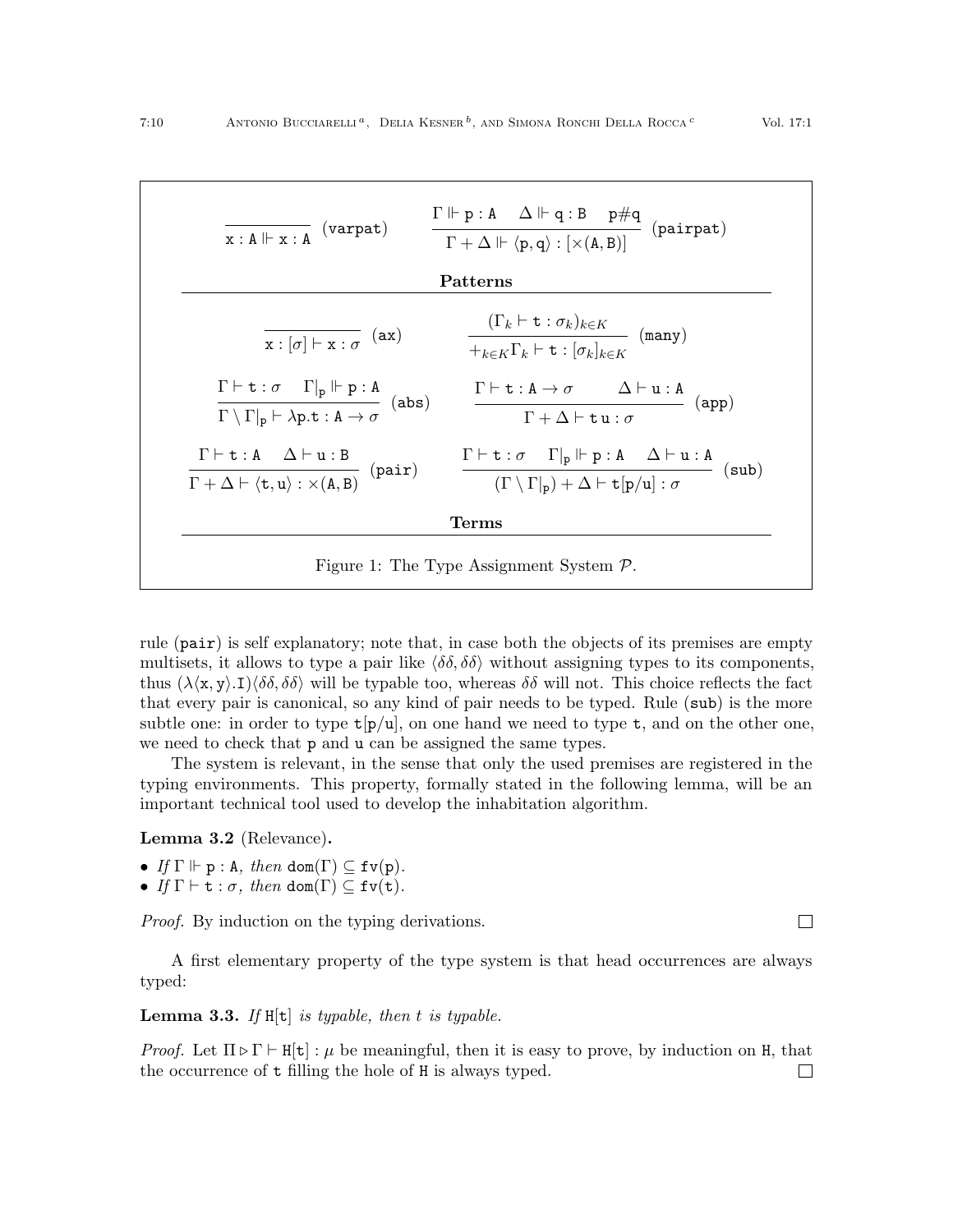$$\frac{}{\mathtt{x} : \mathtt{A} \Vdash \mathtt{x} : \mathtt{A}} \ (\mathtt{varpat}) \qquad \frac{\Gamma \Vdash \mathtt{p} : \mathtt{A} \quad \Delta \Vdash \mathtt{q} : \mathtt{B} \quad \mathtt{p} \# \mathtt{q}}{\Gamma + \Delta \Vdash \langle \mathtt{p}, \mathtt{q} \rangle : [\times(\mathtt{A}, \mathtt{B})]} \ (\mathtt{pairpat})$$

**Patterns**

$$\frac{}{\mathtt{x} : [\sigma] \vdash \mathtt{x} : \sigma} \ (\mathtt{ax}) \qquad \frac{(\Gamma_k \vdash \mathtt{t} : \sigma_k)_{k \in K}}{+_{k \in K} \Gamma_k \vdash \mathtt{t} : [\sigma_k]_{k \in K}} \ (\mathtt{many})$$

$$\frac{\Gamma \vdash \mathtt{t} : \sigma \quad \Gamma|_{\mathtt{p}} \Vdash \mathtt{p} : \mathtt{A}}{\Gamma \setminus \Gamma|_{\mathtt{p}} \vdash \lambda \mathtt{p}.\mathtt{t} : \mathtt{A} \to \sigma} \ (\mathtt{abs}) \qquad \frac{\Gamma \vdash \mathtt{t} : \mathtt{A} \to \sigma \quad \Delta \vdash \mathtt{u} : \mathtt{A}}{\Gamma + \Delta \vdash \mathtt{t}\,\mathtt{u} : \sigma} \ (\mathtt{app})$$

$$\frac{\Gamma \vdash \mathtt{t} : \mathtt{A} \quad \Delta \vdash \mathtt{u} : \mathtt{B}}{\Gamma + \Delta \vdash \langle \mathtt{t}, \mathtt{u} \rangle : \times(\mathtt{A}, \mathtt{B})} \ (\mathtt{pair}) \qquad \frac{\Gamma \vdash \mathtt{t} : \sigma \quad \Gamma|_{\mathtt{p}} \Vdash \mathtt{p} : \mathtt{A} \quad \Delta \vdash \mathtt{u} : \mathtt{A}}{(\Gamma \setminus \Gamma|_{\mathtt{p}}) + \Delta \vdash \mathtt{t}[\mathtt{p}/\mathtt{u}] : \sigma} \ (\mathtt{sub})$$

**Terms**

Figure 1: The Type Assignment System $\mathcal{P}$.

rule (pair) is self explanatory; note that, in case both the objects of its premises are empty multisets, it allows to type a pair like $\langle \delta\delta, \delta\delta \rangle$ without assigning types to its components, thus $(\lambda\langle \mathtt{x}, \mathtt{y}\rangle.\mathtt{I})\langle \delta\delta, \delta\delta \rangle$ will be typable too, whereas $\delta\delta$ will not. This choice reflects the fact that every pair is canonical, so any kind of pair needs to be typed. Rule (sub) is the more subtle one: in order to type $\mathtt{t}[\mathtt{p}/\mathtt{u}]$, on one hand we need to type $\mathtt{t}$, and on the other one, we need to check that $\mathtt{p}$ and $\mathtt{u}$ can be assigned the same types.

The system is relevant, in the sense that only the used premises are registered in the typing environments. This property, formally stated in the following lemma, will be an important technical tool used to develop the inhabitation algorithm.

**Lemma 3.2** (Relevance)**.**

- *If* $\Gamma \Vdash \mathtt{p} : \mathtt{A}$*, then* $\mathtt{dom}(\Gamma) \subseteq \mathtt{fv}(\mathtt{p})$.
- *If* $\Gamma \vdash \mathtt{t} : \sigma$*, then* $\mathtt{dom}(\Gamma) \subseteq \mathtt{fv}(\mathtt{t})$.

*Proof.* By induction on the typing derivations. □

A first elementary property of the type system is that head occurrences are always typed:

**Lemma 3.3.** *If* $\mathtt{H}[\mathtt{t}]$ *is typable, then* $t$ *is typable.*

*Proof.* Let $\Pi \triangleright \Gamma \vdash \mathtt{H}[\mathtt{t}] : \mu$ be meaningful, then it is easy to prove, by induction on $\mathtt{H}$, that the occurrence of $\mathtt{t}$ filling the hole of $\mathtt{H}$ is always typed. □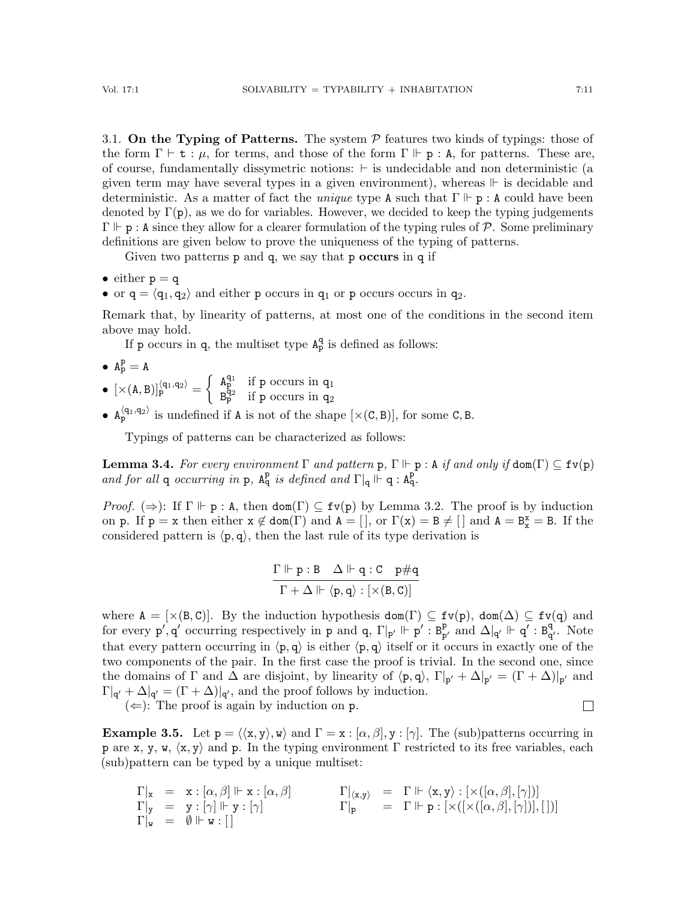3.1. **On the Typing of Patterns.** The system $\mathcal{P}$ features two kinds of typings: those of the form $\Gamma \vdash \mathtt{t} : \mu$, for terms, and those of the form $\Gamma \Vdash \mathtt{p} : \mathtt{A}$, for patterns. These are, of course, fundamentally dissymetric notions: $\vdash$ is undecidable and non deterministic (a given term may have several types in a given environment), whereas $\Vdash$ is decidable and deterministic. As a matter of fact the *unique* type $\mathtt{A}$ such that $\Gamma \Vdash \mathtt{p} : \mathtt{A}$ could have been denoted by $\Gamma(\mathtt{p})$, as we do for variables. However, we decided to keep the typing judgements $\Gamma \Vdash \mathtt{p} : \mathtt{A}$ since they allow for a clearer formulation of the typing rules of $\mathcal{P}$. Some preliminary definitions are given below to prove the uniqueness of the typing of patterns.

Given two patterns $\mathtt{p}$ and $\mathtt{q}$, we say that $\mathtt{p}$ **occurs** in $\mathtt{q}$ if

- either $\mathtt{p} = \mathtt{q}$
- or $\mathtt{q} = \langle \mathtt{q}_1, \mathtt{q}_2 \rangle$ and either $\mathtt{p}$ occurs in $\mathtt{q}_1$ or $\mathtt{p}$ occurs occurs in $\mathtt{q}_2$.

Remark that, by linearity of patterns, at most one of the conditions in the second item above may hold.

If $\mathtt{p}$ occurs in $\mathtt{q}$, the multiset type $\mathtt{A}^{\mathtt{q}}_{\mathtt{p}}$ is defined as follows:

- $\mathtt{A}^{\mathtt{p}}_{\mathtt{p}} = \mathtt{A}$
- $[\times(\mathtt{A}, \mathtt{B})]^{\langle \mathtt{q}_1, \mathtt{q}_2 \rangle}_{\mathtt{p}} = \begin{cases} \mathtt{A}^{\mathtt{q}_1}_{\mathtt{p}} & \text{if } \mathtt{p} \text{ occurs in } \mathtt{q}_1 \\ \mathtt{B}^{\mathtt{q}_2}_{\mathtt{p}} & \text{if } \mathtt{p} \text{ occurs in } \mathtt{q}_2 \end{cases}$
- $\mathtt{A}^{\langle \mathtt{q}_1, \mathtt{q}_2 \rangle}_{\mathtt{p}}$ is undefined if $\mathtt{A}$ is not of the shape $[\times(\mathtt{C}, \mathtt{B})]$, for some $\mathtt{C}, \mathtt{B}$.

Typings of patterns can be characterized as follows:

**Lemma 3.4.** *For every environment $\Gamma$ and pattern $\mathtt{p}$, $\Gamma \Vdash \mathtt{p} : \mathtt{A}$ if and only if $\mathtt{dom}(\Gamma) \subseteq \mathtt{fv}(\mathtt{p})$ and for all $\mathtt{q}$ occurring in $\mathtt{p}$, $\mathtt{A}^{\mathtt{p}}_{\mathtt{q}}$ is defined and $\Gamma|_{\mathtt{q}} \Vdash \mathtt{q} : \mathtt{A}^{\mathtt{p}}_{\mathtt{q}}$.*

*Proof.* ($\Rightarrow$): If $\Gamma \Vdash \mathtt{p} : \mathtt{A}$, then $\mathtt{dom}(\Gamma) \subseteq \mathtt{fv}(\mathtt{p})$ by Lemma 3.2. The proof is by induction on $\mathtt{p}$. If $\mathtt{p} = \mathtt{x}$ then either $\mathtt{x} \notin \mathtt{dom}(\Gamma)$ and $\mathtt{A} = [\,]$, or $\Gamma(\mathtt{x}) = \mathtt{B} \neq [\,]$ and $\mathtt{A} = \mathtt{B}^{\mathtt{x}}_{\mathtt{x}} = \mathtt{B}$. If the considered pattern is $\langle \mathtt{p}, \mathtt{q} \rangle$, then the last rule of its type derivation is

$$\frac{\Gamma \Vdash \mathtt{p} : \mathtt{B} \quad \Delta \Vdash \mathtt{q} : \mathtt{C} \quad \mathtt{p} \# \mathtt{q}}{\Gamma + \Delta \Vdash \langle \mathtt{p}, \mathtt{q} \rangle : [\times(\mathtt{B}, \mathtt{C})]}$$

where $\mathtt{A} = [\times(\mathtt{B}, \mathtt{C})]$. By the induction hypothesis $\mathtt{dom}(\Gamma) \subseteq \mathtt{fv}(\mathtt{p})$, $\mathtt{dom}(\Delta) \subseteq \mathtt{fv}(\mathtt{q})$ and for every $\mathtt{p}', \mathtt{q}'$ occurring respectively in $\mathtt{p}$ and $\mathtt{q}$, $\Gamma|_{\mathtt{p}'} \Vdash \mathtt{p}' : \mathtt{B}^{\mathtt{p}}_{\mathtt{p}'}$ and $\Delta|_{\mathtt{q}'} \Vdash \mathtt{q}' : \mathtt{B}^{\mathtt{q}}_{\mathtt{q}'}$. Note that every pattern occurring in $\langle \mathtt{p}, \mathtt{q} \rangle$ is either $\langle \mathtt{p}, \mathtt{q} \rangle$ itself or it occurs in exactly one of the two components of the pair. In the first case the proof is trivial. In the second one, since the domains of $\Gamma$ and $\Delta$ are disjoint, by linearity of $\langle \mathtt{p}, \mathtt{q} \rangle$, $\Gamma|_{\mathtt{p}'} + \Delta|_{\mathtt{p}'} = (\Gamma + \Delta)|_{\mathtt{p}'}$ and $\Gamma|_{\mathtt{q}'} + \Delta|_{\mathtt{q}'} = (\Gamma + \Delta)|_{\mathtt{q}'}$, and the proof follows by induction.

($\Leftarrow$): The proof is again by induction on $\mathtt{p}$. $\square$

**Example 3.5.** Let $\mathtt{p} = \langle \langle \mathtt{x}, \mathtt{y} \rangle, \mathtt{w} \rangle$ and $\Gamma = \mathtt{x} : [\alpha, \beta], \mathtt{y} : [\gamma]$. The (sub)patterns occurring in $\mathtt{p}$ are $\mathtt{x}$, $\mathtt{y}$, $\mathtt{w}$, $\langle \mathtt{x}, \mathtt{y} \rangle$ and $\mathtt{p}$. In the typing environment $\Gamma$ restricted to its free variables, each (sub)pattern can be typed by a unique multiset:

$$\begin{array}{lcllcl}
\Gamma|_{\mathtt{x}} & = & \mathtt{x} : [\alpha, \beta] \Vdash \mathtt{x} : [\alpha, \beta] & \qquad \Gamma|_{\langle \mathtt{x}, \mathtt{y} \rangle} & = & \Gamma \Vdash \langle \mathtt{x}, \mathtt{y} \rangle : [\times([\alpha, \beta], [\gamma])] \\
\Gamma|_{\mathtt{y}} & = & \mathtt{y} : [\gamma] \Vdash \mathtt{y} : [\gamma] & \qquad \Gamma|_{\mathtt{p}} & = & \Gamma \Vdash \mathtt{p} : [\times([\times([\alpha, \beta], [\gamma])], [\,])] \\
\Gamma|_{\mathtt{w}} & = & \emptyset \Vdash \mathtt{w} : [\,] & & &
\end{array}$$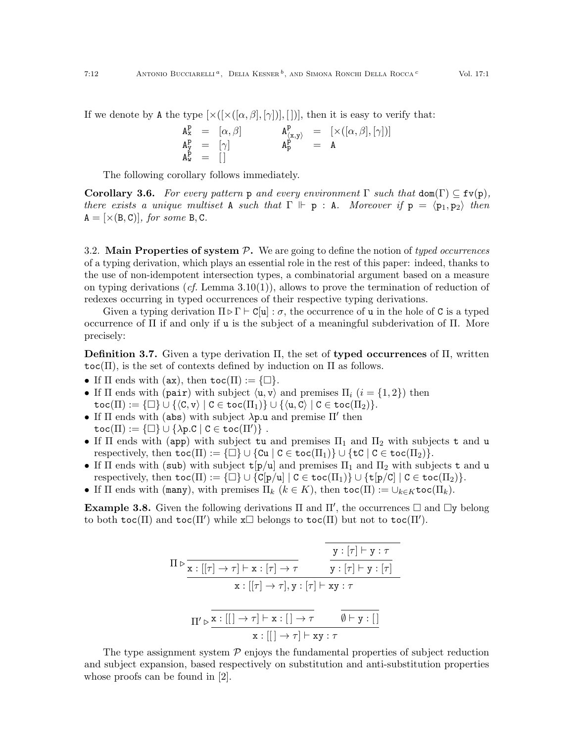If we denote by $\mathtt{A}$ the type $[\times([\times([\alpha,\beta],[\gamma])],[\,])]$, then it is easy to verify that:

$$
\begin{array}{lllllll}
\mathtt{A}^{\mathtt{p}}_{\mathtt{x}} & = & [\alpha,\beta] & \qquad & \mathtt{A}^{\mathtt{p}}_{\langle \mathtt{x},\mathtt{y}\rangle} & = & [\times([\alpha,\beta],[\gamma])] \\
\mathtt{A}^{\mathtt{p}}_{\mathtt{y}} & = & [\gamma] & & \mathtt{A}^{\mathtt{p}}_{\mathtt{p}} & = & \mathtt{A} \\
\mathtt{A}^{\mathtt{p}}_{\mathtt{w}} & = & [\,] & & & &
\end{array}
$$

The following corollary follows immediately.

**Corollary 3.6.** *For every pattern* $\mathtt{p}$ *and every environment* $\Gamma$ *such that* $\mathtt{dom}(\Gamma) \subseteq \mathtt{fv}(\mathtt{p})$*, there exists a unique multiset* $\mathtt{A}$ *such that* $\Gamma \Vdash \mathtt{p} : \mathtt{A}$*. Moreover if* $\mathtt{p} = \langle \mathtt{p}_1, \mathtt{p}_2\rangle$ *then* $\mathtt{A} = [\times(\mathtt{B},\mathtt{C})]$*, for some* $\mathtt{B},\mathtt{C}$.

### 3.2. Main Properties of system $\mathcal{P}$.

We are going to define the notion of *typed occurrences* of a typing derivation, which plays an essential role in the rest of this paper: indeed, thanks to the use of non-idempotent intersection types, a combinatorial argument based on a measure on typing derivations (*cf.* Lemma 3.10(1)), allows to prove the termination of reduction of redexes occurring in typed occurrences of their respective typing derivations.

Given a typing derivation $\Pi \triangleright \Gamma \vdash \mathtt{C}[\mathtt{u}] : \sigma$, the occurrence of $\mathtt{u}$ in the hole of $\mathtt{C}$ is a typed occurrence of $\Pi$ if and only if $\mathtt{u}$ is the subject of a meaningful subderivation of $\Pi$. More precisely:

**Definition 3.7.** Given a type derivation $\Pi$, the set of **typed occurrences** of $\Pi$, written $\mathtt{toc}(\Pi)$, is the set of contexts defined by induction on $\Pi$ as follows.

- If $\Pi$ ends with $(\mathtt{ax})$, then $\mathtt{toc}(\Pi) := \{\Box\}$.
- If $\Pi$ ends with $(\mathtt{pair})$ with subject $\langle \mathtt{u},\mathtt{v}\rangle$ and premises $\Pi_i$ ($i = \{1,2\}$) then $\mathtt{toc}(\Pi) := \{\Box\} \cup \{\langle \mathtt{C},\mathtt{v}\rangle \mid \mathtt{C} \in \mathtt{toc}(\Pi_1)\} \cup \{\langle \mathtt{u},\mathtt{C}\rangle \mid \mathtt{C} \in \mathtt{toc}(\Pi_2)\}$.
- If $\Pi$ ends with $(\mathtt{abs})$ with subject $\lambda\mathtt{p}.\mathtt{u}$ and premise $\Pi'$ then $\mathtt{toc}(\Pi) := \{\Box\} \cup \{\lambda \mathtt{p}.\mathtt{C} \mid \mathtt{C} \in \mathtt{toc}(\Pi')\}$ .
- If $\Pi$ ends with $(\mathtt{app})$ with subject $\mathtt{tu}$ and premises $\Pi_1$ and $\Pi_2$ with subjects $\mathtt{t}$ and $\mathtt{u}$ respectively, then $\mathtt{toc}(\Pi) := \{\Box\} \cup \{\mathtt{Cu} \mid \mathtt{C} \in \mathtt{toc}(\Pi_1)\} \cup \{\mathtt{tC} \mid \mathtt{C} \in \mathtt{toc}(\Pi_2)\}$.
- If $\Pi$ ends with $(\mathtt{sub})$ with subject $\mathtt{t}[\mathtt{p}/\mathtt{u}]$ and premises $\Pi_1$ and $\Pi_2$ with subjects $\mathtt{t}$ and $\mathtt{u}$ respectively, then $\mathtt{toc}(\Pi) := \{\Box\} \cup \{\mathtt{C}[\mathtt{p}/\mathtt{u}] \mid \mathtt{C} \in \mathtt{toc}(\Pi_1)\} \cup \{\mathtt{t}[\mathtt{p}/\mathtt{C}] \mid \mathtt{C} \in \mathtt{toc}(\Pi_2)\}$.
- If $\Pi$ ends with $(\mathtt{many})$, with premises $\Pi_k$ ($k \in K$), then $\mathtt{toc}(\Pi) := \cup_{k\in K}\mathtt{toc}(\Pi_k)$.

**Example 3.8.** Given the following derivations $\Pi$ and $\Pi'$, the occurrences $\Box$ and $\Box\mathtt{y}$ belong to both $\mathtt{toc}(\Pi)$ and $\mathtt{toc}(\Pi')$ while $\mathtt{x}\Box$ belongs to $\mathtt{toc}(\Pi)$ but not to $\mathtt{toc}(\Pi')$.

$$
\Pi \triangleright \dfrac{\dfrac{}{\mathtt{x} : [[\tau]\to\tau] \vdash \mathtt{x} : [\tau]\to\tau} \qquad \dfrac{\dfrac{}{\mathtt{y} : [\tau] \vdash \mathtt{y} : \tau}}{\mathtt{y} : [\tau] \vdash \mathtt{y} : [\tau]}}{\mathtt{x} : [[\tau]\to\tau], \mathtt{y} : [\tau] \vdash \mathtt{xy} : \tau}
$$

$$
\Pi' \triangleright \dfrac{\dfrac{}{\mathtt{x} : [[\,]\to\tau] \vdash \mathtt{x} : [\,]\to\tau} \qquad \dfrac{}{\emptyset \vdash \mathtt{y} : [\,]}}{\mathtt{x} : [[\,]\to\tau] \vdash \mathtt{xy} : \tau}
$$

The type assignment system $\mathcal{P}$ enjoys the fundamental properties of subject reduction and subject expansion, based respectively on substitution and anti-substitution properties whose proofs can be found in [2].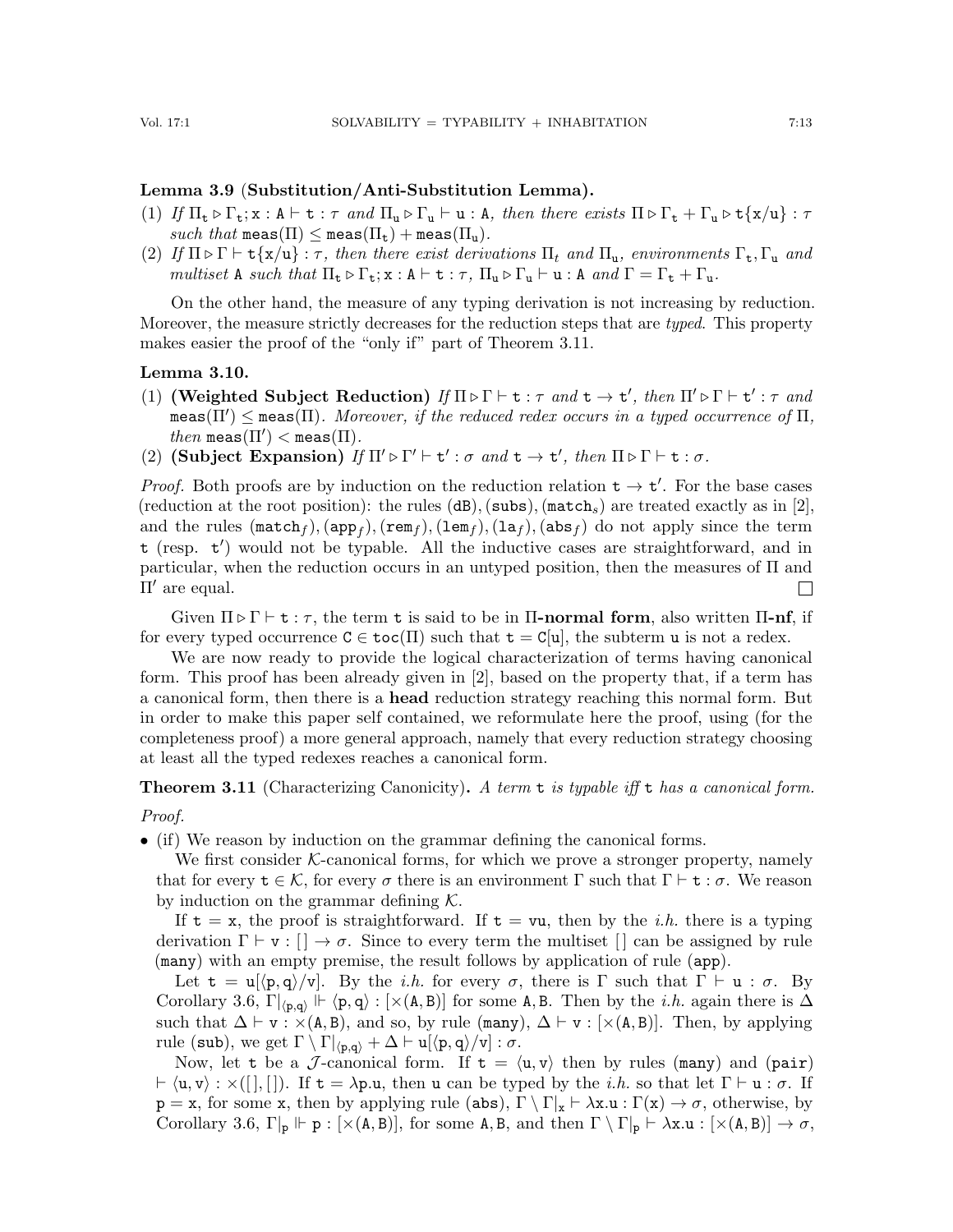**Lemma 3.9** (**Substitution/Anti-Substitution Lemma).**

(1) *If* $\Pi_{\mathtt{t}} \rhd \Gamma_{\mathtt{t}}; \mathtt{x} : \mathtt{A} \vdash \mathtt{t} : \tau$ *and* $\Pi_{\mathtt{u}} \rhd \Gamma_{\mathtt{u}} \vdash \mathtt{u} : \mathtt{A}$*, then there exists* $\Pi \rhd \Gamma_{\mathtt{t}} + \Gamma_{\mathtt{u}} \rhd \mathtt{t}\{\mathtt{x}/\mathtt{u}\} : \tau$ *such that* $\mathtt{meas}(\Pi) \leq \mathtt{meas}(\Pi_{\mathtt{t}}) + \mathtt{meas}(\Pi_{\mathtt{u}})$.

(2) *If* $\Pi \rhd \Gamma \vdash \mathtt{t}\{\mathtt{x}/\mathtt{u}\} : \tau$*, then there exist derivations* $\Pi_{\mathtt{t}}$ *and* $\Pi_{\mathtt{u}}$*, environments* $\Gamma_{\mathtt{t}}, \Gamma_{\mathtt{u}}$ *and multiset* $\mathtt{A}$ *such that* $\Pi_{\mathtt{t}} \rhd \Gamma_{\mathtt{t}}; \mathtt{x} : \mathtt{A} \vdash \mathtt{t} : \tau$*,* $\Pi_{\mathtt{u}} \rhd \Gamma_{\mathtt{u}} \vdash \mathtt{u} : \mathtt{A}$ *and* $\Gamma = \Gamma_{\mathtt{t}} + \Gamma_{\mathtt{u}}$.

On the other hand, the measure of any typing derivation is not increasing by reduction. Moreover, the measure strictly decreases for the reduction steps that are *typed*. This property makes easier the proof of the "only if" part of Theorem 3.11.

**Lemma 3.10.**

(1) **(Weighted Subject Reduction)** *If* $\Pi \rhd \Gamma \vdash \mathtt{t} : \tau$ *and* $\mathtt{t} \to \mathtt{t}'$*, then* $\Pi' \rhd \Gamma \vdash \mathtt{t}' : \tau$ *and* $\mathtt{meas}(\Pi') \leq \mathtt{meas}(\Pi)$*. Moreover, if the reduced redex occurs in a typed occurrence of* $\Pi$*, then* $\mathtt{meas}(\Pi') < \mathtt{meas}(\Pi)$.

(2) **(Subject Expansion)** *If* $\Pi' \rhd \Gamma' \vdash \mathtt{t}' : \sigma$ *and* $\mathtt{t} \to \mathtt{t}'$*, then* $\Pi \rhd \Gamma \vdash \mathtt{t} : \sigma$.

*Proof.* Both proofs are by induction on the reduction relation $\mathtt{t} \to \mathtt{t}'$. For the base cases (reduction at the root position): the rules $(\mathtt{dB}), (\mathtt{subs}), (\mathtt{match}_s)$ are treated exactly as in [2], and the rules $(\mathtt{match}_f), (\mathtt{app}_f), (\mathtt{rem}_f), (\mathtt{lem}_f), (\mathtt{la}_f), (\mathtt{abs}_f)$ do not apply since the term $\mathtt{t}$ (resp. $\mathtt{t}'$) would not be typable. All the inductive cases are straightforward, and in particular, when the reduction occurs in an untyped position, then the measures of $\Pi$ and $\Pi'$ are equal. □

Given $\Pi \rhd \Gamma \vdash \mathtt{t} : \tau$, the term $\mathtt{t}$ is said to be in **$\Pi$-normal form**, also written **$\Pi$-nf**, if for every typed occurrence $\mathtt{C} \in \mathtt{toc}(\Pi)$ such that $\mathtt{t} = \mathtt{C}[\mathtt{u}]$, the subterm $\mathtt{u}$ is not a redex.

We are now ready to provide the logical characterization of terms having canonical form. This proof has been already given in [2], based on the property that, if a term has a canonical form, then there is a **head** reduction strategy reaching this normal form. But in order to make this paper self contained, we reformulate here the proof, using (for the completeness proof) a more general approach, namely that every reduction strategy choosing at least all the typed redexes reaches a canonical form.

**Theorem 3.11** (Characterizing Canonicity)**.** *A term* $\mathtt{t}$ *is typable iff* $\mathtt{t}$ *has a canonical form.*

*Proof.*

- (if) We reason by induction on the grammar defining the canonical forms.

  We first consider $\mathcal{K}$-canonical forms, for which we prove a stronger property, namely that for every $\mathtt{t} \in \mathcal{K}$, for every $\sigma$ there is an environment $\Gamma$ such that $\Gamma \vdash \mathtt{t} : \sigma$. We reason by induction on the grammar defining $\mathcal{K}$.

  If $\mathtt{t} = \mathtt{x}$, the proof is straightforward. If $\mathtt{t} = \mathtt{vu}$, then by the *i.h.* there is a typing derivation $\Gamma \vdash \mathtt{v} : [\,] \to \sigma$. Since to every term the multiset $[\,]$ can be assigned by rule $(\mathtt{many})$ with an empty premise, the result follows by application of rule $(\mathtt{app})$.

  Let $\mathtt{t} = \mathtt{u}[\langle \mathtt{p}, \mathtt{q} \rangle / \mathtt{v}]$. By the *i.h.* for every $\sigma$, there is $\Gamma$ such that $\Gamma \vdash \mathtt{u} : \sigma$. By Corollary 3.6, $\Gamma|_{\langle \mathtt{p}, \mathtt{q} \rangle} \Vdash \langle \mathtt{p}, \mathtt{q} \rangle : [\times(\mathtt{A}, \mathtt{B})]$ for some $\mathtt{A}, \mathtt{B}$. Then by the *i.h.* again there is $\Delta$ such that $\Delta \vdash \mathtt{v} : \times(\mathtt{A}, \mathtt{B})$, and so, by rule $(\mathtt{many})$, $\Delta \vdash \mathtt{v} : [\times(\mathtt{A}, \mathtt{B})]$. Then, by applying rule $(\mathtt{sub})$, we get $\Gamma \setminus \Gamma|_{\langle \mathtt{p}, \mathtt{q} \rangle} + \Delta \vdash \mathtt{u}[\langle \mathtt{p}, \mathtt{q} \rangle / \mathtt{v}] : \sigma$.

  Now, let $\mathtt{t}$ be a $\mathcal{J}$-canonical form. If $\mathtt{t} = \langle \mathtt{u}, \mathtt{v} \rangle$ then by rules $(\mathtt{many})$ and $(\mathtt{pair})$ $\vdash \langle \mathtt{u}, \mathtt{v} \rangle : \times([\,], [\,])$. If $\mathtt{t} = \lambda \mathtt{p}.\mathtt{u}$, then $\mathtt{u}$ can be typed by the *i.h.* so that let $\Gamma \vdash \mathtt{u} : \sigma$. If $\mathtt{p} = \mathtt{x}$, for some $\mathtt{x}$, then by applying rule $(\mathtt{abs})$, $\Gamma \setminus \Gamma|_{\mathtt{x}} \vdash \lambda \mathtt{x}.\mathtt{u} : \Gamma(\mathtt{x}) \to \sigma$, otherwise, by Corollary 3.6, $\Gamma|_{\mathtt{p}} \Vdash \mathtt{p} : [\times(\mathtt{A}, \mathtt{B})]$, for some $\mathtt{A}, \mathtt{B}$, and then $\Gamma \setminus \Gamma|_{\mathtt{p}} \vdash \lambda \mathtt{x}.\mathtt{u} : [\times(\mathtt{A}, \mathtt{B})] \to \sigma$,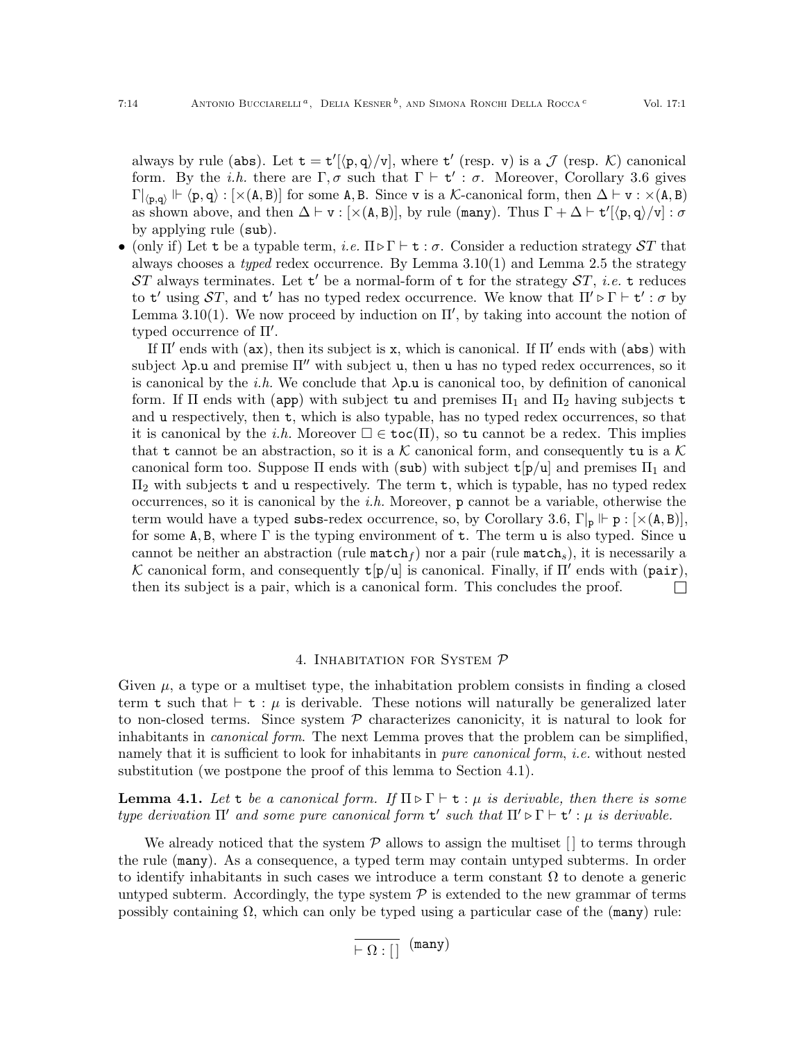always by rule (abs). Let $\mathtt{t} = \mathtt{t}'[\langle \mathtt{p}, \mathtt{q}\rangle/\mathtt{v}]$, where $\mathtt{t}'$ (resp. $\mathtt{v}$) is a $\mathcal{J}$ (resp. $\mathcal{K}$) canonical form. By the *i.h.* there are $\Gamma, \sigma$ such that $\Gamma \vdash \mathtt{t}' : \sigma$. Moreover, Corollary 3.6 gives $\Gamma|_{\langle \mathtt{p},\mathtt{q}\rangle} \Vdash \langle \mathtt{p}, \mathtt{q}\rangle : [\times(\mathtt{A}, \mathtt{B})]$ for some $\mathtt{A}, \mathtt{B}$. Since $\mathtt{v}$ is a $\mathcal{K}$-canonical form, then $\Delta \vdash \mathtt{v} : \times(\mathtt{A}, \mathtt{B})$ as shown above, and then $\Delta \vdash \mathtt{v} : [\times(\mathtt{A}, \mathtt{B})]$, by rule (many). Thus $\Gamma + \Delta \vdash \mathtt{t}'[\langle \mathtt{p}, \mathtt{q}\rangle/\mathtt{v}] : \sigma$ by applying rule (sub).

- (only if) Let $\mathtt{t}$ be a typable term, *i.e.* $\Pi \triangleright \Gamma \vdash \mathtt{t} : \sigma$. Consider a reduction strategy $\mathcal{ST}$ that always chooses a *typed* redex occurrence. By Lemma 3.10(1) and Lemma 2.5 the strategy $\mathcal{ST}$ always terminates. Let $\mathtt{t}'$ be a normal-form of $\mathtt{t}$ for the strategy $\mathcal{ST}$, *i.e.* $\mathtt{t}$ reduces to $\mathtt{t}'$ using $\mathcal{ST}$, and $\mathtt{t}'$ has no typed redex occurrence. We know that $\Pi' \triangleright \Gamma \vdash \mathtt{t}' : \sigma$ by Lemma 3.10(1). We now proceed by induction on $\Pi'$, by taking into account the notion of typed occurrence of $\Pi'$.

  If $\Pi'$ ends with (ax), then its subject is $\mathtt{x}$, which is canonical. If $\Pi'$ ends with (abs) with subject $\lambda\mathtt{p}.\mathtt{u}$ and premise $\Pi''$ with subject $\mathtt{u}$, then $\mathtt{u}$ has no typed redex occurrences, so it is canonical by the *i.h.* We conclude that $\lambda\mathtt{p}.\mathtt{u}$ is canonical too, by definition of canonical form. If $\Pi$ ends with (app) with subject $\mathtt{tu}$ and premises $\Pi_1$ and $\Pi_2$ having subjects $\mathtt{t}$ and $\mathtt{u}$ respectively, then $\mathtt{t}$, which is also typable, has no typed redex occurrences, so that it is canonical by the *i.h.* Moreover $\Box \in \mathtt{toc}(\Pi)$, so $\mathtt{tu}$ cannot be a redex. This implies that $\mathtt{t}$ cannot be an abstraction, so it is a $\mathcal{K}$ canonical form, and consequently $\mathtt{tu}$ is a $\mathcal{K}$ canonical form too. Suppose $\Pi$ ends with (sub) with subject $\mathtt{t}[\mathtt{p}/\mathtt{u}]$ and premises $\Pi_1$ and $\Pi_2$ with subjects $\mathtt{t}$ and $\mathtt{u}$ respectively. The term $\mathtt{t}$, which is typable, has no typed redex occurrences, so it is canonical by the *i.h.* Moreover, $\mathtt{p}$ cannot be a variable, otherwise the term would have a typed subs-redex occurrence, so, by Corollary 3.6, $\Gamma|_{\mathtt{p}} \Vdash \mathtt{p} : [\times(\mathtt{A}, \mathtt{B})]$, for some $\mathtt{A}, \mathtt{B}$, where $\Gamma$ is the typing environment of $\mathtt{t}$. The term $\mathtt{u}$ is also typed. Since $\mathtt{u}$ cannot be neither an abstraction (rule $\mathtt{match}_f$) nor a pair (rule $\mathtt{match}_s$), it is necessarily a $\mathcal{K}$ canonical form, and consequently $\mathtt{t}[\mathtt{p}/\mathtt{u}]$ is canonical. Finally, if $\Pi'$ ends with (pair), then its subject is a pair, which is a canonical form. This concludes the proof. □

## 4. Inhabitation for System $\mathcal{P}$

Given $\mu$, a type or a multiset type, the inhabitation problem consists in finding a closed term $\mathtt{t}$ such that $\vdash \mathtt{t} : \mu$ is derivable. These notions will naturally be generalized later to non-closed terms. Since system $\mathcal{P}$ characterizes canonicity, it is natural to look for inhabitants in *canonical form*. The next Lemma proves that the problem can be simplified, namely that it is sufficient to look for inhabitants in *pure canonical form*, *i.e.* without nested substitution (we postpone the proof of this lemma to Section 4.1).

**Lemma 4.1.** *Let* $\mathtt{t}$ *be a canonical form. If* $\Pi \triangleright \Gamma \vdash \mathtt{t} : \mu$ *is derivable, then there is some type derivation* $\Pi'$ *and some pure canonical form* $\mathtt{t}'$ *such that* $\Pi' \triangleright \Gamma \vdash \mathtt{t}' : \mu$ *is derivable.*

We already noticed that the system $\mathcal{P}$ allows to assign the multiset $[\,]$ to terms through the rule (many). As a consequence, a typed term may contain untyped subterms. In order to identify inhabitants in such cases we introduce a term constant $\Omega$ to denote a generic untyped subterm. Accordingly, the type system $\mathcal{P}$ is extended to the new grammar of terms possibly containing $\Omega$, which can only be typed using a particular case of the (many) rule:

$$\frac{}{\vdash \Omega : [\,]}\ (\mathtt{many})$$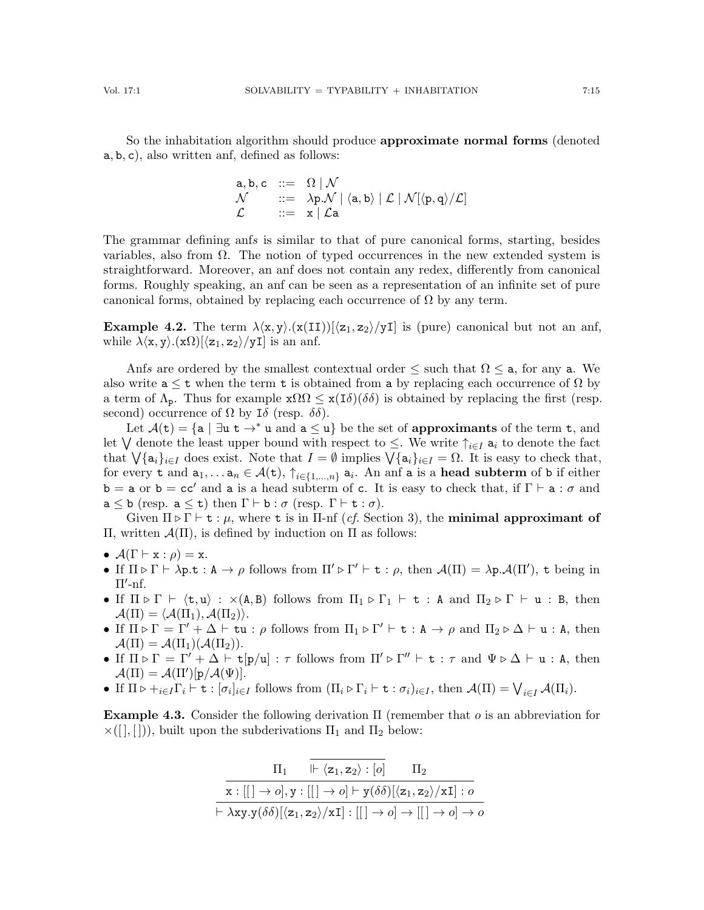So the inhabitation algorithm should produce **approximate normal forms** (denoted $\mathtt{a}, \mathtt{b}, \mathtt{c}$), also written anf, defined as follows:

$$
\begin{array}{lcl}
\mathtt{a}, \mathtt{b}, \mathtt{c} & ::= & \Omega \mid \mathcal{N} \\
\mathcal{N} & ::= & \lambda \mathtt{p}.\mathcal{N} \mid \langle \mathtt{a}, \mathtt{b} \rangle \mid \mathcal{L} \mid \mathcal{N}[\langle \mathtt{p}, \mathtt{q} \rangle / \mathcal{L}] \\
\mathcal{L} & ::= & \mathtt{x} \mid \mathcal{L}\mathtt{a}
\end{array}
$$

The grammar defining anfs is similar to that of pure canonical forms, starting, besides variables, also from $\Omega$. The notion of typed occurrences in the new extended system is straightforward. Moreover, an anf does not contain any redex, differently from canonical forms. Roughly speaking, an anf can be seen as a representation of an infinite set of pure canonical forms, obtained by replacing each occurrence of $\Omega$ by any term.

**Example 4.2.** The term $\lambda \langle \mathtt{x}, \mathtt{y} \rangle.(\mathtt{x}(\mathtt{II}))[\langle \mathtt{z}_1, \mathtt{z}_2 \rangle / \mathtt{yI}]$ is (pure) canonical but not an anf, while $\lambda \langle \mathtt{x}, \mathtt{y} \rangle.(\mathtt{x}\Omega)[\langle \mathtt{z}_1, \mathtt{z}_2 \rangle / \mathtt{yI}]$ is an anf.

Anfs are ordered by the smallest contextual order $\leq$ such that $\Omega \leq \mathtt{a}$, for any $\mathtt{a}$. We also write $\mathtt{a} \leq \mathtt{t}$ when the term $\mathtt{t}$ is obtained from $\mathtt{a}$ by replacing each occurrence of $\Omega$ by a term of $\Lambda_{\mathtt{p}}$. Thus for example $\mathtt{x}\Omega\Omega \leq \mathtt{x}(\mathtt{I}\delta)(\delta\delta)$ is obtained by replacing the first (resp. second) occurrence of $\Omega$ by $\mathtt{I}\delta$ (resp. $\delta\delta$).

Let $\mathcal{A}(\mathtt{t}) = \{\mathtt{a} \mid \exists \mathtt{u}\ \mathtt{t} \to^* \mathtt{u} \text{ and } \mathtt{a} \leq \mathtt{u}\}$ be the set of **approximants** of the term $\mathtt{t}$, and let $\bigvee$ denote the least upper bound with respect to $\leq$. We write $\uparrow_{i \in I} \mathtt{a}_i$ to denote the fact that $\bigvee \{\mathtt{a}_i\}_{i \in I}$ does exist. Note that $I = \emptyset$ implies $\bigvee \{\mathtt{a}_i\}_{i \in I} = \Omega$. It is easy to check that, for every $\mathtt{t}$ and $\mathtt{a}_1, \ldots \mathtt{a}_n \in \mathcal{A}(\mathtt{t})$, $\uparrow_{i \in \{1,\ldots,n\}} \mathtt{a}_i$. An anf $\mathtt{a}$ is a **head subterm** of $\mathtt{b}$ if either $\mathtt{b} = \mathtt{a}$ or $\mathtt{b} = \mathtt{c}\mathtt{c}'$ and $\mathtt{a}$ is a head subterm of $\mathtt{c}$. It is easy to check that, if $\Gamma \vdash \mathtt{a} : \sigma$ and $\mathtt{a} \leq \mathtt{b}$ (resp. $\mathtt{a} \leq \mathtt{t}$) then $\Gamma \vdash \mathtt{b} : \sigma$ (resp. $\Gamma \vdash \mathtt{t} : \sigma$).

Given $\Pi \triangleright \Gamma \vdash \mathtt{t} : \mu$, where $\mathtt{t}$ is in $\Pi$-nf (*cf.* Section 3), the **minimal approximant of** $\Pi$, written $\mathcal{A}(\Pi)$, is defined by induction on $\Pi$ as follows:

- $\mathcal{A}(\Gamma \vdash \mathtt{x} : \rho) = \mathtt{x}$.
- If $\Pi \triangleright \Gamma \vdash \lambda \mathtt{p}.\mathtt{t} : \mathtt{A} \to \rho$ follows from $\Pi' \triangleright \Gamma' \vdash \mathtt{t} : \rho$, then $\mathcal{A}(\Pi) = \lambda \mathtt{p}.\mathcal{A}(\Pi')$, $\mathtt{t}$ being in $\Pi'$-nf.
- If $\Pi \triangleright \Gamma \vdash \langle \mathtt{t}, \mathtt{u} \rangle : \times(\mathtt{A}, \mathtt{B})$ follows from $\Pi_1 \triangleright \Gamma_1 \vdash \mathtt{t} : \mathtt{A}$ and $\Pi_2 \triangleright \Gamma \vdash \mathtt{u} : \mathtt{B}$, then $\mathcal{A}(\Pi) = \langle \mathcal{A}(\Pi_1), \mathcal{A}(\Pi_2) \rangle$.
- If $\Pi \triangleright \Gamma = \Gamma' + \Delta \vdash \mathtt{tu} : \rho$ follows from $\Pi_1 \triangleright \Gamma' \vdash \mathtt{t} : \mathtt{A} \to \rho$ and $\Pi_2 \triangleright \Delta \vdash \mathtt{u} : \mathtt{A}$, then $\mathcal{A}(\Pi) = \mathcal{A}(\Pi_1)(\mathcal{A}(\Pi_2))$.
- If $\Pi \triangleright \Gamma = \Gamma' + \Delta \vdash \mathtt{t}[\mathtt{p}/\mathtt{u}] : \tau$ follows from $\Pi' \triangleright \Gamma'' \vdash \mathtt{t} : \tau$ and $\Psi \triangleright \Delta \vdash \mathtt{u} : \mathtt{A}$, then $\mathcal{A}(\Pi) = \mathcal{A}(\Pi')[\mathtt{p}/\mathcal{A}(\Psi)]$.
- If $\Pi \triangleright +_{i \in I} \Gamma_i \vdash \mathtt{t} : [\sigma_i]_{i \in I}$ follows from $(\Pi_i \triangleright \Gamma_i \vdash \mathtt{t} : \sigma_i)_{i \in I}$, then $\mathcal{A}(\Pi) = \bigvee_{i \in I} \mathcal{A}(\Pi_i)$.

**Example 4.3.** Consider the following derivation $\Pi$ (remember that $o$ is an abbreviation for $\times([\,], [\,])$), built upon the subderivations $\Pi_1$ and $\Pi_2$ below:

$$
\dfrac{\Pi_1 \qquad \overline{\Vdash \langle \mathtt{z}_1, \mathtt{z}_2 \rangle : [o]} \qquad \Pi_2}{\dfrac{\mathtt{x} : [[\,] \to o], \mathtt{y} : [[\,] \to o] \vdash \mathtt{y}(\delta\delta)[\langle \mathtt{z}_1, \mathtt{z}_2 \rangle / \mathtt{xI}] : o}{\vdash \lambda \mathtt{xy}.\mathtt{y}(\delta\delta)[\langle \mathtt{z}_1, \mathtt{z}_2 \rangle / \mathtt{xI}] : [[\,] \to o] \to [[\,] \to o] \to o}}
$$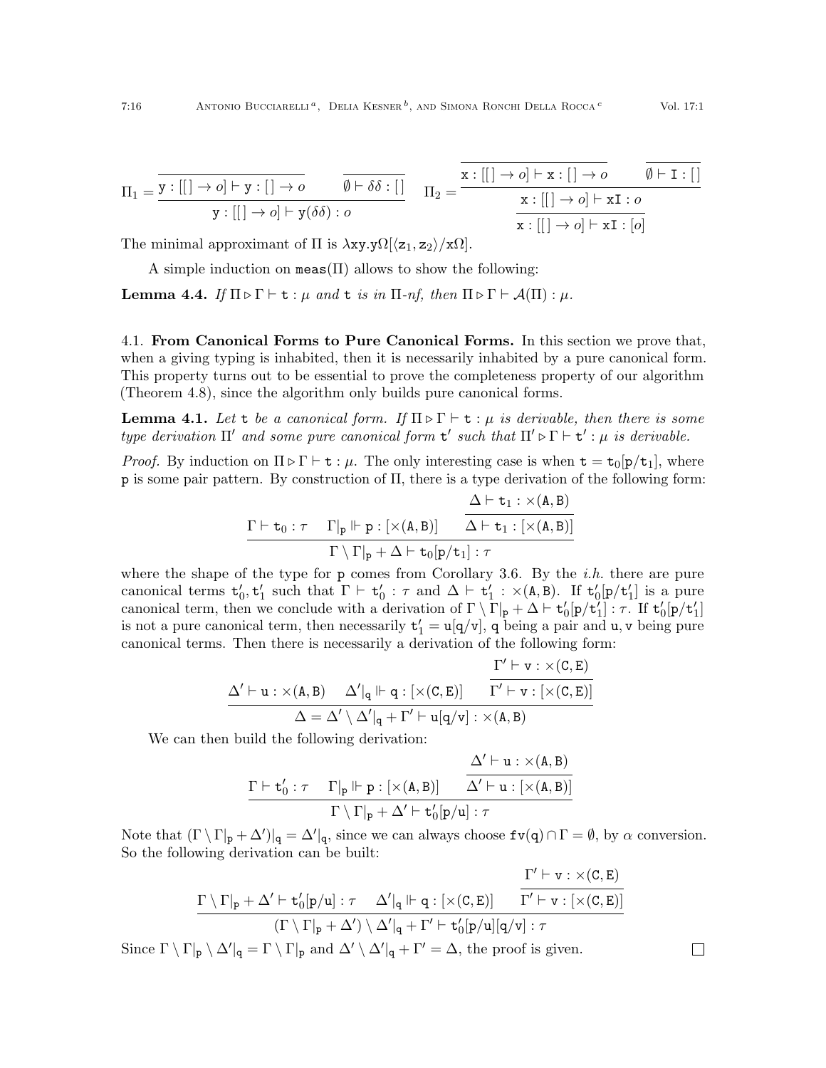$$\Pi_1 = \dfrac{\overline{\mathtt{y} : [[\,] \to o] \vdash \mathtt{y} : [\,] \to o} \qquad \overline{\emptyset \vdash \delta\delta : [\,]}}{\mathtt{y} : [[\,] \to o] \vdash \mathtt{y}(\delta\delta) : o} \quad \Pi_2 = \dfrac{\dfrac{\overline{\mathtt{x} : [[\,] \to o] \vdash \mathtt{x} : [\,] \to o} \qquad \overline{\emptyset \vdash \mathtt{I} : [\,]}}{\mathtt{x} : [[\,] \to o] \vdash \mathtt{xI} : o}}{\mathtt{x} : [[\,] \to o] \vdash \mathtt{xI} : [o]}$$

The minimal approximant of $\Pi$ is $\lambda \mathtt{xy}.\mathtt{y}\Omega[\langle \mathtt{z}_1, \mathtt{z}_2\rangle / \mathtt{x}\Omega]$.

A simple induction on $\mathtt{meas}(\Pi)$ allows to show the following:

**Lemma 4.4.** *If $\Pi \triangleright \Gamma \vdash \mathtt{t} : \mu$ and $\mathtt{t}$ is in $\Pi$-nf, then $\Pi \triangleright \Gamma \vdash \mathcal{A}(\Pi) : \mu$.*

## 4.1. From Canonical Forms to Pure Canonical Forms.

In this section we prove that, when a giving typing is inhabited, then it is necessarily inhabited by a pure canonical form. This property turns out to be essential to prove the completeness property of our algorithm (Theorem 4.8), since the algorithm only builds pure canonical forms.

**Lemma 4.1.** *Let $\mathtt{t}$ be a canonical form. If $\Pi \triangleright \Gamma \vdash \mathtt{t} : \mu$ is derivable, then there is some type derivation $\Pi'$ and some pure canonical form $\mathtt{t}'$ such that $\Pi' \triangleright \Gamma \vdash \mathtt{t}' : \mu$ is derivable.*

*Proof.* By induction on $\Pi \triangleright \Gamma \vdash \mathtt{t} : \mu$. The only interesting case is when $\mathtt{t} = \mathtt{t}_0[\mathtt{p}/\mathtt{t}_1]$, where $\mathtt{p}$ is some pair pattern. By construction of $\Pi$, there is a type derivation of the following form:

$$\dfrac{\Gamma \vdash \mathtt{t}_0 : \tau \qquad \Gamma|_{\mathtt{p}} \Vdash \mathtt{p} : [\times(\mathtt{A},\mathtt{B})] \qquad \dfrac{\Delta \vdash \mathtt{t}_1 : \times(\mathtt{A},\mathtt{B})}{\Delta \vdash \mathtt{t}_1 : [\times(\mathtt{A},\mathtt{B})]}}{\Gamma \setminus \Gamma|_{\mathtt{p}} + \Delta \vdash \mathtt{t}_0[\mathtt{p}/\mathtt{t}_1] : \tau}$$

where the shape of the type for $\mathtt{p}$ comes from Corollary 3.6. By the *i.h.* there are pure canonical terms $\mathtt{t}'_0, \mathtt{t}'_1$ such that $\Gamma \vdash \mathtt{t}'_0 : \tau$ and $\Delta \vdash \mathtt{t}'_1 : \times(\mathtt{A},\mathtt{B})$. If $\mathtt{t}'_0[\mathtt{p}/\mathtt{t}'_1]$ is a pure canonical term, then we conclude with a derivation of $\Gamma \setminus \Gamma|_{\mathtt{p}} + \Delta \vdash \mathtt{t}'_0[\mathtt{p}/\mathtt{t}'_1] : \tau$. If $\mathtt{t}'_0[\mathtt{p}/\mathtt{t}'_1]$ is not a pure canonical term, then necessarily $\mathtt{t}'_1 = \mathtt{u}[\mathtt{q}/\mathtt{v}]$, $\mathtt{q}$ being a pair and $\mathtt{u}, \mathtt{v}$ being pure canonical terms. Then there is necessarily a derivation of the following form:

$$\dfrac{\Delta' \vdash \mathtt{u} : \times(\mathtt{A},\mathtt{B}) \qquad \Delta'|_{\mathtt{q}} \Vdash \mathtt{q} : [\times(\mathtt{C},\mathtt{E})] \qquad \dfrac{\Gamma' \vdash \mathtt{v} : \times(\mathtt{C},\mathtt{E})}{\Gamma' \vdash \mathtt{v} : [\times(\mathtt{C},\mathtt{E})]}}{\Delta = \Delta' \setminus \Delta'|_{\mathtt{q}} + \Gamma' \vdash \mathtt{u}[\mathtt{q}/\mathtt{v}] : \times(\mathtt{A},\mathtt{B})}$$

We can then build the following derivation:

$$\dfrac{\Gamma \vdash \mathtt{t}'_0 : \tau \qquad \Gamma|_{\mathtt{p}} \Vdash \mathtt{p} : [\times(\mathtt{A},\mathtt{B})] \qquad \dfrac{\Delta' \vdash \mathtt{u} : \times(\mathtt{A},\mathtt{B})}{\Delta' \vdash \mathtt{u} : [\times(\mathtt{A},\mathtt{B})]}}{\Gamma \setminus \Gamma|_{\mathtt{p}} + \Delta' \vdash \mathtt{t}'_0[\mathtt{p}/\mathtt{u}] : \tau}$$

Note that $(\Gamma \setminus \Gamma|_{\mathtt{p}} + \Delta')|_{\mathtt{q}} = \Delta'|_{\mathtt{q}}$, since we can always choose $\mathtt{fv}(\mathtt{q}) \cap \Gamma = \emptyset$, by $\alpha$ conversion. So the following derivation can be built:

$$\dfrac{\Gamma \setminus \Gamma|_{\mathtt{p}} + \Delta' \vdash \mathtt{t}'_0[\mathtt{p}/\mathtt{u}] : \tau \qquad \Delta'|_{\mathtt{q}} \Vdash \mathtt{q} : [\times(\mathtt{C},\mathtt{E})] \qquad \dfrac{\Gamma' \vdash \mathtt{v} : \times(\mathtt{C},\mathtt{E})}{\Gamma' \vdash \mathtt{v} : [\times(\mathtt{C},\mathtt{E})]}}{(\Gamma \setminus \Gamma|_{\mathtt{p}} + \Delta') \setminus \Delta'|_{\mathtt{q}} + \Gamma' \vdash \mathtt{t}'_0[\mathtt{p}/\mathtt{u}][\mathtt{q}/\mathtt{v}] : \tau}$$

Since $\Gamma \setminus \Gamma|_{\mathtt{p}} \setminus \Delta'|_{\mathtt{q}} = \Gamma \setminus \Gamma|_{\mathtt{p}}$ and $\Delta' \setminus \Delta'|_{\mathtt{q}} + \Gamma' = \Delta$, the proof is given. □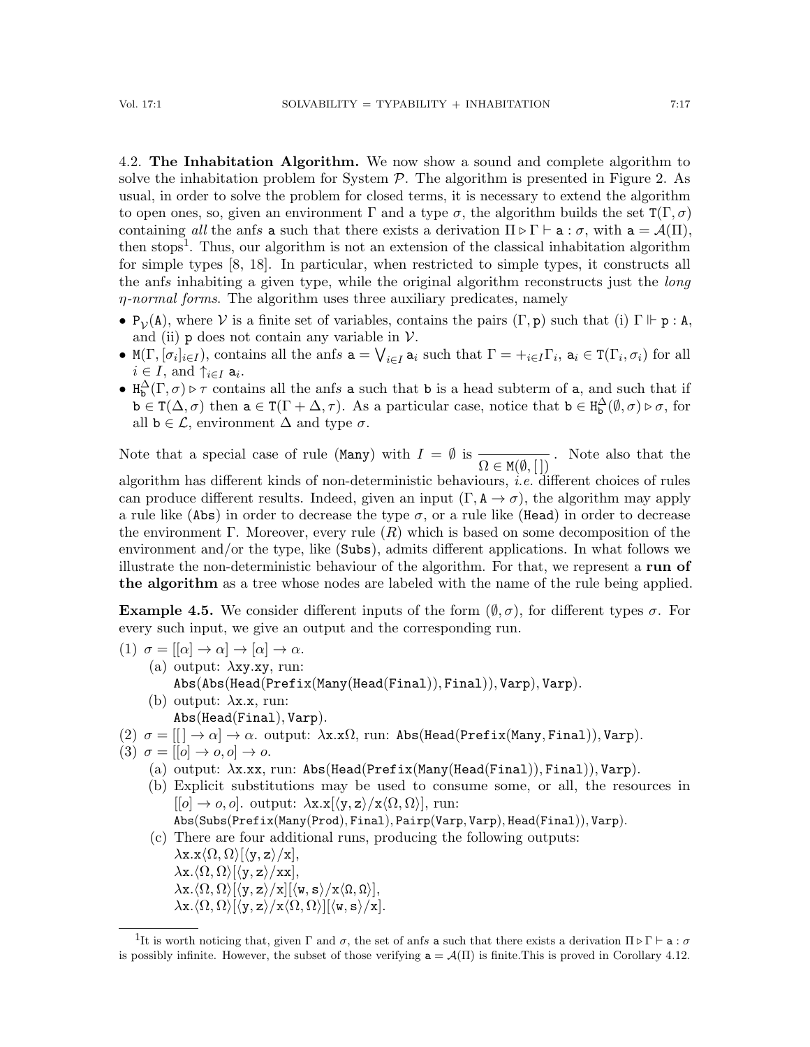**4.2. The Inhabitation Algorithm.** We now show a sound and complete algorithm to solve the inhabitation problem for System $\mathcal{P}$. The algorithm is presented in Figure 2. As usual, in order to solve the problem for closed terms, it is necessary to extend the algorithm to open ones, so, given an environment $\Gamma$ and a type $\sigma$, the algorithm builds the set $\mathtt{T}(\Gamma, \sigma)$ containing *all* the anfs $\mathtt{a}$ such that there exists a derivation $\Pi \triangleright \Gamma \vdash \mathtt{a} : \sigma$, with $\mathtt{a} = \mathcal{A}(\Pi)$, then stops[1]. Thus, our algorithm is not an extension of the classical inhabitation algorithm for simple types [8, 18]. In particular, when restricted to simple types, it constructs all the anfs inhabiting a given type, while the original algorithm reconstructs just the *long η-normal forms*. The algorithm uses three auxiliary predicates, namely

- $\mathtt{P}_{\mathcal{V}}(\mathtt{A})$, where $\mathcal{V}$ is a finite set of variables, contains the pairs $(\Gamma, \mathtt{p})$ such that (i) $\Gamma \Vdash \mathtt{p} : \mathtt{A}$, and (ii) $\mathtt{p}$ does not contain any variable in $\mathcal{V}$.
- $\mathtt{M}(\Gamma, [\sigma_i]_{i \in I})$, contains all the anfs $\mathtt{a} = \bigvee_{i \in I} \mathtt{a}_i$ such that $\Gamma = +_{i \in I} \Gamma_i$, $\mathtt{a}_i \in \mathtt{T}(\Gamma_i, \sigma_i)$ for all $i \in I$, and $\uparrow_{i \in I} \mathtt{a}_i$.
- $\mathtt{H}^{\Delta}_{\mathtt{b}}(\Gamma, \sigma) \triangleright \tau$ contains all the anfs $\mathtt{a}$ such that $\mathtt{b}$ is a head subterm of $\mathtt{a}$, and such that if $\mathtt{b} \in \mathtt{T}(\Delta, \sigma)$ then $\mathtt{a} \in \mathtt{T}(\Gamma + \Delta, \tau)$. As a particular case, notice that $\mathtt{b} \in \mathtt{H}^{\Delta}_{\mathtt{b}}(\emptyset, \sigma) \triangleright \sigma$, for all $\mathtt{b} \in \mathcal{L}$, environment $\Delta$ and type $\sigma$.

Note that a special case of rule $(\mathtt{Many})$ with $I = \emptyset$ is $\dfrac{}{\Omega \in \mathtt{M}(\emptyset, [\,])}$. Note also that the algorithm has different kinds of non-deterministic behaviours, *i.e.* different choices of rules can produce different results. Indeed, given an input $(\Gamma, \mathtt{A} \to \sigma)$, the algorithm may apply a rule like $(\mathtt{Abs})$ in order to decrease the type $\sigma$, or a rule like $(\mathtt{Head})$ in order to decrease the environment $\Gamma$. Moreover, every rule $(R)$ which is based on some decomposition of the environment and/or the type, like $(\mathtt{Subs})$, admits different applications. In what follows we illustrate the non-deterministic behaviour of the algorithm. For that, we represent a **run of the algorithm** as a tree whose nodes are labeled with the name of the rule being applied.

**Example 4.5.** We consider different inputs of the form $(\emptyset, \sigma)$, for different types $\sigma$. For every such input, we give an output and the corresponding run.

(1) $\sigma = [[\alpha] \to \alpha] \to [\alpha] \to \alpha$.
  - (a) output: $\lambda \mathtt{xy}.\mathtt{xy}$, run: $\mathtt{Abs}(\mathtt{Abs}(\mathtt{Head}(\mathtt{Prefix}(\mathtt{Many}(\mathtt{Head}(\mathtt{Final})), \mathtt{Final})), \mathtt{Varp}), \mathtt{Varp})$.
  - (b) output: $\lambda \mathtt{x}.\mathtt{x}$, run: $\mathtt{Abs}(\mathtt{Head}(\mathtt{Final}), \mathtt{Varp})$.

(2) $\sigma = [[\,] \to \alpha] \to \alpha$. output: $\lambda \mathtt{x}.\mathtt{x}\Omega$, run: $\mathtt{Abs}(\mathtt{Head}(\mathtt{Prefix}(\mathtt{Many}, \mathtt{Final})), \mathtt{Varp})$.

(3) $\sigma = [[o] \to o, o] \to o$.
  - (a) output: $\lambda \mathtt{x}.\mathtt{xx}$, run: $\mathtt{Abs}(\mathtt{Head}(\mathtt{Prefix}(\mathtt{Many}(\mathtt{Head}(\mathtt{Final})), \mathtt{Final})), \mathtt{Varp})$.
  - (b) Explicit substitutions may be used to consume some, or all, the resources in $[[o] \to o, o]$. output: $\lambda \mathtt{x}.\mathtt{x}[\langle \mathtt{y}, \mathtt{z} \rangle / \mathtt{x}\langle \Omega, \Omega \rangle]$, run: $\mathtt{Abs}(\mathtt{Subs}(\mathtt{Prefix}(\mathtt{Many}(\mathtt{Prod}), \mathtt{Final}), \mathtt{Pairp}(\mathtt{Varp}, \mathtt{Varp}), \mathtt{Head}(\mathtt{Final})), \mathtt{Varp})$.
  - (c) There are four additional runs, producing the following outputs:
    $\lambda \mathtt{x}.\mathtt{x}\langle \Omega, \Omega \rangle [\langle \mathtt{y}, \mathtt{z} \rangle / \mathtt{x}]$,
    $\lambda \mathtt{x}.\langle \Omega, \Omega \rangle [\langle \mathtt{y}, \mathtt{z} \rangle / \mathtt{xx}]$,
    $\lambda \mathtt{x}.\langle \Omega, \Omega \rangle [\langle \mathtt{y}, \mathtt{z} \rangle / \mathtt{x}][\langle \mathtt{w}, \mathtt{s} \rangle / \mathtt{x}\langle \Omega, \Omega \rangle]$,
    $\lambda \mathtt{x}.\langle \Omega, \Omega \rangle [\langle \mathtt{y}, \mathtt{z} \rangle / \mathtt{x}\langle \Omega, \Omega \rangle][\langle \mathtt{w}, \mathtt{s} \rangle / \mathtt{x}]$.

[1] It is worth noticing that, given $\Gamma$ and $\sigma$, the set of anfs $\mathtt{a}$ such that there exists a derivation $\Pi \triangleright \Gamma \vdash \mathtt{a} : \sigma$ is possibly infinite. However, the subset of those verifying $\mathtt{a} = \mathcal{A}(\Pi)$ is finite.This is proved in Corollary 4.12.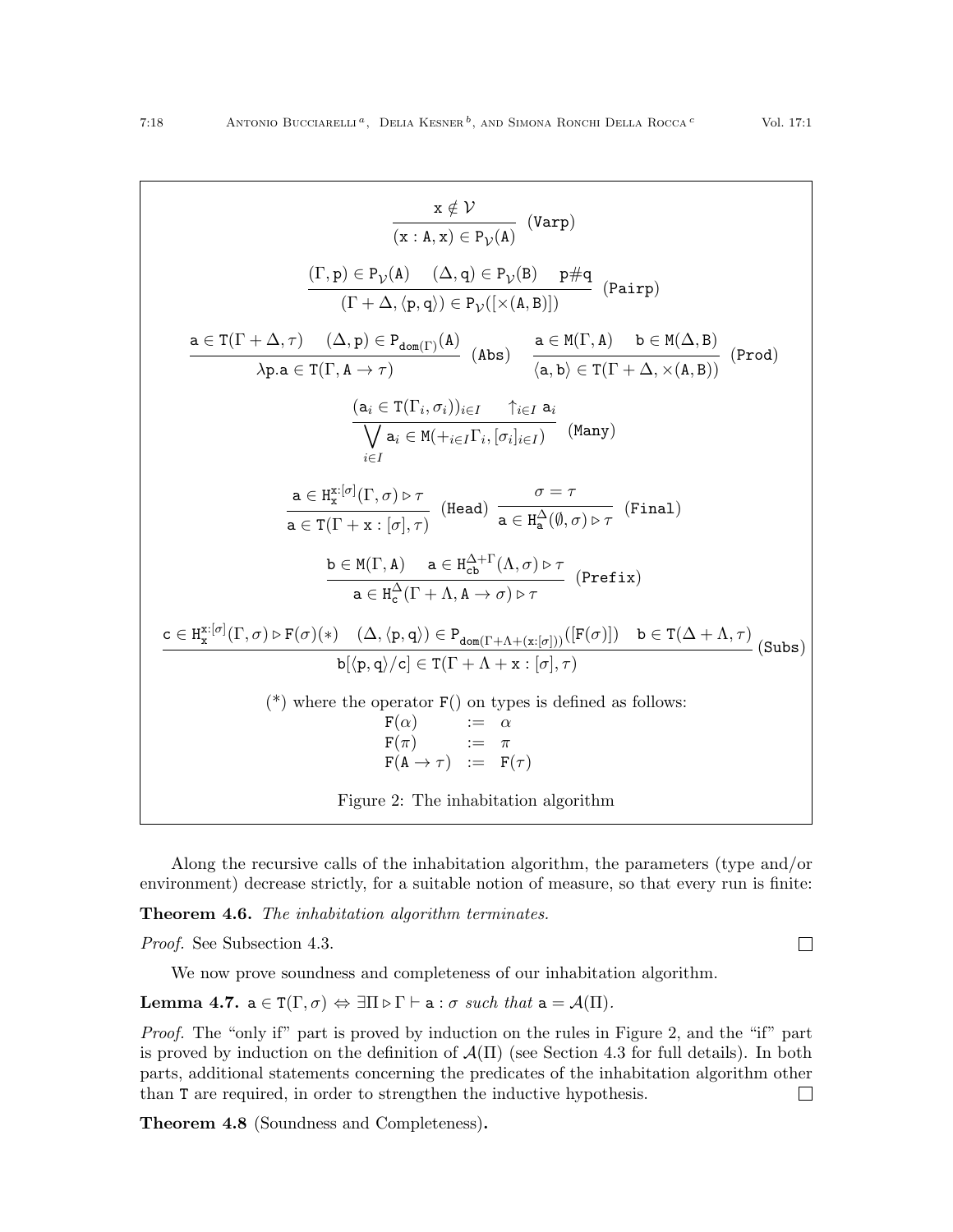$$\frac{\mathtt{x} \notin \mathcal{V}}{(\mathtt{x} : \mathtt{A}, \mathtt{x}) \in \mathtt{P}_{\mathcal{V}}(\mathtt{A})} \ (\mathtt{Varp})$$

$$\frac{(\Gamma, \mathtt{p}) \in \mathtt{P}_{\mathcal{V}}(\mathtt{A}) \quad (\Delta, \mathtt{q}) \in \mathtt{P}_{\mathcal{V}}(\mathtt{B}) \quad \mathtt{p}\#\mathtt{q}}{(\Gamma + \Delta, \langle \mathtt{p}, \mathtt{q} \rangle) \in \mathtt{P}_{\mathcal{V}}([\times(\mathtt{A}, \mathtt{B})])} \ (\mathtt{Pairp})$$

$$\frac{\mathtt{a} \in \mathtt{T}(\Gamma + \Delta, \tau) \quad (\Delta, \mathtt{p}) \in \mathtt{P}_{\mathtt{dom}(\Gamma)}(\mathtt{A})}{\lambda \mathtt{p}.\mathtt{a} \in \mathtt{T}(\Gamma, \mathtt{A} \to \tau)} \ (\mathtt{Abs}) \quad \frac{\mathtt{a} \in \mathtt{M}(\Gamma, \mathtt{A}) \quad \mathtt{b} \in \mathtt{M}(\Delta, \mathtt{B})}{\langle \mathtt{a}, \mathtt{b} \rangle \in \mathtt{T}(\Gamma + \Delta, \times(\mathtt{A}, \mathtt{B}))} \ (\mathtt{Prod})$$

$$\frac{(\mathtt{a}_i \in \mathtt{T}(\Gamma_i, \sigma_i))_{i \in I} \quad \uparrow_{i \in I} \mathtt{a}_i}{\bigvee_{i \in I} \mathtt{a}_i \in \mathtt{M}(+_{i \in I} \Gamma_i, [\sigma_i]_{i \in I})} \ (\mathtt{Many})$$

$$\frac{\mathtt{a} \in \mathtt{H}^{\mathtt{x}:[\sigma]}_{\mathtt{x}}(\Gamma, \sigma) \rhd \tau}{\mathtt{a} \in \mathtt{T}(\Gamma + \mathtt{x} : [\sigma], \tau)} \ (\mathtt{Head}) \quad \frac{\sigma = \tau}{\mathtt{a} \in \mathtt{H}^{\Delta}_{\mathtt{a}}(\emptyset, \sigma) \rhd \tau} \ (\mathtt{Final})$$

$$\frac{\mathtt{b} \in \mathtt{M}(\Gamma, \mathtt{A}) \quad \mathtt{a} \in \mathtt{H}^{\Delta + \Gamma}_{\mathtt{cb}}(\Lambda, \sigma) \rhd \tau}{\mathtt{a} \in \mathtt{H}^{\Delta}_{\mathtt{c}}(\Gamma + \Lambda, \mathtt{A} \to \sigma) \rhd \tau} \ (\mathtt{Prefix})$$

$$\frac{\mathtt{c} \in \mathtt{H}^{\mathtt{x}:[\sigma]}_{\mathtt{x}}(\Gamma, \sigma) \rhd \mathtt{F}(\sigma)(*) \quad (\Delta, \langle \mathtt{p}, \mathtt{q} \rangle) \in \mathtt{P}_{\mathtt{dom}(\Gamma + \Lambda + (\mathtt{x}:[\sigma]))}([\mathtt{F}(\sigma)]) \quad \mathtt{b} \in \mathtt{T}(\Delta + \Lambda, \tau)}{\mathtt{b}[\langle \mathtt{p}, \mathtt{q} \rangle / \mathtt{c}] \in \mathtt{T}(\Gamma + \Lambda + \mathtt{x} : [\sigma], \tau)} \ (\mathtt{Subs})$$

(*) where the operator $\mathtt{F}()$ on types is defined as follows:

$$\begin{array}{lcl} \mathtt{F}(\alpha) & := & \alpha \\ \mathtt{F}(\pi) & := & \pi \\ \mathtt{F}(\mathtt{A} \to \tau) & := & \mathtt{F}(\tau) \end{array}$$

Figure 2: The inhabitation algorithm

Along the recursive calls of the inhabitation algorithm, the parameters (type and/or environment) decrease strictly, for a suitable notion of measure, so that every run is finite:

**Theorem 4.6.** *The inhabitation algorithm terminates.*

*Proof.* See Subsection 4.3. □

We now prove soundness and completeness of our inhabitation algorithm.

**Lemma 4.7.** $\mathtt{a} \in \mathtt{T}(\Gamma, \sigma) \Leftrightarrow \exists \Pi \rhd \Gamma \vdash \mathtt{a} : \sigma$ *such that* $\mathtt{a} = \mathcal{A}(\Pi)$.

*Proof.* The "only if" part is proved by induction on the rules in Figure 2, and the "if" part is proved by induction on the definition of $\mathcal{A}(\Pi)$ (see Section 4.3 for full details). In both parts, additional statements concerning the predicates of the inhabitation algorithm other than $\mathtt{T}$ are required, in order to strengthen the inductive hypothesis. □

**Theorem 4.8** (Soundness and Completeness)**.**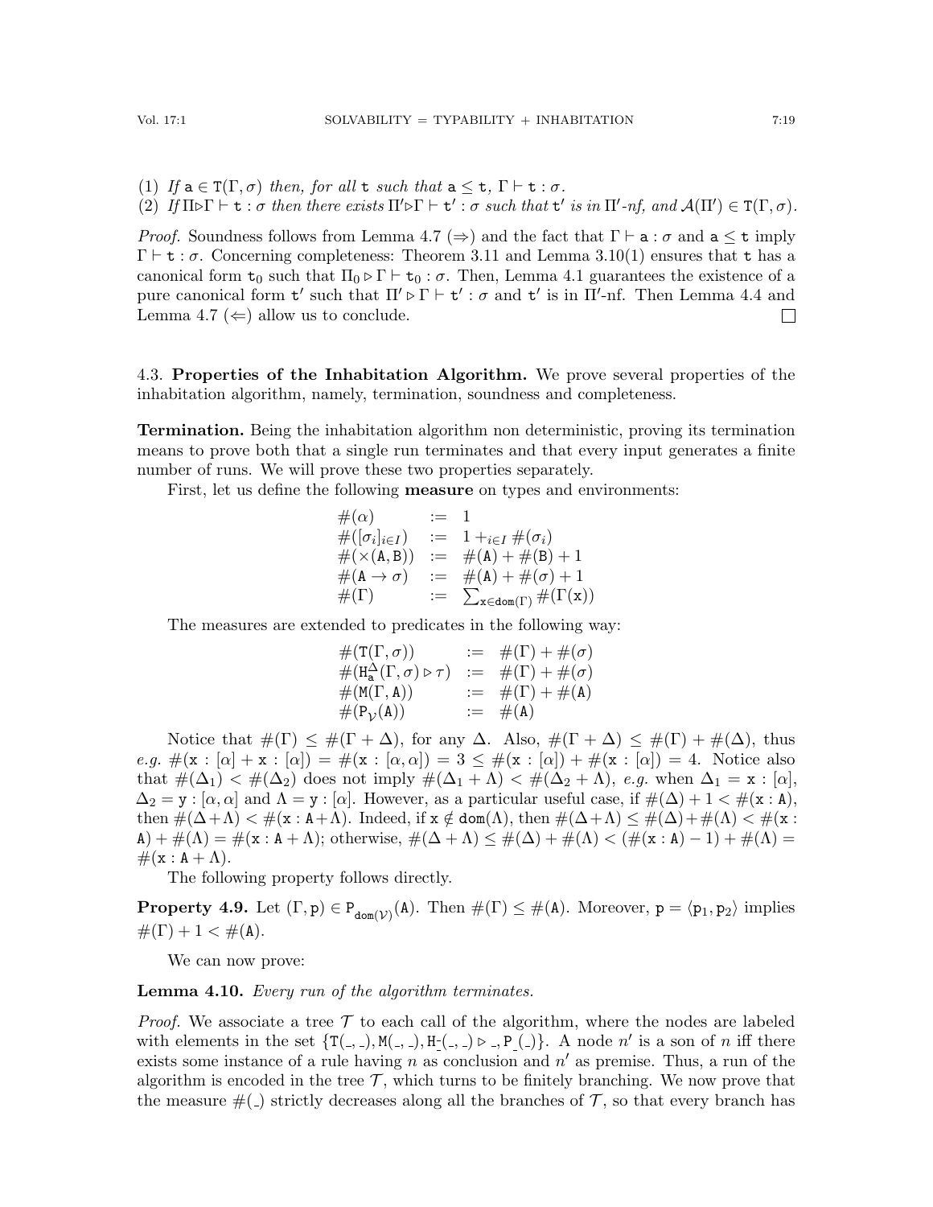(1) *If* $\mathtt{a} \in \mathtt{T}(\Gamma, \sigma)$ *then, for all* $\mathtt{t}$ *such that* $\mathtt{a} \leq \mathtt{t}$*,* $\Gamma \vdash \mathtt{t} : \sigma$*.*
(2) *If* $\Pi \triangleright \Gamma \vdash \mathtt{t} : \sigma$ *then there exists* $\Pi' \triangleright \Gamma \vdash \mathtt{t}' : \sigma$ *such that* $\mathtt{t}'$ *is in* $\Pi'$*-nf, and* $\mathcal{A}(\Pi') \in \mathtt{T}(\Gamma, \sigma)$*.*

*Proof.* Soundness follows from Lemma 4.7 ($\Rightarrow$) and the fact that $\Gamma \vdash \mathtt{a} : \sigma$ and $\mathtt{a} \leq \mathtt{t}$ imply $\Gamma \vdash \mathtt{t} : \sigma$. Concerning completeness: Theorem 3.11 and Lemma 3.10(1) ensures that $\mathtt{t}$ has a canonical form $\mathtt{t}_0$ such that $\Pi_0 \triangleright \Gamma \vdash \mathtt{t}_0 : \sigma$. Then, Lemma 4.1 guarantees the existence of a pure canonical form $\mathtt{t}'$ such that $\Pi' \triangleright \Gamma \vdash \mathtt{t}' : \sigma$ and $\mathtt{t}'$ is in $\Pi'$-nf. Then Lemma 4.4 and Lemma 4.7 ($\Leftarrow$) allow us to conclude. $\square$

### 4.3. **Properties of the Inhabitation Algorithm.**

We prove several properties of the inhabitation algorithm, namely, termination, soundness and completeness.

**Termination.** Being the inhabitation algorithm non deterministic, proving its termination means to prove both that a single run terminates and that every input generates a finite number of runs. We will prove these two properties separately.

First, let us define the following **measure** on types and environments:

$$
\begin{array}{lcl}
\#(\alpha) & := & 1 \\
\#([\sigma_i]_{i \in I}) & := & 1 +_{i \in I} \#(\sigma_i) \\
\#(\times(\mathtt{A}, \mathtt{B})) & := & \#(\mathtt{A}) + \#(\mathtt{B}) + 1 \\
\#(\mathtt{A} \to \sigma) & := & \#(\mathtt{A}) + \#(\sigma) + 1 \\
\#(\Gamma) & := & \sum_{\mathtt{x} \in \mathtt{dom}(\Gamma)} \#(\Gamma(\mathtt{x}))
\end{array}
$$

The measures are extended to predicates in the following way:

$$
\begin{array}{lcl}
\#(\mathtt{T}(\Gamma, \sigma)) & := & \#(\Gamma) + \#(\sigma) \\
\#(\mathtt{H}^{\Delta}_{\mathtt{a}}(\Gamma, \sigma) \triangleright \tau) & := & \#(\Gamma) + \#(\sigma) \\
\#(\mathtt{M}(\Gamma, \mathtt{A})) & := & \#(\Gamma) + \#(\mathtt{A}) \\
\#(\mathtt{P}_{\mathcal{V}}(\mathtt{A})) & := & \#(\mathtt{A})
\end{array}
$$

Notice that $\#(\Gamma) \leq \#(\Gamma + \Delta)$, for any $\Delta$. Also, $\#(\Gamma + \Delta) \leq \#(\Gamma) + \#(\Delta)$, thus *e.g.* $\#(\mathtt{x} : [\alpha] + \mathtt{x} : [\alpha]) = \#(\mathtt{x} : [\alpha, \alpha]) = 3 \leq \#(\mathtt{x} : [\alpha]) + \#(\mathtt{x} : [\alpha]) = 4$. Notice also that $\#(\Delta_1) < \#(\Delta_2)$ does not imply $\#(\Delta_1 + \Lambda) < \#(\Delta_2 + \Lambda)$, *e.g.* when $\Delta_1 = \mathtt{x} : [\alpha]$, $\Delta_2 = \mathtt{y} : [\alpha, \alpha]$ and $\Lambda = \mathtt{y} : [\alpha]$. However, as a particular useful case, if $\#(\Delta) + 1 < \#(\mathtt{x} : \mathtt{A})$, then $\#(\Delta + \Lambda) < \#(\mathtt{x} : \mathtt{A} + \Lambda)$. Indeed, if $\mathtt{x} \notin \mathtt{dom}(\Lambda)$, then $\#(\Delta + \Lambda) \leq \#(\Delta) + \#(\Lambda) < \#(\mathtt{x} : \mathtt{A}) + \#(\Lambda) = \#(\mathtt{x} : \mathtt{A} + \Lambda)$; otherwise, $\#(\Delta + \Lambda) \leq \#(\Delta) + \#(\Lambda) < (\#(\mathtt{x} : \mathtt{A}) - 1) + \#(\Lambda) = \#(\mathtt{x} : \mathtt{A} + \Lambda)$.

The following property follows directly.

**Property 4.9.** Let $(\Gamma, \mathtt{p}) \in \mathtt{P}_{\mathtt{dom}(\mathcal{V})}(\mathtt{A})$. Then $\#(\Gamma) \leq \#(\mathtt{A})$. Moreover, $\mathtt{p} = \langle \mathtt{p}_1, \mathtt{p}_2 \rangle$ implies $\#(\Gamma) + 1 < \#(\mathtt{A})$.

We can now prove:

**Lemma 4.10.** *Every run of the algorithm terminates.*

*Proof.* We associate a tree $\mathcal{T}$ to each call of the algorithm, where the nodes are labeled with elements in the set $\{\mathtt{T}(\_, \_), \mathtt{M}(\_, \_), \mathtt{H}_{\_}^{\_}(\_, \_) \triangleright \_, \mathtt{P}_{\_}(\_)\}$. A node $n'$ is a son of $n$ iff there exists some instance of a rule having $n$ as conclusion and $n'$ as premise. Thus, a run of the algorithm is encoded in the tree $\mathcal{T}$, which turns to be finitely branching. We now prove that the measure $\#(\_)$ strictly decreases along all the branches of $\mathcal{T}$, so that every branch has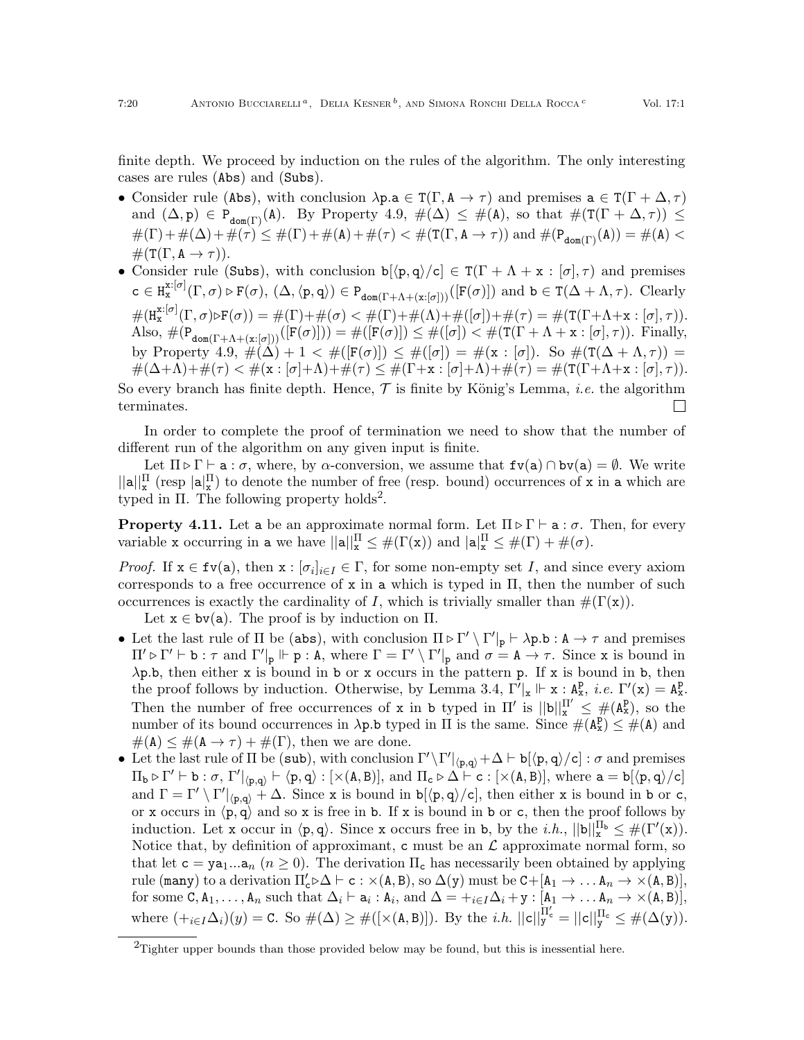finite depth. We proceed by induction on the rules of the algorithm. The only interesting cases are rules (Abs) and (Subs).

- Consider rule (Abs), with conclusion $\lambda \mathtt{p}.\mathtt{a} \in \mathtt{T}(\Gamma, \mathtt{A} \to \tau)$ and premises $\mathtt{a} \in \mathtt{T}(\Gamma + \Delta, \tau)$ and $(\Delta, \mathtt{p}) \in \mathtt{P}_{\mathtt{dom}(\Gamma)}(\mathtt{A})$. By Property 4.9, $\#(\Delta) \leq \#(\mathtt{A})$, so that $\#(\mathtt{T}(\Gamma + \Delta, \tau)) \leq \#(\Gamma) + \#(\Delta) + \#(\tau) \leq \#(\Gamma) + \#(\mathtt{A}) + \#(\tau) < \#(\mathtt{T}(\Gamma, \mathtt{A} \to \tau))$ and $\#(\mathtt{P}_{\mathtt{dom}(\Gamma)}(\mathtt{A})) = \#(\mathtt{A}) < \#(\mathtt{T}(\Gamma, \mathtt{A} \to \tau))$.
- Consider rule (Subs), with conclusion $\mathtt{b}[\langle \mathtt{p}, \mathtt{q} \rangle / \mathtt{c}] \in \mathtt{T}(\Gamma + \Lambda + \mathtt{x} : [\sigma], \tau)$ and premises $\mathtt{c} \in \mathtt{H}^{\mathtt{x}:[\sigma]}_{\mathtt{x}}(\Gamma, \sigma) \triangleright \mathtt{F}(\sigma)$, $(\Delta, \langle \mathtt{p}, \mathtt{q} \rangle) \in \mathtt{P}_{\mathtt{dom}(\Gamma + \Lambda + (\mathtt{x}:[\sigma]))}([\mathtt{F}(\sigma)])$ and $\mathtt{b} \in \mathtt{T}(\Delta + \Lambda, \tau)$. Clearly $\#(\mathtt{H}^{\mathtt{x}:[\sigma]}_{\mathtt{x}}(\Gamma, \sigma) \triangleright \mathtt{F}(\sigma)) = \#(\Gamma) + \#(\sigma) < \#(\Gamma) + \#(\Lambda) + \#([\sigma]) + \#(\tau) = \#(\mathtt{T}(\Gamma + \Lambda + \mathtt{x} : [\sigma], \tau))$. Also, $\#(\mathtt{P}_{\mathtt{dom}(\Gamma + \Lambda + (\mathtt{x}:[\sigma]))}([\mathtt{F}(\sigma)])) = \#([\mathtt{F}(\sigma)]) \leq \#([\sigma]) < \#(\mathtt{T}(\Gamma + \Lambda + \mathtt{x} : [\sigma], \tau))$. Finally, by Property 4.9, $\#(\Delta) + 1 < \#([\mathtt{F}(\sigma)]) \leq \#([\sigma]) = \#(\mathtt{x} : [\sigma])$. So $\#(\mathtt{T}(\Delta + \Lambda, \tau)) = \#(\Delta + \Lambda) + \#(\tau) < \#(\mathtt{x} : [\sigma] + \Lambda) + \#(\tau) \leq \#(\Gamma + \mathtt{x} : [\sigma] + \Lambda) + \#(\tau) = \#(\mathtt{T}(\Gamma + \Lambda + \mathtt{x} : [\sigma], \tau))$.

So every branch has finite depth. Hence, $\mathcal{T}$ is finite by König's Lemma, *i.e.* the algorithm terminates. □

In order to complete the proof of termination we need to show that the number of different run of the algorithm on any given input is finite.

Let $\Pi \triangleright \Gamma \vdash \mathtt{a} : \sigma$, where, by $\alpha$-conversion, we assume that $\mathtt{fv}(\mathtt{a}) \cap \mathtt{bv}(\mathtt{a}) = \emptyset$. We write $||\mathtt{a}||^{\Pi}_{\mathtt{x}}$ (resp $|\mathtt{a}|^{\Pi}_{\mathtt{x}}$) to denote the number of free (resp. bound) occurrences of $\mathtt{x}$ in $\mathtt{a}$ which are typed in $\Pi$. The following property holds[2].

**Property 4.11.** Let $\mathtt{a}$ be an approximate normal form. Let $\Pi \triangleright \Gamma \vdash \mathtt{a} : \sigma$. Then, for every variable $\mathtt{x}$ occurring in $\mathtt{a}$ we have $||\mathtt{a}||^{\Pi}_{\mathtt{x}} \leq \#(\Gamma(\mathtt{x}))$ and $|\mathtt{a}|^{\Pi}_{\mathtt{x}} \leq \#(\Gamma) + \#(\sigma)$.

*Proof.* If $\mathtt{x} \in \mathtt{fv}(\mathtt{a})$, then $\mathtt{x} : [\sigma_i]_{i \in I} \in \Gamma$, for some non-empty set $I$, and since every axiom corresponds to a free occurrence of $\mathtt{x}$ in $\mathtt{a}$ which is typed in $\Pi$, then the number of such occurrences is exactly the cardinality of $I$, which is trivially smaller than $\#(\Gamma(\mathtt{x}))$.

Let $\mathtt{x} \in \mathtt{bv}(\mathtt{a})$. The proof is by induction on $\Pi$.

- Let the last rule of $\Pi$ be (abs), with conclusion $\Pi \triangleright \Gamma' \setminus \Gamma'|_{\mathtt{p}} \vdash \lambda \mathtt{p}.\mathtt{b} : \mathtt{A} \to \tau$ and premises $\Pi' \triangleright \Gamma' \vdash \mathtt{b} : \tau$ and $\Gamma'|_{\mathtt{p}} \Vdash \mathtt{p} : \mathtt{A}$, where $\Gamma = \Gamma' \setminus \Gamma'|_{\mathtt{p}}$ and $\sigma = \mathtt{A} \to \tau$. Since $\mathtt{x}$ is bound in $\lambda \mathtt{p}.\mathtt{b}$, then either $\mathtt{x}$ is bound in $\mathtt{b}$ or $\mathtt{x}$ occurs in the pattern $\mathtt{p}$. If $\mathtt{x}$ is bound in $\mathtt{b}$, then the proof follows by induction. Otherwise, by Lemma 3.4, $\Gamma'|_{\mathtt{x}} \Vdash \mathtt{x} : \mathtt{A}^{\mathtt{p}}_{\mathtt{x}}$, *i.e.* $\Gamma'(\mathtt{x}) = \mathtt{A}^{\mathtt{p}}_{\mathtt{x}}$. Then the number of free occurrences of $\mathtt{x}$ in $\mathtt{b}$ typed in $\Pi'$ is $||\mathtt{b}||^{\Pi'}_{\mathtt{x}} \leq \#(\mathtt{A}^{\mathtt{p}}_{\mathtt{x}})$, so the number of its bound occurrences in $\lambda \mathtt{p}.\mathtt{b}$ typed in $\Pi$ is the same. Since $\#(\mathtt{A}^{\mathtt{p}}_{\mathtt{x}}) \leq \#(\mathtt{A})$ and $\#(\mathtt{A}) \leq \#(\mathtt{A} \to \tau) + \#(\Gamma)$, then we are done.
- Let the last rule of $\Pi$ be (sub), with conclusion $\Gamma' \setminus \Gamma'|_{\langle \mathtt{p}, \mathtt{q} \rangle} + \Delta \vdash \mathtt{b}[\langle \mathtt{p}, \mathtt{q} \rangle / \mathtt{c}] : \sigma$ and premises $\Pi_{\mathtt{b}} \triangleright \Gamma' \vdash \mathtt{b} : \sigma$, $\Gamma'|_{\langle \mathtt{p}, \mathtt{q} \rangle} \vdash \langle \mathtt{p}, \mathtt{q} \rangle : [\times(\mathtt{A}, \mathtt{B})]$, and $\Pi_{\mathtt{c}} \triangleright \Delta \vdash \mathtt{c} : [\times(\mathtt{A}, \mathtt{B})]$, where $\mathtt{a} = \mathtt{b}[\langle \mathtt{p}, \mathtt{q} \rangle / \mathtt{c}]$ and $\Gamma = \Gamma' \setminus \Gamma'|_{\langle \mathtt{p}, \mathtt{q} \rangle} + \Delta$. Since $\mathtt{x}$ is bound in $\mathtt{b}[\langle \mathtt{p}, \mathtt{q} \rangle / \mathtt{c}]$, then either $\mathtt{x}$ is bound in $\mathtt{b}$ or $\mathtt{c}$, or $\mathtt{x}$ occurs in $\langle \mathtt{p}, \mathtt{q} \rangle$ and so $\mathtt{x}$ is free in $\mathtt{b}$. If $\mathtt{x}$ is bound in $\mathtt{b}$ or $\mathtt{c}$, then the proof follows by induction. Let $\mathtt{x}$ occur in $\langle \mathtt{p}, \mathtt{q} \rangle$. Since $\mathtt{x}$ occurs free in $\mathtt{b}$, by the *i.h.*, $||\mathtt{b}||^{\Pi_{\mathtt{b}}}_{\mathtt{x}} \leq \#(\Gamma'(\mathtt{x}))$. Notice that, by definition of approximant, $\mathtt{c}$ must be an $\mathcal{L}$ approximate normal form, so that let $\mathtt{c} = \mathtt{y}\mathtt{a}_1 ... \mathtt{a}_n$ ($n \geq 0$). The derivation $\Pi_{\mathtt{c}}$ has necessarily been obtained by applying rule (many) to a derivation $\Pi'_{\mathtt{c}} \triangleright \Delta \vdash \mathtt{c} : \times(\mathtt{A}, \mathtt{B})$, so $\Delta(\mathtt{y})$ must be $\mathtt{C} + [\mathtt{A}_1 \to \ldots \mathtt{A}_n \to \times(\mathtt{A}, \mathtt{B})]$, for some $\mathtt{C}, \mathtt{A}_1, \ldots, \mathtt{A}_n$ such that $\Delta_i \vdash \mathtt{a}_i : \mathtt{A}_i$, and $\Delta = +_{i \in I} \Delta_i + \mathtt{y} : [\mathtt{A}_1 \to \ldots \mathtt{A}_n \to \times(\mathtt{A}, \mathtt{B})]$, where $(+_{i \in I} \Delta_i)(y) = \mathtt{C}$. So $\#(\Delta) \geq \#([\times(\mathtt{A}, \mathtt{B})])$. By the *i.h.* $||\mathtt{c}||^{\Pi'_{\mathtt{c}}}_{\mathtt{y}} = ||\mathtt{c}||^{\Pi_{\mathtt{c}}}_{\mathtt{y}} \leq \#(\Delta(\mathtt{y}))$.

[2] Tighter upper bounds than those provided below may be found, but this is inessential here.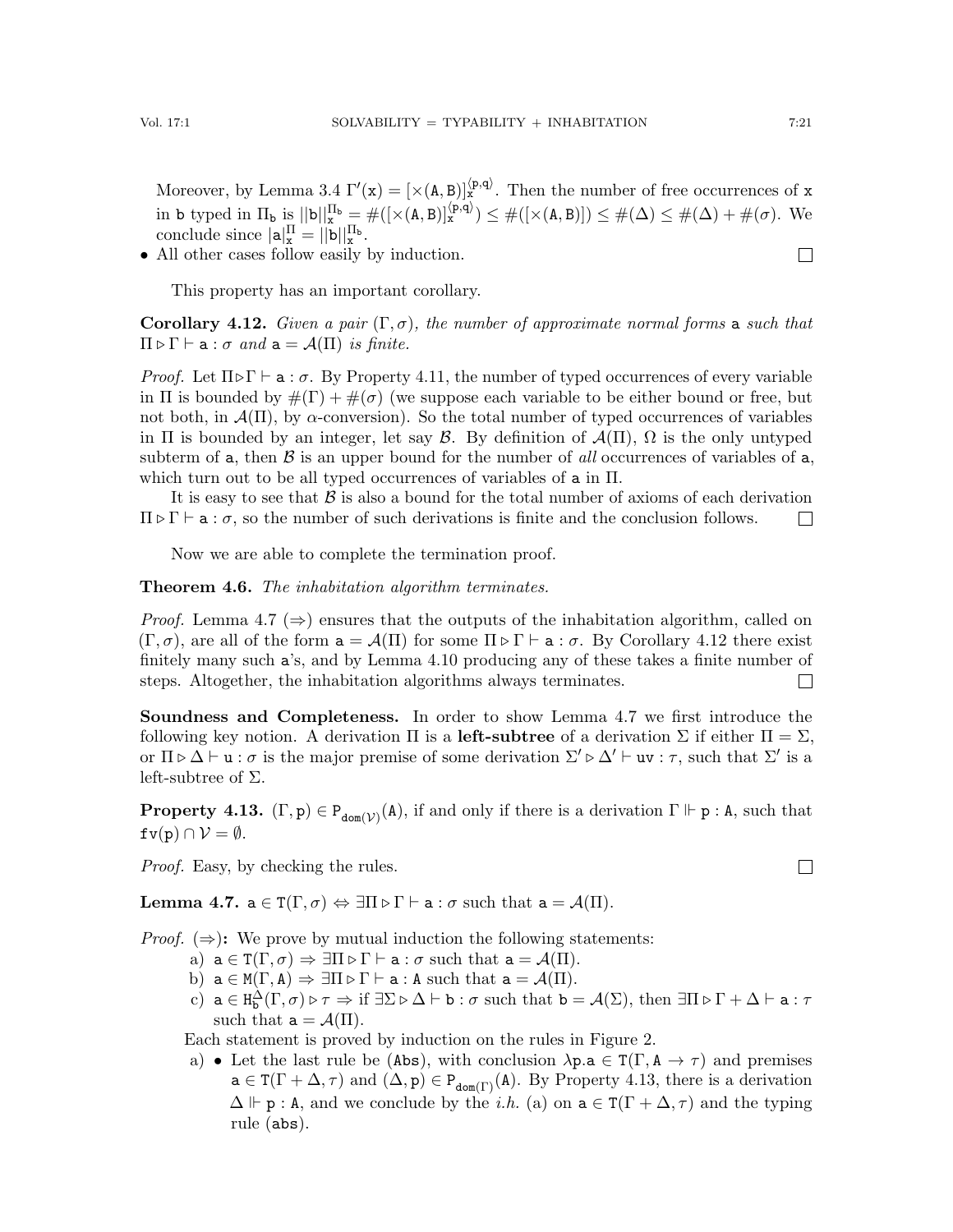Moreover, by Lemma 3.4 $\Gamma'(\mathtt{x}) = [\times(\mathtt{A},\mathtt{B})]_{\mathtt{x}}^{\langle \mathtt{p},\mathtt{q}\rangle}$. Then the number of free occurrences of $\mathtt{x}$ in $\mathtt{b}$ typed in $\Pi_{\mathtt{b}}$ is $||\mathtt{b}||_{\mathtt{x}}^{\Pi_{\mathtt{b}}} = \#([\times(\mathtt{A},\mathtt{B})]_{\mathtt{x}}^{\langle \mathtt{p},\mathtt{q}\rangle}) \leq \#([\times(\mathtt{A},\mathtt{B})]) \leq \#(\Delta) \leq \#(\Delta) + \#(\sigma)$. We conclude since $|\mathtt{a}|_{\mathtt{x}}^{\Pi} = ||\mathtt{b}||_{\mathtt{x}}^{\Pi_{\mathtt{b}}}$.

- All other cases follow easily by induction. □

This property has an important corollary.

**Corollary 4.12.** *Given a pair $(\Gamma, \sigma)$, the number of approximate normal forms $\mathtt{a}$ such that $\Pi \triangleright \Gamma \vdash \mathtt{a} : \sigma$ and $\mathtt{a} = \mathcal{A}(\Pi)$ is finite.*

*Proof.* Let $\Pi \triangleright \Gamma \vdash \mathtt{a} : \sigma$. By Property 4.11, the number of typed occurrences of every variable in $\Pi$ is bounded by $\#(\Gamma) + \#(\sigma)$ (we suppose each variable to be either bound or free, but not both, in $\mathcal{A}(\Pi)$, by $\alpha$-conversion). So the total number of typed occurrences of variables in $\Pi$ is bounded by an integer, let say $\mathcal{B}$. By definition of $\mathcal{A}(\Pi)$, $\Omega$ is the only untyped subterm of $\mathtt{a}$, then $\mathcal{B}$ is an upper bound for the number of *all* occurrences of variables of $\mathtt{a}$, which turn out to be all typed occurrences of variables of $\mathtt{a}$ in $\Pi$.

It is easy to see that $\mathcal{B}$ is also a bound for the total number of axioms of each derivation $\Pi \triangleright \Gamma \vdash \mathtt{a} : \sigma$, so the number of such derivations is finite and the conclusion follows. □

Now we are able to complete the termination proof.

**Theorem 4.6.** *The inhabitation algorithm terminates.*

*Proof.* Lemma 4.7 ($\Rightarrow$) ensures that the outputs of the inhabitation algorithm, called on $(\Gamma, \sigma)$, are all of the form $\mathtt{a} = \mathcal{A}(\Pi)$ for some $\Pi \triangleright \Gamma \vdash \mathtt{a} : \sigma$. By Corollary 4.12 there exist finitely many such $\mathtt{a}$'s, and by Lemma 4.10 producing any of these takes a finite number of steps. Altogether, the inhabitation algorithms always terminates. □

**Soundness and Completeness.** In order to show Lemma 4.7 we first introduce the following key notion. A derivation $\Pi$ is a **left-subtree** of a derivation $\Sigma$ if either $\Pi = \Sigma$, or $\Pi \triangleright \Delta \vdash \mathtt{u} : \sigma$ is the major premise of some derivation $\Sigma' \triangleright \Delta' \vdash \mathtt{uv} : \tau$, such that $\Sigma'$ is a left-subtree of $\Sigma$.

**Property 4.13.** $(\Gamma, \mathtt{p}) \in \mathtt{P}_{\mathtt{dom}(\mathcal{V})}(\mathtt{A})$, if and only if there is a derivation $\Gamma \Vdash \mathtt{p} : \mathtt{A}$, such that $\mathtt{fv}(\mathtt{p}) \cap \mathcal{V} = \emptyset$.

*Proof.* Easy, by checking the rules. □

**Lemma 4.7.** $\mathtt{a} \in \mathtt{T}(\Gamma, \sigma) \Leftrightarrow \exists \Pi \triangleright \Gamma \vdash \mathtt{a} : \sigma$ such that $\mathtt{a} = \mathcal{A}(\Pi)$.

*Proof.* ($\Rightarrow$)**:** We prove by mutual induction the following statements:

a) $\mathtt{a} \in \mathtt{T}(\Gamma, \sigma) \Rightarrow \exists \Pi \triangleright \Gamma \vdash \mathtt{a} : \sigma$ such that $\mathtt{a} = \mathcal{A}(\Pi)$.

b) $\mathtt{a} \in \mathtt{M}(\Gamma, \mathtt{A}) \Rightarrow \exists \Pi \triangleright \Gamma \vdash \mathtt{a} : \mathtt{A}$ such that $\mathtt{a} = \mathcal{A}(\Pi)$.

c) $\mathtt{a} \in \mathtt{H}_{\mathtt{b}}^{\Delta}(\Gamma, \sigma) \triangleright \tau \Rightarrow$ if $\exists \Sigma \triangleright \Delta \vdash \mathtt{b} : \sigma$ such that $\mathtt{b} = \mathcal{A}(\Sigma)$, then $\exists \Pi \triangleright \Gamma + \Delta \vdash \mathtt{a} : \tau$ such that $\mathtt{a} = \mathcal{A}(\Pi)$.

Each statement is proved by induction on the rules in Figure 2.

a) • Let the last rule be (Abs), with conclusion $\lambda \mathtt{p}.\mathtt{a} \in \mathtt{T}(\Gamma, \mathtt{A} \rightarrow \tau)$ and premises $\mathtt{a} \in \mathtt{T}(\Gamma + \Delta, \tau)$ and $(\Delta, \mathtt{p}) \in \mathtt{P}_{\mathtt{dom}(\Gamma)}(\mathtt{A})$. By Property 4.13, there is a derivation $\Delta \Vdash \mathtt{p} : \mathtt{A}$, and we conclude by the *i.h.* (a) on $\mathtt{a} \in \mathtt{T}(\Gamma + \Delta, \tau)$ and the typing rule (abs).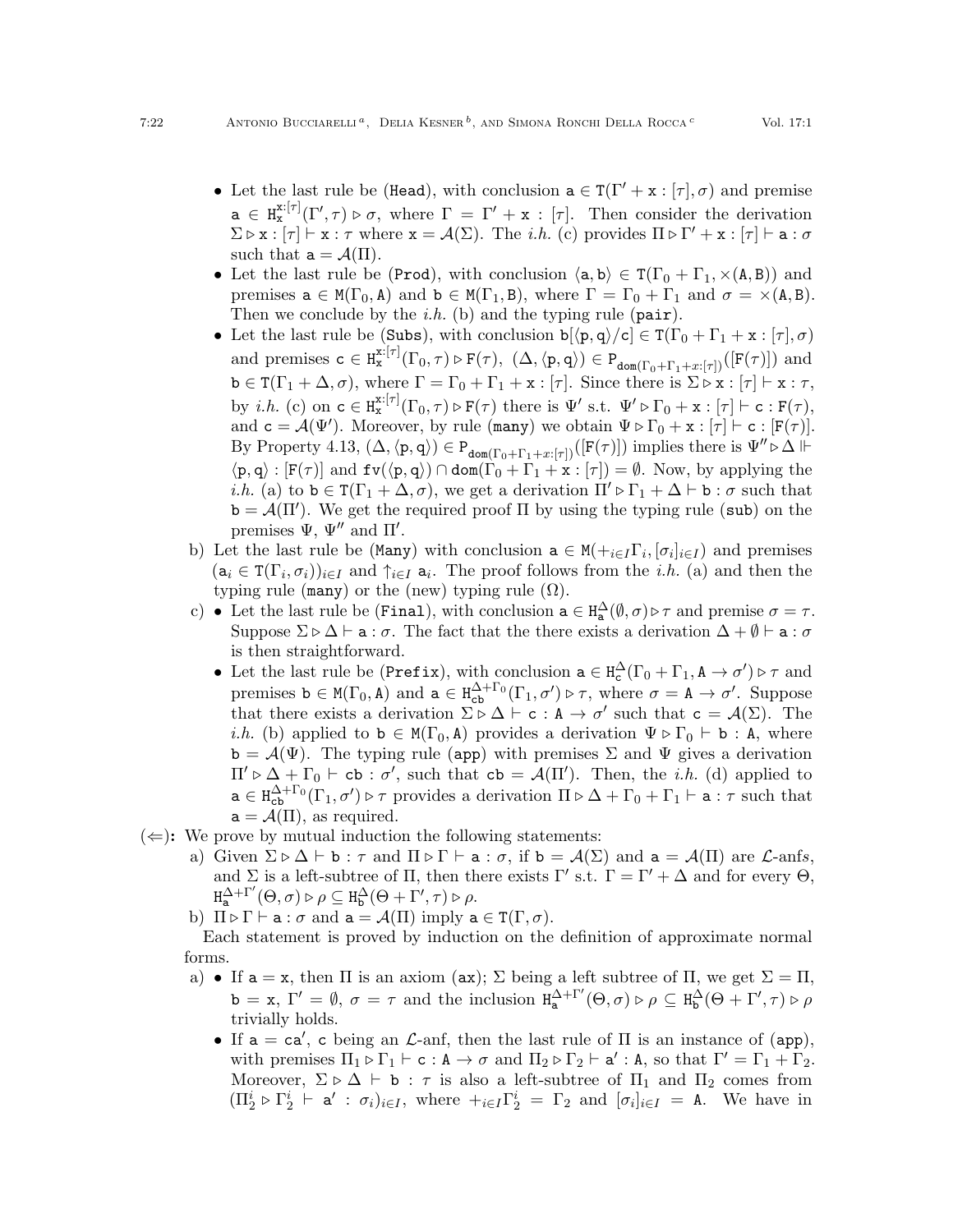- Let the last rule be (Head), with conclusion $\mathtt{a} \in \mathtt{T}(\Gamma' + \mathtt{x} : [\tau], \sigma)$ and premise $\mathtt{a} \in \mathtt{H}_{\mathtt{x}}^{\mathtt{x}:[\tau]}(\Gamma', \tau) \triangleright \sigma$, where $\Gamma = \Gamma' + \mathtt{x} : [\tau]$. Then consider the derivation $\Sigma \triangleright \mathtt{x} : [\tau] \vdash \mathtt{x} : \tau$ where $\mathtt{x} = \mathcal{A}(\Sigma)$. The *i.h.* (c) provides $\Pi \triangleright \Gamma' + \mathtt{x} : [\tau] \vdash \mathtt{a} : \sigma$ such that $\mathtt{a} = \mathcal{A}(\Pi)$.
- Let the last rule be (Prod), with conclusion $\langle \mathtt{a}, \mathtt{b} \rangle \in \mathtt{T}(\Gamma_0 + \Gamma_1, \times(\mathtt{A}, \mathtt{B}))$ and premises $\mathtt{a} \in \mathtt{M}(\Gamma_0, \mathtt{A})$ and $\mathtt{b} \in \mathtt{M}(\Gamma_1, \mathtt{B})$, where $\Gamma = \Gamma_0 + \Gamma_1$ and $\sigma = \times(\mathtt{A}, \mathtt{B})$. Then we conclude by the *i.h.* (b) and the typing rule (pair).
- Let the last rule be (Subs), with conclusion $\mathtt{b}[\langle \mathtt{p}, \mathtt{q} \rangle / \mathtt{c}] \in \mathtt{T}(\Gamma_0 + \Gamma_1 + \mathtt{x} : [\tau], \sigma)$ and premises $\mathtt{c} \in \mathtt{H}_{\mathtt{x}}^{\mathtt{x}:[\tau]}(\Gamma_0, \tau) \triangleright \mathtt{F}(\tau)$, $(\Delta, \langle \mathtt{p}, \mathtt{q} \rangle) \in \mathtt{P}_{\mathtt{dom}(\Gamma_0 + \Gamma_1 + x:[\tau])}([\mathtt{F}(\tau)])$ and $\mathtt{b} \in \mathtt{T}(\Gamma_1 + \Delta, \sigma)$, where $\Gamma = \Gamma_0 + \Gamma_1 + \mathtt{x} : [\tau]$. Since there is $\Sigma \triangleright \mathtt{x} : [\tau] \vdash \mathtt{x} : \tau$, by *i.h.* (c) on $\mathtt{c} \in \mathtt{H}_{\mathtt{x}}^{\mathtt{x}:[\tau]}(\Gamma_0, \tau) \triangleright \mathtt{F}(\tau)$ there is $\Psi'$ s.t. $\Psi' \triangleright \Gamma_0 + \mathtt{x} : [\tau] \vdash \mathtt{c} : \mathtt{F}(\tau)$, and $\mathtt{c} = \mathcal{A}(\Psi')$. Moreover, by rule (many) we obtain $\Psi \triangleright \Gamma_0 + \mathtt{x} : [\tau] \vdash \mathtt{c} : [\mathtt{F}(\tau)]$. By Property 4.13, $(\Delta, \langle \mathtt{p}, \mathtt{q} \rangle) \in \mathtt{P}_{\mathtt{dom}(\Gamma_0 + \Gamma_1 + x:[\tau])}([\mathtt{F}(\tau)])$ implies there is $\Psi'' \triangleright \Delta \Vdash \langle \mathtt{p}, \mathtt{q} \rangle : [\mathtt{F}(\tau)]$ and $\mathtt{fv}(\langle \mathtt{p}, \mathtt{q} \rangle) \cap \mathtt{dom}(\Gamma_0 + \Gamma_1 + \mathtt{x} : [\tau]) = \emptyset$. Now, by applying the *i.h.* (a) to $\mathtt{b} \in \mathtt{T}(\Gamma_1 + \Delta, \sigma)$, we get a derivation $\Pi' \triangleright \Gamma_1 + \Delta \vdash \mathtt{b} : \sigma$ such that $\mathtt{b} = \mathcal{A}(\Pi')$. We get the required proof $\Pi$ by using the typing rule (sub) on the premises $\Psi$, $\Psi''$ and $\Pi'$.

b) Let the last rule be (Many) with conclusion $\mathtt{a} \in \mathtt{M}(+_{i \in I} \Gamma_i, [\sigma_i]_{i \in I})$ and premises $(\mathtt{a}_i \in \mathtt{T}(\Gamma_i, \sigma_i))_{i \in I}$ and $\uparrow_{i \in I} \mathtt{a}_i$. The proof follows from the *i.h.* (a) and then the typing rule (many) or the (new) typing rule ($\Omega$).

c)
- Let the last rule be (Final), with conclusion $\mathtt{a} \in \mathtt{H}_{\mathtt{a}}^{\Delta}(\emptyset, \sigma) \triangleright \tau$ and premise $\sigma = \tau$. Suppose $\Sigma \triangleright \Delta \vdash \mathtt{a} : \sigma$. The fact that the there exists a derivation $\Delta + \emptyset \vdash \mathtt{a} : \sigma$ is then straightforward.
- Let the last rule be (Prefix), with conclusion $\mathtt{a} \in \mathtt{H}_{\mathtt{c}}^{\Delta}(\Gamma_0 + \Gamma_1, \mathtt{A} \to \sigma') \triangleright \tau$ and premises $\mathtt{b} \in \mathtt{M}(\Gamma_0, \mathtt{A})$ and $\mathtt{a} \in \mathtt{H}_{\mathtt{cb}}^{\Delta + \Gamma_0}(\Gamma_1, \sigma') \triangleright \tau$, where $\sigma = \mathtt{A} \to \sigma'$. Suppose that there exists a derivation $\Sigma \triangleright \Delta \vdash \mathtt{c} : \mathtt{A} \to \sigma'$ such that $\mathtt{c} = \mathcal{A}(\Sigma)$. The *i.h.* (b) applied to $\mathtt{b} \in \mathtt{M}(\Gamma_0, \mathtt{A})$ provides a derivation $\Psi \triangleright \Gamma_0 \vdash \mathtt{b} : \mathtt{A}$, where $\mathtt{b} = \mathcal{A}(\Psi)$. The typing rule (app) with premises $\Sigma$ and $\Psi$ gives a derivation $\Pi' \triangleright \Delta + \Gamma_0 \vdash \mathtt{cb} : \sigma'$, such that $\mathtt{cb} = \mathcal{A}(\Pi')$. Then, the *i.h.* (d) applied to $\mathtt{a} \in \mathtt{H}_{\mathtt{cb}}^{\Delta + \Gamma_0}(\Gamma_1, \sigma') \triangleright \tau$ provides a derivation $\Pi \triangleright \Delta + \Gamma_0 + \Gamma_1 \vdash \mathtt{a} : \tau$ such that $\mathtt{a} = \mathcal{A}(\Pi)$, as required.

**($\Leftarrow$):** We prove by mutual induction the following statements:

a) Given $\Sigma \triangleright \Delta \vdash \mathtt{b} : \tau$ and $\Pi \triangleright \Gamma \vdash \mathtt{a} : \sigma$, if $\mathtt{b} = \mathcal{A}(\Sigma)$ and $\mathtt{a} = \mathcal{A}(\Pi)$ are $\mathcal{L}$-anfs, and $\Sigma$ is a left-subtree of $\Pi$, then there exists $\Gamma'$ s.t. $\Gamma = \Gamma' + \Delta$ and for every $\Theta$, $\mathtt{H}_{\mathtt{a}}^{\Delta + \Gamma'}(\Theta, \sigma) \triangleright \rho \subseteq \mathtt{H}_{\mathtt{b}}^{\Delta}(\Theta + \Gamma', \tau) \triangleright \rho$.

b) $\Pi \triangleright \Gamma \vdash \mathtt{a} : \sigma$ and $\mathtt{a} = \mathcal{A}(\Pi)$ imply $\mathtt{a} \in \mathtt{T}(\Gamma, \sigma)$.

Each statement is proved by induction on the definition of approximate normal forms.

a)
- If $\mathtt{a} = \mathtt{x}$, then $\Pi$ is an axiom (ax); $\Sigma$ being a left subtree of $\Pi$, we get $\Sigma = \Pi$, $\mathtt{b} = \mathtt{x}$, $\Gamma' = \emptyset$, $\sigma = \tau$ and the inclusion $\mathtt{H}_{\mathtt{a}}^{\Delta + \Gamma'}(\Theta, \sigma) \triangleright \rho \subseteq \mathtt{H}_{\mathtt{b}}^{\Delta}(\Theta + \Gamma', \tau) \triangleright \rho$ trivially holds.
- If $\mathtt{a} = \mathtt{c}\mathtt{a}'$, $\mathtt{c}$ being an $\mathcal{L}$-anf, then the last rule of $\Pi$ is an instance of (app), with premises $\Pi_1 \triangleright \Gamma_1 \vdash \mathtt{c} : \mathtt{A} \to \sigma$ and $\Pi_2 \triangleright \Gamma_2 \vdash \mathtt{a}' : \mathtt{A}$, so that $\Gamma' = \Gamma_1 + \Gamma_2$. Moreover, $\Sigma \triangleright \Delta \vdash \mathtt{b} : \tau$ is also a left-subtree of $\Pi_1$ and $\Pi_2$ comes from $(\Pi_2^i \triangleright \Gamma_2^i \vdash \mathtt{a}' : \sigma_i)_{i \in I}$, where $+_{i \in I} \Gamma_2^i = \Gamma_2$ and $[\sigma_i]_{i \in I} = \mathtt{A}$. We have in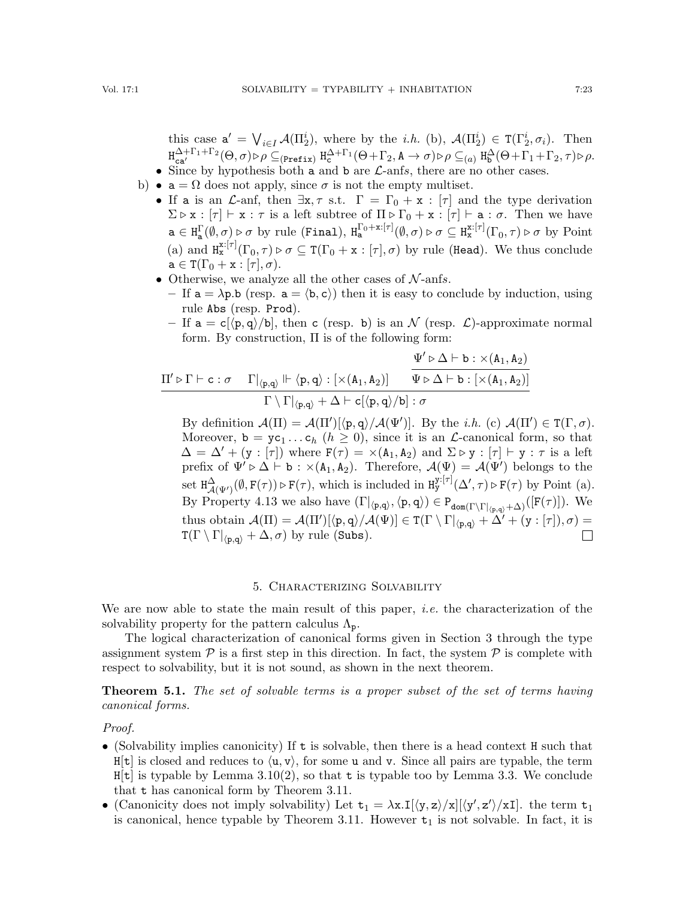this case $\mathtt{a}' = \bigvee_{i\in I} \mathcal{A}(\Pi_2^i)$, where by the *i.h.* (b), $\mathcal{A}(\Pi_2^i) \in \mathtt{T}(\Gamma_2^i, \sigma_i)$. Then $\mathtt{H}^{\Delta+\Gamma_1+\Gamma_2}_{\mathtt{ca}'}(\Theta, \sigma) \triangleright \rho \subseteq_{(\mathtt{Prefix})} \mathtt{H}^{\Delta+\Gamma_1}_{\mathtt{c}}(\Theta+\Gamma_2, \mathtt{A} \to \sigma) \triangleright \rho \subseteq_{(a)} \mathtt{H}^{\Delta}_{\mathtt{b}}(\Theta+\Gamma_1+\Gamma_2, \tau) \triangleright \rho$.

- Since by hypothesis both a and b are $\mathcal{L}$-anfs, there are no other cases.

b)
- $\mathtt{a} = \Omega$ does not apply, since $\sigma$ is not the empty multiset.
- If a is an $\mathcal{L}$-anf, then $\exists \mathtt{x}, \tau$ s.t. $\Gamma = \Gamma_0 + \mathtt{x} : [\tau]$ and the type derivation $\Sigma \triangleright \mathtt{x} : [\tau] \vdash \mathtt{x} : \tau$ is a left subtree of $\Pi \triangleright \Gamma_0 + \mathtt{x} : [\tau] \vdash \mathtt{a} : \sigma$. Then we have $\mathtt{a} \in \mathtt{H}^{\Gamma}_{\mathtt{a}}(\emptyset, \sigma) \triangleright \sigma$ by rule (Final), $\mathtt{H}^{\Gamma_0+\mathtt{x}:[\tau]}_{\mathtt{a}}(\emptyset, \sigma) \triangleright \sigma \subseteq \mathtt{H}^{\mathtt{x}:[\tau]}_{\mathtt{x}}(\Gamma_0, \tau) \triangleright \sigma$ by Point (a) and $\mathtt{H}^{\mathtt{x}:[\tau]}_{\mathtt{x}}(\Gamma_0, \tau) \triangleright \sigma \subseteq \mathtt{T}(\Gamma_0 + \mathtt{x} : [\tau], \sigma)$ by rule (Head). We thus conclude $\mathtt{a} \in \mathtt{T}(\Gamma_0 + \mathtt{x} : [\tau], \sigma)$.
- Otherwise, we analyze all the other cases of $\mathcal{N}$-anfs.
  - If $\mathtt{a} = \lambda \mathtt{p}.\mathtt{b}$ (resp. $\mathtt{a} = \langle \mathtt{b}, \mathtt{c} \rangle$) then it is easy to conclude by induction, using rule Abs (resp. Prod).
  - If $\mathtt{a} = \mathtt{c}[\langle \mathtt{p}, \mathtt{q} \rangle / \mathtt{b}]$, then c (resp. b) is an $\mathcal{N}$ (resp. $\mathcal{L}$)-approximate normal form. By construction, $\Pi$ is of the following form:

$$\dfrac{\Pi' \triangleright \Gamma \vdash \mathtt{c} : \sigma \quad \Gamma|_{\langle \mathtt{p},\mathtt{q}\rangle} \Vdash \langle \mathtt{p}, \mathtt{q} \rangle : [\times(\mathtt{A}_1, \mathtt{A}_2)] \quad \dfrac{\Psi' \triangleright \Delta \vdash \mathtt{b} : \times(\mathtt{A}_1, \mathtt{A}_2)}{\Psi \triangleright \Delta \vdash \mathtt{b} : [\times(\mathtt{A}_1, \mathtt{A}_2)]}}{\Gamma \setminus \Gamma|_{\langle \mathtt{p},\mathtt{q}\rangle} + \Delta \vdash \mathtt{c}[\langle \mathtt{p}, \mathtt{q} \rangle / \mathtt{b}] : \sigma}$$

By definition $\mathcal{A}(\Pi) = \mathcal{A}(\Pi')[\langle \mathtt{p}, \mathtt{q} \rangle / \mathcal{A}(\Psi')]$. By the *i.h.* (c) $\mathcal{A}(\Pi') \in \mathtt{T}(\Gamma, \sigma)$. Moreover, $\mathtt{b} = \mathtt{y}\mathtt{c}_1 \ldots \mathtt{c}_h$ ($h \geq 0$), since it is an $\mathcal{L}$-canonical form, so that $\Delta = \Delta' + (\mathtt{y} : [\tau])$ where $\mathtt{F}(\tau) = \times(\mathtt{A}_1, \mathtt{A}_2)$ and $\Sigma \triangleright \mathtt{y} : [\tau] \vdash \mathtt{y} : \tau$ is a left prefix of $\Psi' \triangleright \Delta \vdash \mathtt{b} : \times(\mathtt{A}_1, \mathtt{A}_2)$. Therefore, $\mathcal{A}(\Psi) = \mathcal{A}(\Psi')$ belongs to the set $\mathtt{H}^{\Delta}_{\mathcal{A}(\Psi')}(\emptyset, \mathtt{F}(\tau)) \triangleright \mathtt{F}(\tau)$, which is included in $\mathtt{H}^{\mathtt{y}:[\tau]}_{\mathtt{y}}(\Delta', \tau) \triangleright \mathtt{F}(\tau)$ by Point (a). By Property 4.13 we also have $(\Gamma|_{\langle \mathtt{p},\mathtt{q}\rangle}, \langle \mathtt{p}, \mathtt{q} \rangle) \in \mathtt{P}_{\mathtt{dom}(\Gamma \setminus \Gamma|_{\langle \mathtt{p},\mathtt{q}\rangle} + \Delta)}([\mathtt{F}(\tau)])$. We thus obtain $\mathcal{A}(\Pi) = \mathcal{A}(\Pi')[\langle \mathtt{p}, \mathtt{q} \rangle / \mathcal{A}(\Psi)] \in \mathtt{T}(\Gamma \setminus \Gamma|_{\langle \mathtt{p},\mathtt{q}\rangle} + \Delta' + (\mathtt{y} : [\tau]), \sigma) = \mathtt{T}(\Gamma \setminus \Gamma|_{\langle \mathtt{p},\mathtt{q}\rangle} + \Delta, \sigma)$ by rule (Subs). □

## 5. Characterizing Solvability

We are now able to state the main result of this paper, *i.e.* the characterization of the solvability property for the pattern calculus $\Lambda_{\mathtt{p}}$.

The logical characterization of canonical forms given in Section 3 through the type assignment system $\mathcal{P}$ is a first step in this direction. In fact, the system $\mathcal{P}$ is complete with respect to solvability, but it is not sound, as shown in the next theorem.

**Theorem 5.1.** *The set of solvable terms is a proper subset of the set of terms having canonical forms.*

*Proof.*

- (Solvability implies canonicity) If t is solvable, then there is a head context H such that $\mathtt{H}[\mathtt{t}]$ is closed and reduces to $\langle \mathtt{u}, \mathtt{v} \rangle$, for some u and v. Since all pairs are typable, the term $\mathtt{H}[\mathtt{t}]$ is typable by Lemma 3.10(2), so that t is typable too by Lemma 3.3. We conclude that t has canonical form by Theorem 3.11.
- (Canonicity does not imply solvability) Let $\mathtt{t}_1 = \lambda \mathtt{x}.\mathtt{I}[\langle \mathtt{y}, \mathtt{z} \rangle / \mathtt{x}][\langle \mathtt{y}', \mathtt{z}' \rangle / \mathtt{x}\mathtt{I}]$. the term $\mathtt{t}_1$ is canonical, hence typable by Theorem 3.11. However $\mathtt{t}_1$ is not solvable. In fact, it is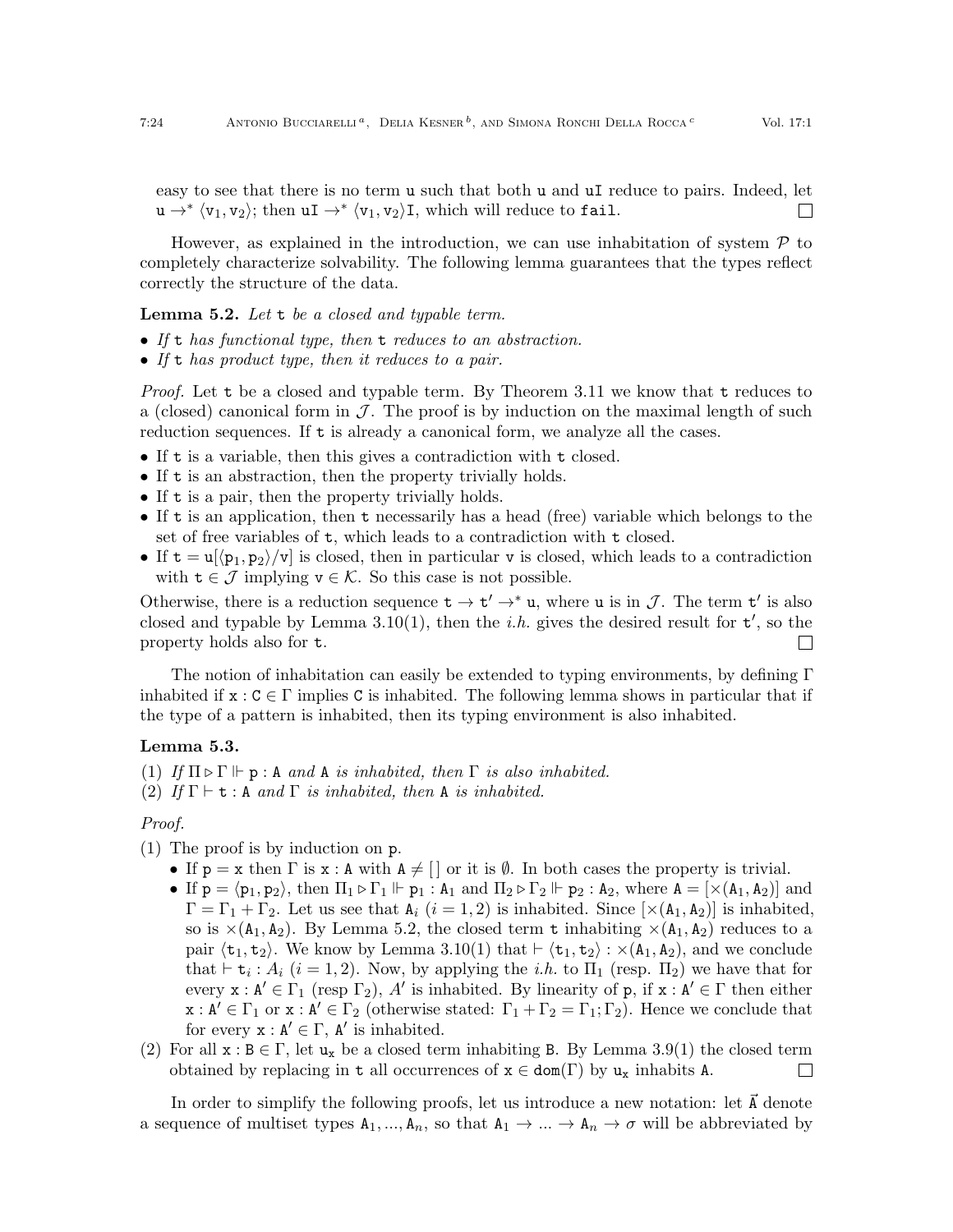easy to see that there is no term $\mathtt{u}$ such that both $\mathtt{u}$ and $\mathtt{uI}$ reduce to pairs. Indeed, let $\mathtt{u} \to^* \langle \mathtt{v}_1, \mathtt{v}_2 \rangle$; then $\mathtt{uI} \to^* \langle \mathtt{v}_1, \mathtt{v}_2 \rangle \mathtt{I}$, which will reduce to $\mathtt{fail}$. □

However, as explained in the introduction, we can use inhabitation of system $\mathcal{P}$ to completely characterize solvability. The following lemma guarantees that the types reflect correctly the structure of the data.

**Lemma 5.2.** *Let* $\mathtt{t}$ *be a closed and typable term.*

- *If* $\mathtt{t}$ *has functional type, then* $\mathtt{t}$ *reduces to an abstraction.*
- *If* $\mathtt{t}$ *has product type, then it reduces to a pair.*

*Proof.* Let $\mathtt{t}$ be a closed and typable term. By Theorem 3.11 we know that $\mathtt{t}$ reduces to a (closed) canonical form in $\mathcal{J}$. The proof is by induction on the maximal length of such reduction sequences. If $\mathtt{t}$ is already a canonical form, we analyze all the cases.

- If $\mathtt{t}$ is a variable, then this gives a contradiction with $\mathtt{t}$ closed.
- If $\mathtt{t}$ is an abstraction, then the property trivially holds.
- If $\mathtt{t}$ is a pair, then the property trivially holds.
- If $\mathtt{t}$ is an application, then $\mathtt{t}$ necessarily has a head (free) variable which belongs to the set of free variables of $\mathtt{t}$, which leads to a contradiction with $\mathtt{t}$ closed.
- If $\mathtt{t} = \mathtt{u}[\langle \mathtt{p}_1, \mathtt{p}_2 \rangle / \mathtt{v}]$ is closed, then in particular $\mathtt{v}$ is closed, which leads to a contradiction with $\mathtt{t} \in \mathcal{J}$ implying $\mathtt{v} \in \mathcal{K}$. So this case is not possible.

Otherwise, there is a reduction sequence $\mathtt{t} \to \mathtt{t}' \to^* \mathtt{u}$, where $\mathtt{u}$ is in $\mathcal{J}$. The term $\mathtt{t}'$ is also closed and typable by Lemma 3.10(1), then the *i.h.* gives the desired result for $\mathtt{t}'$, so the property holds also for $\mathtt{t}$. □

The notion of inhabitation can easily be extended to typing environments, by defining $\Gamma$ inhabited if $\mathtt{x} : \mathtt{C} \in \Gamma$ implies $\mathtt{C}$ is inhabited. The following lemma shows in particular that if the type of a pattern is inhabited, then its typing environment is also inhabited.

**Lemma 5.3.**

(1) *If* $\Pi \triangleright \Gamma \Vdash \mathtt{p} : \mathtt{A}$ *and* $\mathtt{A}$ *is inhabited, then* $\Gamma$ *is also inhabited.*
(2) *If* $\Gamma \vdash \mathtt{t} : \mathtt{A}$ *and* $\Gamma$ *is inhabited, then* $\mathtt{A}$ *is inhabited.*

*Proof.*

(1) The proof is by induction on $\mathtt{p}$.
  - If $\mathtt{p} = \mathtt{x}$ then $\Gamma$ is $\mathtt{x} : \mathtt{A}$ with $\mathtt{A} \neq [\,]$ or it is $\emptyset$. In both cases the property is trivial.
  - If $\mathtt{p} = \langle \mathtt{p}_1, \mathtt{p}_2 \rangle$, then $\Pi_1 \triangleright \Gamma_1 \Vdash \mathtt{p}_1 : \mathtt{A}_1$ and $\Pi_2 \triangleright \Gamma_2 \Vdash \mathtt{p}_2 : \mathtt{A}_2$, where $\mathtt{A} = [\times(\mathtt{A}_1, \mathtt{A}_2)]$ and $\Gamma = \Gamma_1 + \Gamma_2$. Let us see that $\mathtt{A}_i$ $(i = 1, 2)$ is inhabited. Since $[\times(\mathtt{A}_1, \mathtt{A}_2)]$ is inhabited, so is $\times(\mathtt{A}_1, \mathtt{A}_2)$. By Lemma 5.2, the closed term $\mathtt{t}$ inhabiting $\times(\mathtt{A}_1, \mathtt{A}_2)$ reduces to a pair $\langle \mathtt{t}_1, \mathtt{t}_2 \rangle$. We know by Lemma 3.10(1) that $\vdash \langle \mathtt{t}_1, \mathtt{t}_2 \rangle : \times(\mathtt{A}_1, \mathtt{A}_2)$, and we conclude that $\vdash \mathtt{t}_i : A_i$ $(i = 1, 2)$. Now, by applying the *i.h.* to $\Pi_1$ (resp. $\Pi_2$) we have that for every $\mathtt{x} : \mathtt{A}' \in \Gamma_1$ (resp $\Gamma_2$), $A'$ is inhabited. By linearity of $\mathtt{p}$, if $\mathtt{x} : \mathtt{A}' \in \Gamma$ then either $\mathtt{x} : \mathtt{A}' \in \Gamma_1$ or $\mathtt{x} : \mathtt{A}' \in \Gamma_2$ (otherwise stated: $\Gamma_1 + \Gamma_2 = \Gamma_1; \Gamma_2$). Hence we conclude that for every $\mathtt{x} : \mathtt{A}' \in \Gamma$, $\mathtt{A}'$ is inhabited.

(2) For all $\mathtt{x} : \mathtt{B} \in \Gamma$, let $\mathtt{u}_\mathtt{x}$ be a closed term inhabiting $\mathtt{B}$. By Lemma 3.9(1) the closed term obtained by replacing in $\mathtt{t}$ all occurrences of $\mathtt{x} \in \mathtt{dom}(\Gamma)$ by $\mathtt{u}_\mathtt{x}$ inhabits $\mathtt{A}$. □

In order to simplify the following proofs, let us introduce a new notation: let $\vec{\mathtt{A}}$ denote a sequence of multiset types $\mathtt{A}_1, ..., \mathtt{A}_n$, so that $\mathtt{A}_1 \to ... \to \mathtt{A}_n \to \sigma$ will be abbreviated by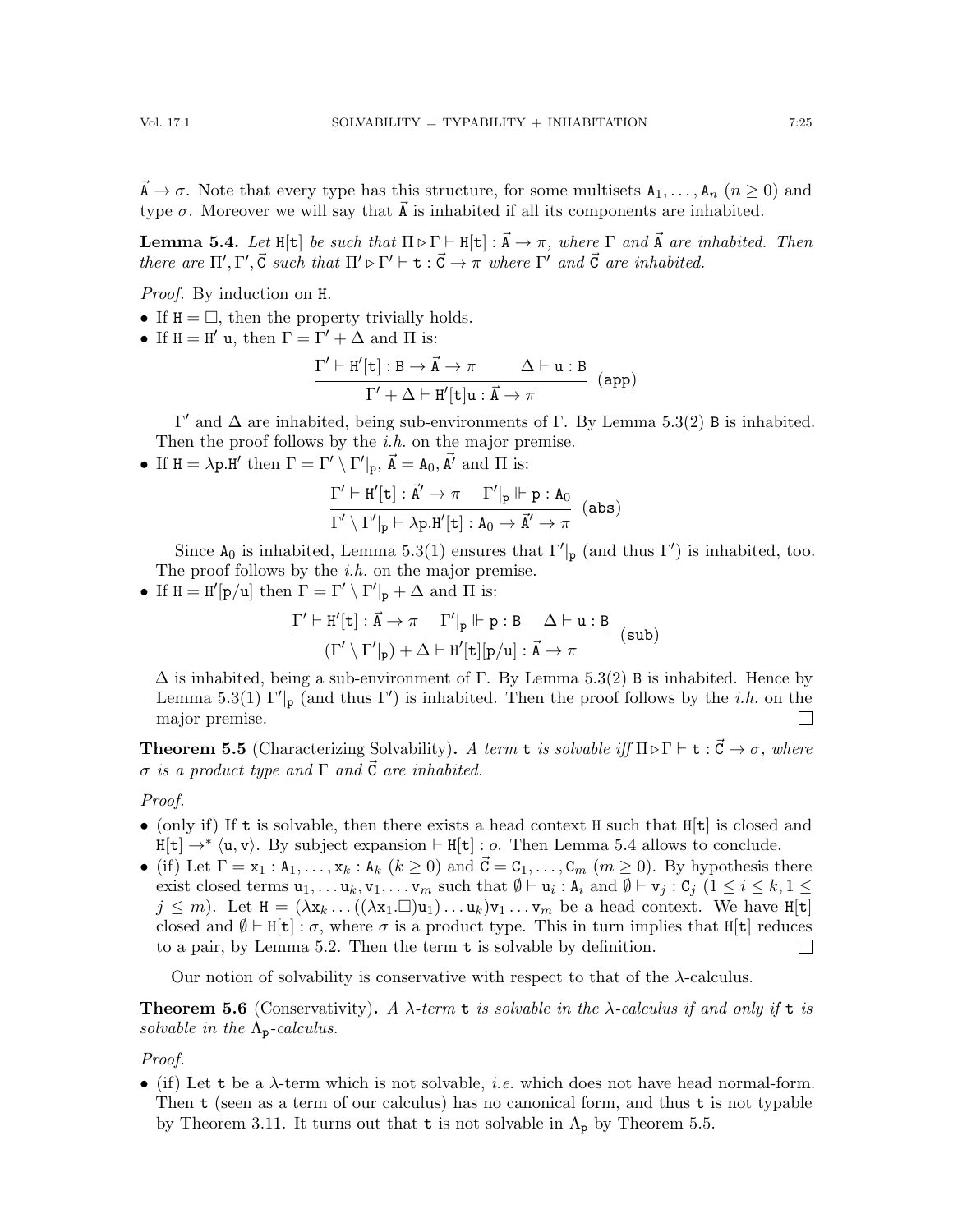$\vec{\mathtt{A}} \to \sigma$. Note that every type has this structure, for some multisets $\mathtt{A}_1, \ldots, \mathtt{A}_n$ ($n \geq 0$) and type $\sigma$. Moreover we will say that $\vec{\mathtt{A}}$ is inhabited if all its components are inhabited.

**Lemma 5.4.** *Let* $\mathtt{H}[\mathtt{t}]$ *be such that* $\Pi \triangleright \Gamma \vdash \mathtt{H}[\mathtt{t}] : \vec{\mathtt{A}} \to \pi$*, where* $\Gamma$ *and* $\vec{\mathtt{A}}$ *are inhabited. Then there are* $\Pi', \Gamma', \vec{\mathtt{C}}$ *such that* $\Pi' \triangleright \Gamma' \vdash \mathtt{t} : \vec{\mathtt{C}} \to \pi$ *where* $\Gamma'$ *and* $\vec{\mathtt{C}}$ *are inhabited.*

*Proof.* By induction on $\mathtt{H}$.

- If $\mathtt{H} = \square$, then the property trivially holds.
- If $\mathtt{H} = \mathtt{H}'\ \mathtt{u}$, then $\Gamma = \Gamma' + \Delta$ and $\Pi$ is:

$$\frac{\Gamma' \vdash \mathtt{H}'[\mathtt{t}] : \mathtt{B} \to \vec{\mathtt{A}} \to \pi \qquad \Delta \vdash \mathtt{u} : \mathtt{B}}{\Gamma' + \Delta \vdash \mathtt{H}'[\mathtt{t}]\mathtt{u} : \vec{\mathtt{A}} \to \pi}\ (\mathtt{app})$$

  $\Gamma'$ and $\Delta$ are inhabited, being sub-environments of $\Gamma$. By Lemma 5.3(2) $\mathtt{B}$ is inhabited. Then the proof follows by the *i.h.* on the major premise.

- If $\mathtt{H} = \lambda\mathtt{p}.\mathtt{H}'$ then $\Gamma = \Gamma' \setminus \Gamma'|_{\mathtt{p}}$, $\vec{\mathtt{A}} = \mathtt{A}_0, \vec{\mathtt{A}'}$ and $\Pi$ is:

$$\frac{\Gamma' \vdash \mathtt{H}'[\mathtt{t}] : \vec{\mathtt{A}'} \to \pi \quad \Gamma'|_{\mathtt{p}} \Vdash \mathtt{p} : \mathtt{A}_0}{\Gamma' \setminus \Gamma'|_{\mathtt{p}} \vdash \lambda\mathtt{p}.\mathtt{H}'[\mathtt{t}] : \mathtt{A}_0 \to \vec{\mathtt{A}'} \to \pi}\ (\mathtt{abs})$$

  Since $\mathtt{A}_0$ is inhabited, Lemma 5.3(1) ensures that $\Gamma'|_{\mathtt{p}}$ (and thus $\Gamma'$) is inhabited, too. The proof follows by the *i.h.* on the major premise.

- If $\mathtt{H} = \mathtt{H}'[\mathtt{p}/\mathtt{u}]$ then $\Gamma = \Gamma' \setminus \Gamma'|_{\mathtt{p}} + \Delta$ and $\Pi$ is:

$$\frac{\Gamma' \vdash \mathtt{H}'[\mathtt{t}] : \vec{\mathtt{A}} \to \pi \quad \Gamma'|_{\mathtt{p}} \Vdash \mathtt{p} : \mathtt{B} \quad \Delta \vdash \mathtt{u} : \mathtt{B}}{(\Gamma' \setminus \Gamma'|_{\mathtt{p}}) + \Delta \vdash \mathtt{H}'[\mathtt{t}][\mathtt{p}/\mathtt{u}] : \vec{\mathtt{A}} \to \pi}\ (\mathtt{sub})$$

  $\Delta$ is inhabited, being a sub-environment of $\Gamma$. By Lemma 5.3(2) $\mathtt{B}$ is inhabited. Hence by Lemma 5.3(1) $\Gamma'|_{\mathtt{p}}$ (and thus $\Gamma'$) is inhabited. Then the proof follows by the *i.h.* on the major premise. ☐

**Theorem 5.5** (Characterizing Solvability)**.** *A term* $\mathtt{t}$ *is solvable iff* $\Pi \triangleright \Gamma \vdash \mathtt{t} : \vec{\mathtt{C}} \to \sigma$*, where* $\sigma$ *is a product type and* $\Gamma$ *and* $\vec{\mathtt{C}}$ *are inhabited.*

*Proof.*

- (only if) If $\mathtt{t}$ is solvable, then there exists a head context $\mathtt{H}$ such that $\mathtt{H}[\mathtt{t}]$ is closed and $\mathtt{H}[\mathtt{t}] \to^* \langle \mathtt{u}, \mathtt{v} \rangle$. By subject expansion $\vdash \mathtt{H}[\mathtt{t}] : o$. Then Lemma 5.4 allows to conclude.
- (if) Let $\Gamma = \mathtt{x}_1 : \mathtt{A}_1, \ldots, \mathtt{x}_k : \mathtt{A}_k$ ($k \geq 0$) and $\vec{\mathtt{C}} = \mathtt{C}_1, \ldots, \mathtt{C}_m$ ($m \geq 0$). By hypothesis there exist closed terms $\mathtt{u}_1, \ldots \mathtt{u}_k, \mathtt{v}_1, \ldots \mathtt{v}_m$ such that $\emptyset \vdash \mathtt{u}_i : \mathtt{A}_i$ and $\emptyset \vdash \mathtt{v}_j : \mathtt{C}_j$ ($1 \leq i \leq k, 1 \leq j \leq m$). Let $\mathtt{H} = (\lambda\mathtt{x}_k \ldots ((\lambda\mathtt{x}_1.\square)\mathtt{u}_1) \ldots \mathtt{u}_k)\mathtt{v}_1 \ldots \mathtt{v}_m$ be a head context. We have $\mathtt{H}[\mathtt{t}]$ closed and $\emptyset \vdash \mathtt{H}[\mathtt{t}] : \sigma$, where $\sigma$ is a product type. This in turn implies that $\mathtt{H}[\mathtt{t}]$ reduces to a pair, by Lemma 5.2. Then the term $\mathtt{t}$ is solvable by definition. ☐

Our notion of solvability is conservative with respect to that of the $\lambda$-calculus.

**Theorem 5.6** (Conservativity)**.** *A* $\lambda$*-term* $\mathtt{t}$ *is solvable in the* $\lambda$*-calculus if and only if* $\mathtt{t}$ *is solvable in the* $\Lambda_{\mathtt{p}}$*-calculus.*

*Proof.*

- (if) Let $\mathtt{t}$ be a $\lambda$-term which is not solvable, *i.e.* which does not have head normal-form. Then $\mathtt{t}$ (seen as a term of our calculus) has no canonical form, and thus $\mathtt{t}$ is not typable by Theorem 3.11. It turns out that $\mathtt{t}$ is not solvable in $\Lambda_{\mathtt{p}}$ by Theorem 5.5.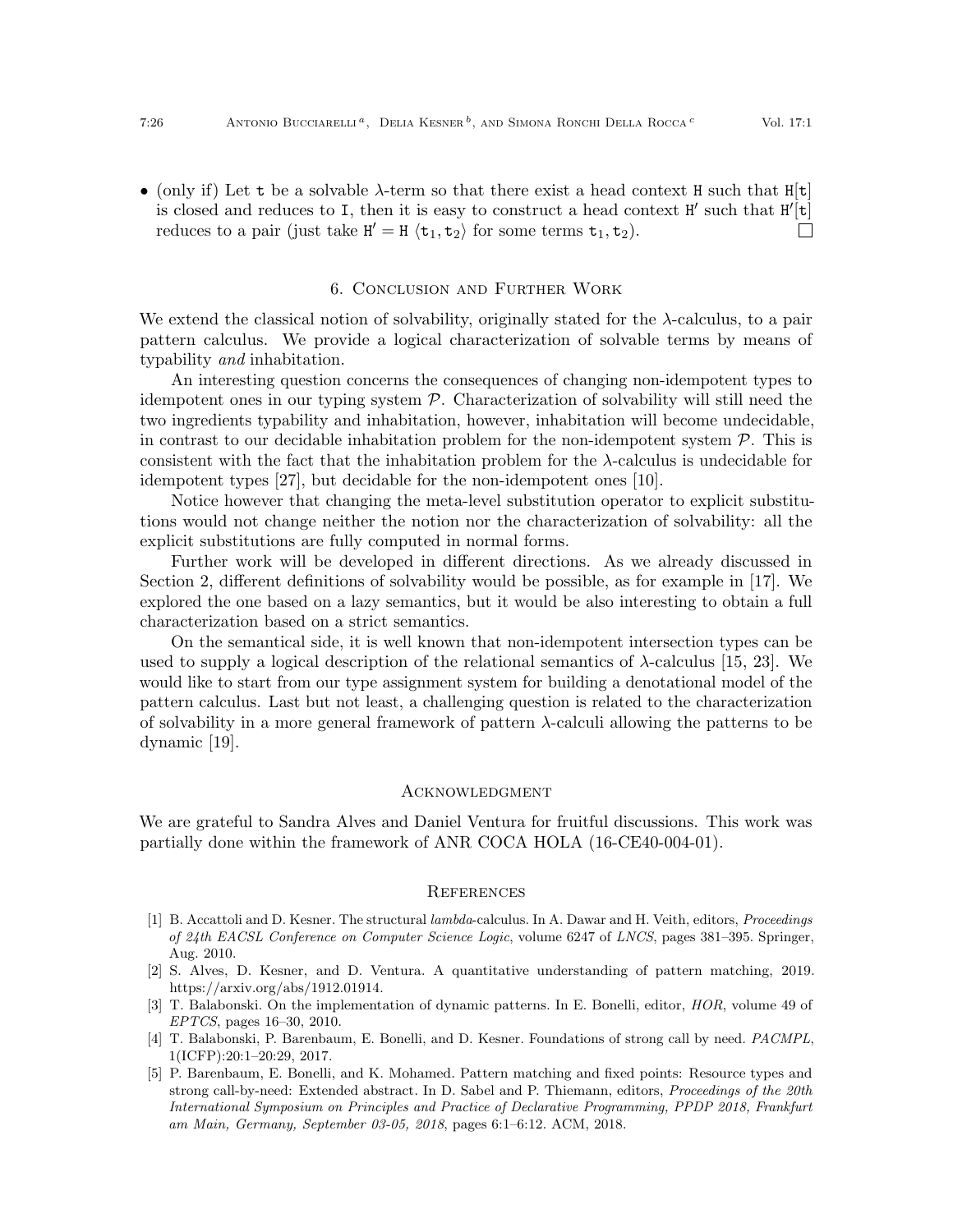- (only if) Let $\mathtt{t}$ be a solvable $\lambda$-term so that there exist a head context $\mathtt{H}$ such that $\mathtt{H}[\mathtt{t}]$ is closed and reduces to $\mathtt{I}$, then it is easy to construct a head context $\mathtt{H}'$ such that $\mathtt{H}'[\mathtt{t}]$ reduces to a pair (just take $\mathtt{H}' = \mathtt{H}\ \langle \mathtt{t}_1, \mathtt{t}_2 \rangle$ for some terms $\mathtt{t}_1, \mathtt{t}_2$). □

## 6. Conclusion and Further Work

We extend the classical notion of solvability, originally stated for the $\lambda$-calculus, to a pair pattern calculus. We provide a logical characterization of solvable terms by means of typability *and* inhabitation.

An interesting question concerns the consequences of changing non-idempotent types to idempotent ones in our typing system $\mathcal{P}$. Characterization of solvability will still need the two ingredients typability and inhabitation, however, inhabitation will become undecidable, in contrast to our decidable inhabitation problem for the non-idempotent system $\mathcal{P}$. This is consistent with the fact that the inhabitation problem for the $\lambda$-calculus is undecidable for idempotent types [27], but decidable for the non-idempotent ones [10].

Notice however that changing the meta-level substitution operator to explicit substitutions would not change neither the notion nor the characterization of solvability: all the explicit substitutions are fully computed in normal forms.

Further work will be developed in different directions. As we already discussed in Section 2, different definitions of solvability would be possible, as for example in [17]. We explored the one based on a lazy semantics, but it would be also interesting to obtain a full characterization based on a strict semantics.

On the semantical side, it is well known that non-idempotent intersection types can be used to supply a logical description of the relational semantics of $\lambda$-calculus [15, 23]. We would like to start from our type assignment system for building a denotational model of the pattern calculus. Last but not least, a challenging question is related to the characterization of solvability in a more general framework of pattern $\lambda$-calculi allowing the patterns to be dynamic [19].

## Acknowledgment

We are grateful to Sandra Alves and Daniel Ventura for fruitful discussions. This work was partially done within the framework of ANR COCA HOLA (16-CE40-004-01).

## References

[1] B. Accattoli and D. Kesner. The structural *lambda*-calculus. In A. Dawar and H. Veith, editors, *Proceedings of 24th EACSL Conference on Computer Science Logic*, volume 6247 of *LNCS*, pages 381–395. Springer, Aug. 2010.

[2] S. Alves, D. Kesner, and D. Ventura. A quantitative understanding of pattern matching, 2019. https://arxiv.org/abs/1912.01914.

[3] T. Balabonski. On the implementation of dynamic patterns. In E. Bonelli, editor, *HOR*, volume 49 of *EPTCS*, pages 16–30, 2010.

[4] T. Balabonski, P. Barenbaum, E. Bonelli, and D. Kesner. Foundations of strong call by need. *PACMPL*, 1(ICFP):20:1–20:29, 2017.

[5] P. Barenbaum, E. Bonelli, and K. Mohamed. Pattern matching and fixed points: Resource types and strong call-by-need: Extended abstract. In D. Sabel and P. Thiemann, editors, *Proceedings of the 20th International Symposium on Principles and Practice of Declarative Programming, PPDP 2018, Frankfurt am Main, Germany, September 03-05, 2018*, pages 6:1–6:12. ACM, 2018.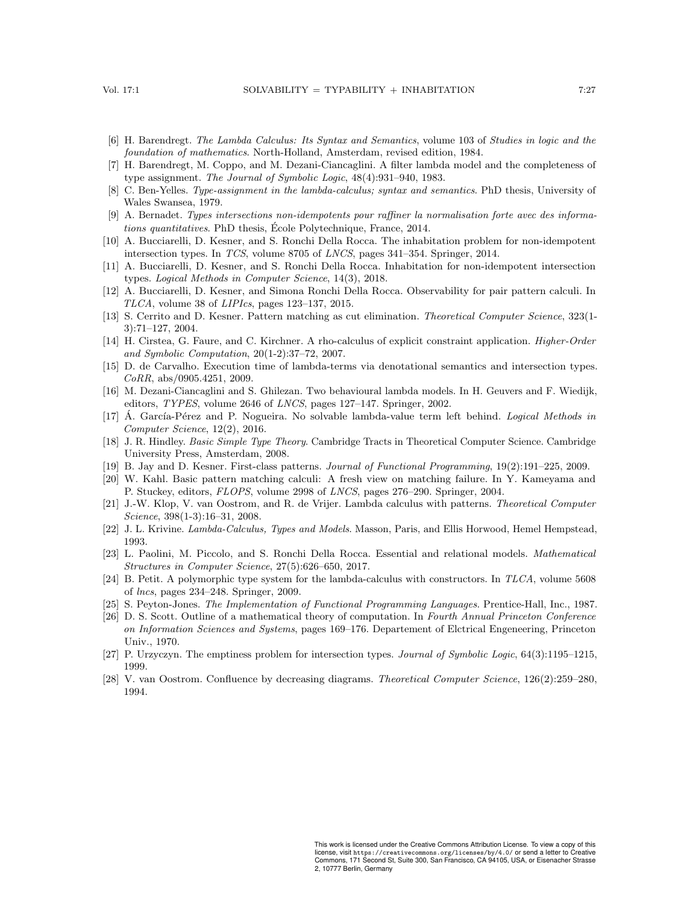[6] H. Barendregt. *The Lambda Calculus: Its Syntax and Semantics*, volume 103 of *Studies in logic and the foundation of mathematics*. North-Holland, Amsterdam, revised edition, 1984.

[7] H. Barendregt, M. Coppo, and M. Dezani-Ciancaglini. A filter lambda model and the completeness of type assignment. *The Journal of Symbolic Logic*, 48(4):931–940, 1983.

[8] C. Ben-Yelles. *Type-assignment in the lambda-calculus; syntax and semantics*. PhD thesis, University of Wales Swansea, 1979.

[9] A. Bernadet. *Types intersections non-idempotents pour raffiner la normalisation forte avec des informations quantitatives*. PhD thesis, École Polytechnique, France, 2014.

[10] A. Bucciarelli, D. Kesner, and S. Ronchi Della Rocca. The inhabitation problem for non-idempotent intersection types. In *TCS*, volume 8705 of *LNCS*, pages 341–354. Springer, 2014.

[11] A. Bucciarelli, D. Kesner, and S. Ronchi Della Rocca. Inhabitation for non-idempotent intersection types. *Logical Methods in Computer Science*, 14(3), 2018.

[12] A. Bucciarelli, D. Kesner, and Simona Ronchi Della Rocca. Observability for pair pattern calculi. In *TLCA*, volume 38 of *LIPIcs*, pages 123–137, 2015.

[13] S. Cerrito and D. Kesner. Pattern matching as cut elimination. *Theoretical Computer Science*, 323(1-3):71–127, 2004.

[14] H. Cirstea, G. Faure, and C. Kirchner. A rho-calculus of explicit constraint application. *Higher-Order and Symbolic Computation*, 20(1-2):37–72, 2007.

[15] D. de Carvalho. Execution time of lambda-terms via denotational semantics and intersection types. *CoRR*, abs/0905.4251, 2009.

[16] M. Dezani-Ciancaglini and S. Ghilezan. Two behavioural lambda models. In H. Geuvers and F. Wiedijk, editors, *TYPES*, volume 2646 of *LNCS*, pages 127–147. Springer, 2002.

[17] Á. García-Pérez and P. Nogueira. No solvable lambda-value term left behind. *Logical Methods in Computer Science*, 12(2), 2016.

[18] J. R. Hindley. *Basic Simple Type Theory*. Cambridge Tracts in Theoretical Computer Science. Cambridge University Press, Amsterdam, 2008.

[19] B. Jay and D. Kesner. First-class patterns. *Journal of Functional Programming*, 19(2):191–225, 2009.

[20] W. Kahl. Basic pattern matching calculi: A fresh view on matching failure. In Y. Kameyama and P. Stuckey, editors, *FLOPS*, volume 2998 of *LNCS*, pages 276–290. Springer, 2004.

[21] J.-W. Klop, V. van Oostrom, and R. de Vrijer. Lambda calculus with patterns. *Theoretical Computer Science*, 398(1-3):16–31, 2008.

[22] J. L. Krivine. *Lambda-Calculus, Types and Models*. Masson, Paris, and Ellis Horwood, Hemel Hempstead, 1993.

[23] L. Paolini, M. Piccolo, and S. Ronchi Della Rocca. Essential and relational models. *Mathematical Structures in Computer Science*, 27(5):626–650, 2017.

[24] B. Petit. A polymorphic type system for the lambda-calculus with constructors. In *TLCA*, volume 5608 of *lncs*, pages 234–248. Springer, 2009.

[25] S. Peyton-Jones. *The Implementation of Functional Programming Languages*. Prentice-Hall, Inc., 1987.

[26] D. S. Scott. Outline of a mathematical theory of computation. In *Fourth Annual Princeton Conference on Information Sciences and Systems*, pages 169–176. Departement of Elctrical Engeneering, Princeton Univ., 1970.

[27] P. Urzyczyn. The emptiness problem for intersection types. *Journal of Symbolic Logic*, 64(3):1195–1215, 1999.

[28] V. van Oostrom. Confluence by decreasing diagrams. *Theoretical Computer Science*, 126(2):259–280, 1994.

This work is licensed under the Creative Commons Attribution License. To view a copy of this license, visit https://creativecommons.org/licenses/by/4.0/ or send a letter to Creative Commons, 171 Second St, Suite 300, San Francisco, CA 94105, USA, or Eisenacher Strasse 2, 10777 Berlin, Germany